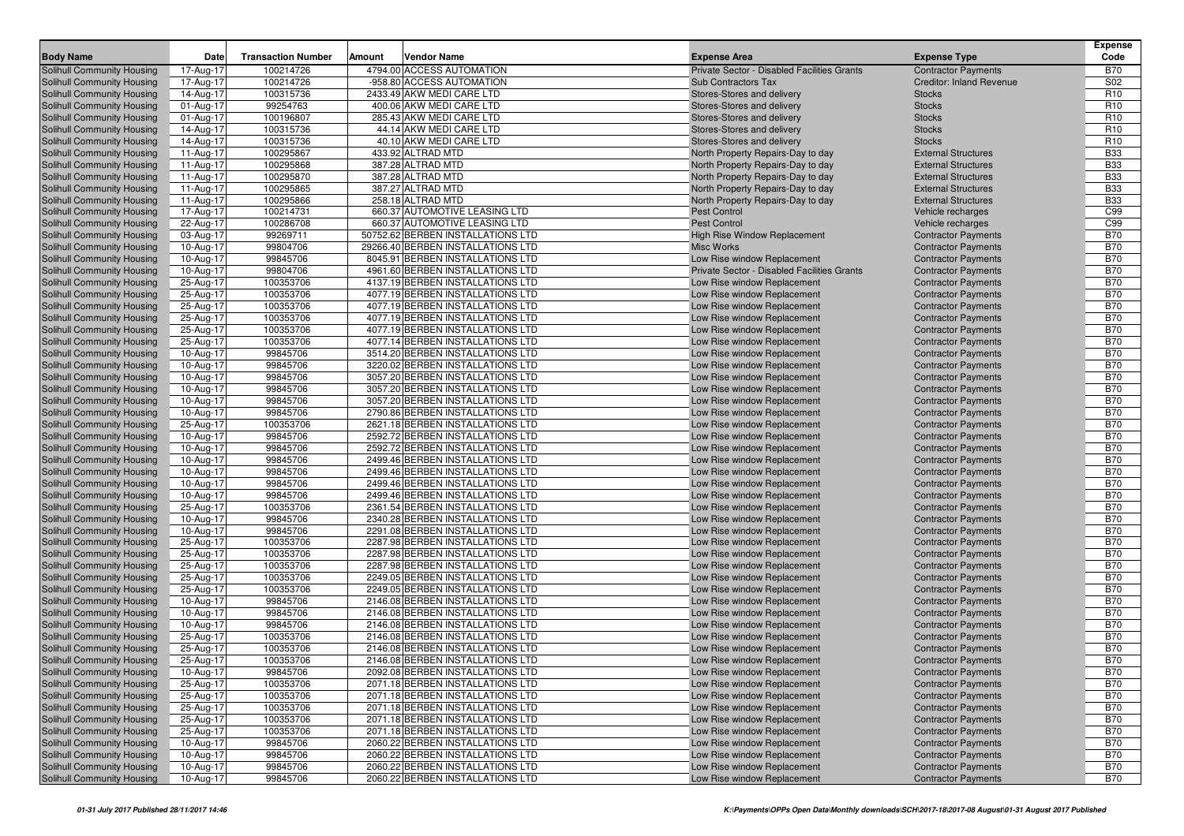| Body Name | Date | Transaction Number | Amount | Vendor Name | Expense Area | Expense Type | Expense Code |
|---|---|---|---|---|---|---|---|
| Solihull Community Housing | 17-Aug-17 | 100214726 | 4794.00 | ACCESS AUTOMATION | Private Sector - Disabled Facilities Grants | Contractor Payments | B70 |
| Solihull Community Housing | 17-Aug-17 | 100214726 | -958.80 | ACCESS AUTOMATION | Sub Contractors Tax | Creditor: Inland Revenue | S02 |
| Solihull Community Housing | 14-Aug-17 | 100315736 | 2433.49 | AKW MEDI CARE LTD | Stores-Stores and delivery | Stocks | R10 |
| Solihull Community Housing | 01-Aug-17 | 99254763 | 400.06 | AKW MEDI CARE LTD | Stores-Stores and delivery | Stocks | R10 |
| Solihull Community Housing | 01-Aug-17 | 100196807 | 285.43 | AKW MEDI CARE LTD | Stores-Stores and delivery | Stocks | R10 |
| Solihull Community Housing | 14-Aug-17 | 100315736 | 44.14 | AKW MEDI CARE LTD | Stores-Stores and delivery | Stocks | R10 |
| Solihull Community Housing | 14-Aug-17 | 100315736 | 40.10 | AKW MEDI CARE LTD | Stores-Stores and delivery | Stocks | R10 |
| Solihull Community Housing | 11-Aug-17 | 100295867 | 433.92 | ALTRAD MTD | North Property Repairs-Day to day | External Structures | B33 |
| Solihull Community Housing | 11-Aug-17 | 100295868 | 387.28 | ALTRAD MTD | North Property Repairs-Day to day | External Structures | B33 |
| Solihull Community Housing | 11-Aug-17 | 100295870 | 387.28 | ALTRAD MTD | North Property Repairs-Day to day | External Structures | B33 |
| Solihull Community Housing | 11-Aug-17 | 100295865 | 387.27 | ALTRAD MTD | North Property Repairs-Day to day | External Structures | B33 |
| Solihull Community Housing | 11-Aug-17 | 100295866 | 258.18 | ALTRAD MTD | North Property Repairs-Day to day | External Structures | B33 |
| Solihull Community Housing | 17-Aug-17 | 100214731 | 660.37 | AUTOMOTIVE LEASING LTD | Pest Control | Vehicle recharges | C99 |
| Solihull Community Housing | 22-Aug-17 | 100286708 | 660.37 | AUTOMOTIVE LEASING LTD | Pest Control | Vehicle recharges | C99 |
| Solihull Community Housing | 03-Aug-17 | 99269711 | 50752.62 | BERBEN INSTALLATIONS LTD | High Rise Window Replacement | Contractor Payments | B70 |
| Solihull Community Housing | 10-Aug-17 | 99804706 | 29266.40 | BERBEN INSTALLATIONS LTD | Misc Works | Contractor Payments | B70 |
| Solihull Community Housing | 10-Aug-17 | 99845706 | 8045.91 | BERBEN INSTALLATIONS LTD | Low Rise window Replacement | Contractor Payments | B70 |
| Solihull Community Housing | 10-Aug-17 | 99804706 | 4961.60 | BERBEN INSTALLATIONS LTD | Private Sector - Disabled Facilities Grants | Contractor Payments | B70 |
| Solihull Community Housing | 25-Aug-17 | 100353706 | 4137.19 | BERBEN INSTALLATIONS LTD | Low Rise window Replacement | Contractor Payments | B70 |
| Solihull Community Housing | 25-Aug-17 | 100353706 | 4077.19 | BERBEN INSTALLATIONS LTD | Low Rise window Replacement | Contractor Payments | B70 |
| Solihull Community Housing | 25-Aug-17 | 100353706 | 4077.19 | BERBEN INSTALLATIONS LTD | Low Rise window Replacement | Contractor Payments | B70 |
| Solihull Community Housing | 25-Aug-17 | 100353706 | 4077.19 | BERBEN INSTALLATIONS LTD | Low Rise window Replacement | Contractor Payments | B70 |
| Solihull Community Housing | 25-Aug-17 | 100353706 | 4077.19 | BERBEN INSTALLATIONS LTD | Low Rise window Replacement | Contractor Payments | B70 |
| Solihull Community Housing | 25-Aug-17 | 100353706 | 4077.14 | BERBEN INSTALLATIONS LTD | Low Rise window Replacement | Contractor Payments | B70 |
| Solihull Community Housing | 10-Aug-17 | 99845706 | 3514.20 | BERBEN INSTALLATIONS LTD | Low Rise window Replacement | Contractor Payments | B70 |
| Solihull Community Housing | 10-Aug-17 | 99845706 | 3220.02 | BERBEN INSTALLATIONS LTD | Low Rise window Replacement | Contractor Payments | B70 |
| Solihull Community Housing | 10-Aug-17 | 99845706 | 3057.20 | BERBEN INSTALLATIONS LTD | Low Rise window Replacement | Contractor Payments | B70 |
| Solihull Community Housing | 10-Aug-17 | 99845706 | 3057.20 | BERBEN INSTALLATIONS LTD | Low Rise window Replacement | Contractor Payments | B70 |
| Solihull Community Housing | 10-Aug-17 | 99845706 | 3057.20 | BERBEN INSTALLATIONS LTD | Low Rise window Replacement | Contractor Payments | B70 |
| Solihull Community Housing | 10-Aug-17 | 99845706 | 2790.86 | BERBEN INSTALLATIONS LTD | Low Rise window Replacement | Contractor Payments | B70 |
| Solihull Community Housing | 25-Aug-17 | 100353706 | 2621.18 | BERBEN INSTALLATIONS LTD | Low Rise window Replacement | Contractor Payments | B70 |
| Solihull Community Housing | 10-Aug-17 | 99845706 | 2592.72 | BERBEN INSTALLATIONS LTD | Low Rise window Replacement | Contractor Payments | B70 |
| Solihull Community Housing | 10-Aug-17 | 99845706 | 2592.72 | BERBEN INSTALLATIONS LTD | Low Rise window Replacement | Contractor Payments | B70 |
| Solihull Community Housing | 10-Aug-17 | 99845706 | 2499.46 | BERBEN INSTALLATIONS LTD | Low Rise window Replacement | Contractor Payments | B70 |
| Solihull Community Housing | 10-Aug-17 | 99845706 | 2499.46 | BERBEN INSTALLATIONS LTD | Low Rise window Replacement | Contractor Payments | B70 |
| Solihull Community Housing | 10-Aug-17 | 99845706 | 2499.46 | BERBEN INSTALLATIONS LTD | Low Rise window Replacement | Contractor Payments | B70 |
| Solihull Community Housing | 10-Aug-17 | 99845706 | 2499.46 | BERBEN INSTALLATIONS LTD | Low Rise window Replacement | Contractor Payments | B70 |
| Solihull Community Housing | 25-Aug-17 | 100353706 | 2361.54 | BERBEN INSTALLATIONS LTD | Low Rise window Replacement | Contractor Payments | B70 |
| Solihull Community Housing | 10-Aug-17 | 99845706 | 2340.28 | BERBEN INSTALLATIONS LTD | Low Rise window Replacement | Contractor Payments | B70 |
| Solihull Community Housing | 10-Aug-17 | 99845706 | 2291.08 | BERBEN INSTALLATIONS LTD | Low Rise window Replacement | Contractor Payments | B70 |
| Solihull Community Housing | 25-Aug-17 | 100353706 | 2287.98 | BERBEN INSTALLATIONS LTD | Low Rise window Replacement | Contractor Payments | B70 |
| Solihull Community Housing | 25-Aug-17 | 100353706 | 2287.98 | BERBEN INSTALLATIONS LTD | Low Rise window Replacement | Contractor Payments | B70 |
| Solihull Community Housing | 25-Aug-17 | 100353706 | 2287.98 | BERBEN INSTALLATIONS LTD | Low Rise window Replacement | Contractor Payments | B70 |
| Solihull Community Housing | 25-Aug-17 | 100353706 | 2249.05 | BERBEN INSTALLATIONS LTD | Low Rise window Replacement | Contractor Payments | B70 |
| Solihull Community Housing | 25-Aug-17 | 100353706 | 2249.05 | BERBEN INSTALLATIONS LTD | Low Rise window Replacement | Contractor Payments | B70 |
| Solihull Community Housing | 10-Aug-17 | 99845706 | 2146.08 | BERBEN INSTALLATIONS LTD | Low Rise window Replacement | Contractor Payments | B70 |
| Solihull Community Housing | 10-Aug-17 | 99845706 | 2146.08 | BERBEN INSTALLATIONS LTD | Low Rise window Replacement | Contractor Payments | B70 |
| Solihull Community Housing | 10-Aug-17 | 99845706 | 2146.08 | BERBEN INSTALLATIONS LTD | Low Rise window Replacement | Contractor Payments | B70 |
| Solihull Community Housing | 25-Aug-17 | 100353706 | 2146.08 | BERBEN INSTALLATIONS LTD | Low Rise window Replacement | Contractor Payments | B70 |
| Solihull Community Housing | 25-Aug-17 | 100353706 | 2146.08 | BERBEN INSTALLATIONS LTD | Low Rise window Replacement | Contractor Payments | B70 |
| Solihull Community Housing | 25-Aug-17 | 100353706 | 2146.08 | BERBEN INSTALLATIONS LTD | Low Rise window Replacement | Contractor Payments | B70 |
| Solihull Community Housing | 10-Aug-17 | 99845706 | 2092.08 | BERBEN INSTALLATIONS LTD | Low Rise window Replacement | Contractor Payments | B70 |
| Solihull Community Housing | 25-Aug-17 | 100353706 | 2071.18 | BERBEN INSTALLATIONS LTD | Low Rise window Replacement | Contractor Payments | B70 |
| Solihull Community Housing | 25-Aug-17 | 100353706 | 2071.18 | BERBEN INSTALLATIONS LTD | Low Rise window Replacement | Contractor Payments | B70 |
| Solihull Community Housing | 25-Aug-17 | 100353706 | 2071.18 | BERBEN INSTALLATIONS LTD | Low Rise window Replacement | Contractor Payments | B70 |
| Solihull Community Housing | 25-Aug-17 | 100353706 | 2071.18 | BERBEN INSTALLATIONS LTD | Low Rise window Replacement | Contractor Payments | B70 |
| Solihull Community Housing | 25-Aug-17 | 100353706 | 2071.18 | BERBEN INSTALLATIONS LTD | Low Rise window Replacement | Contractor Payments | B70 |
| Solihull Community Housing | 10-Aug-17 | 99845706 | 2060.22 | BERBEN INSTALLATIONS LTD | Low Rise window Replacement | Contractor Payments | B70 |
| Solihull Community Housing | 10-Aug-17 | 99845706 | 2060.22 | BERBEN INSTALLATIONS LTD | Low Rise window Replacement | Contractor Payments | B70 |
| Solihull Community Housing | 10-Aug-17 | 99845706 | 2060.22 | BERBEN INSTALLATIONS LTD | Low Rise window Replacement | Contractor Payments | B70 |
| Solihull Community Housing | 10-Aug-17 | 99845706 | 2060.22 | BERBEN INSTALLATIONS LTD | Low Rise window Replacement | Contractor Payments | B70 |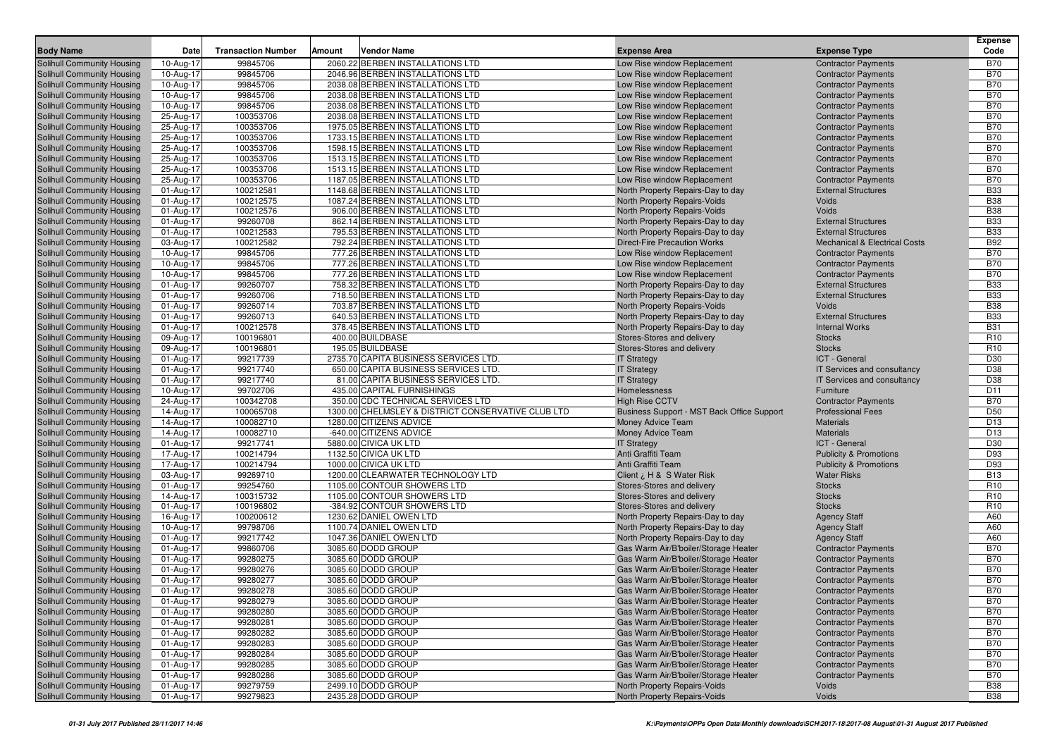| Body Name | Date | Transaction Number | Amount | Vendor Name | Expense Area | Expense Type | Expense Code |
|---|---|---|---|---|---|---|---|
| Solihull Community Housing | 10-Aug-17 | 99845706 | 2060.22 | BERBEN INSTALLATIONS LTD | Low Rise window Replacement | Contractor Payments | B70 |
| Solihull Community Housing | 10-Aug-17 | 99845706 | 2046.96 | BERBEN INSTALLATIONS LTD | Low Rise window Replacement | Contractor Payments | B70 |
| Solihull Community Housing | 10-Aug-17 | 99845706 | 2038.08 | BERBEN INSTALLATIONS LTD | Low Rise window Replacement | Contractor Payments | B70 |
| Solihull Community Housing | 10-Aug-17 | 99845706 | 2038.08 | BERBEN INSTALLATIONS LTD | Low Rise window Replacement | Contractor Payments | B70 |
| Solihull Community Housing | 10-Aug-17 | 99845706 | 2038.08 | BERBEN INSTALLATIONS LTD | Low Rise window Replacement | Contractor Payments | B70 |
| Solihull Community Housing | 25-Aug-17 | 100353706 | 2038.08 | BERBEN INSTALLATIONS LTD | Low Rise window Replacement | Contractor Payments | B70 |
| Solihull Community Housing | 25-Aug-17 | 100353706 | 1975.05 | BERBEN INSTALLATIONS LTD | Low Rise window Replacement | Contractor Payments | B70 |
| Solihull Community Housing | 25-Aug-17 | 100353706 | 1733.15 | BERBEN INSTALLATIONS LTD | Low Rise window Replacement | Contractor Payments | B70 |
| Solihull Community Housing | 25-Aug-17 | 100353706 | 1598.15 | BERBEN INSTALLATIONS LTD | Low Rise window Replacement | Contractor Payments | B70 |
| Solihull Community Housing | 25-Aug-17 | 100353706 | 1513.15 | BERBEN INSTALLATIONS LTD | Low Rise window Replacement | Contractor Payments | B70 |
| Solihull Community Housing | 25-Aug-17 | 100353706 | 1513.15 | BERBEN INSTALLATIONS LTD | Low Rise window Replacement | Contractor Payments | B70 |
| Solihull Community Housing | 25-Aug-17 | 100353706 | 1187.05 | BERBEN INSTALLATIONS LTD | Low Rise window Replacement | Contractor Payments | B70 |
| Solihull Community Housing | 01-Aug-17 | 100212581 | 1148.68 | BERBEN INSTALLATIONS LTD | North Property Repairs-Day to day | External Structures | B33 |
| Solihull Community Housing | 01-Aug-17 | 100212575 | 1087.24 | BERBEN INSTALLATIONS LTD | North Property Repairs-Voids | Voids | B38 |
| Solihull Community Housing | 01-Aug-17 | 100212576 | 906.00 | BERBEN INSTALLATIONS LTD | North Property Repairs-Voids | Voids | B38 |
| Solihull Community Housing | 01-Aug-17 | 99260708 | 862.14 | BERBEN INSTALLATIONS LTD | North Property Repairs-Day to day | External Structures | B33 |
| Solihull Community Housing | 01-Aug-17 | 100212583 | 795.53 | BERBEN INSTALLATIONS LTD | North Property Repairs-Day to day | External Structures | B33 |
| Solihull Community Housing | 03-Aug-17 | 100212582 | 792.24 | BERBEN INSTALLATIONS LTD | Direct-Fire Precaution Works | Mechanical & Electrical Costs | B92 |
| Solihull Community Housing | 10-Aug-17 | 99845706 | 777.26 | BERBEN INSTALLATIONS LTD | Low Rise window Replacement | Contractor Payments | B70 |
| Solihull Community Housing | 10-Aug-17 | 99845706 | 777.26 | BERBEN INSTALLATIONS LTD | Low Rise window Replacement | Contractor Payments | B70 |
| Solihull Community Housing | 10-Aug-17 | 99845706 | 777.26 | BERBEN INSTALLATIONS LTD | Low Rise window Replacement | Contractor Payments | B70 |
| Solihull Community Housing | 01-Aug-17 | 99260707 | 758.32 | BERBEN INSTALLATIONS LTD | North Property Repairs-Day to day | External Structures | B33 |
| Solihull Community Housing | 01-Aug-17 | 99260706 | 718.50 | BERBEN INSTALLATIONS LTD | North Property Repairs-Day to day | External Structures | B33 |
| Solihull Community Housing | 01-Aug-17 | 99260714 | 703.87 | BERBEN INSTALLATIONS LTD | North Property Repairs-Voids | Voids | B38 |
| Solihull Community Housing | 01-Aug-17 | 99260713 | 640.53 | BERBEN INSTALLATIONS LTD | North Property Repairs-Day to day | External Structures | B33 |
| Solihull Community Housing | 01-Aug-17 | 100212578 | 378.45 | BERBEN INSTALLATIONS LTD | North Property Repairs-Day to day | Internal Works | B31 |
| Solihull Community Housing | 09-Aug-17 | 100196801 | 400.00 | BUILDBASE | Stores-Stores and delivery | Stocks | R10 |
| Solihull Community Housing | 09-Aug-17 | 100196801 | 195.05 | BUILDBASE | Stores-Stores and delivery | Stocks | R10 |
| Solihull Community Housing | 01-Aug-17 | 99217739 | 2735.70 | CAPITA BUSINESS SERVICES LTD. | IT Strategy | ICT - General | D30 |
| Solihull Community Housing | 01-Aug-17 | 99217740 | 650.00 | CAPITA BUSINESS SERVICES LTD. | IT Strategy | IT Services and consultancy | D38 |
| Solihull Community Housing | 01-Aug-17 | 99217740 | 81.00 | CAPITA BUSINESS SERVICES LTD. | IT Strategy | IT Services and consultancy | D38 |
| Solihull Community Housing | 10-Aug-17 | 99702706 | 435.00 | CAPITAL FURNISHINGS | Homelessness | Furniture | D11 |
| Solihull Community Housing | 24-Aug-17 | 100342708 | 350.00 | CDC TECHNICAL SERVICES LTD | High Rise CCTV | Contractor Payments | B70 |
| Solihull Community Housing | 14-Aug-17 | 100065708 | 1300.00 | CHELMSLEY & DISTRICT CONSERVATIVE CLUB LTD | Business Support - MST Back Office Support | Professional Fees | D50 |
| Solihull Community Housing | 14-Aug-17 | 100082710 | 1280.00 | CITIZENS ADVICE | Money Advice Team | Materials | D13 |
| Solihull Community Housing | 14-Aug-17 | 100082710 | -640.00 | CITIZENS ADVICE | Money Advice Team | Materials | D13 |
| Solihull Community Housing | 01-Aug-17 | 99217741 | 5880.00 | CIVICA UK LTD | IT Strategy | ICT - General | D30 |
| Solihull Community Housing | 17-Aug-17 | 100214794 | 1132.50 | CIVICA UK LTD | Anti Graffiti Team | Publicity & Promotions | D93 |
| Solihull Community Housing | 17-Aug-17 | 100214794 | 1000.00 | CIVICA UK LTD | Anti Graffiti Team | Publicity & Promotions | D93 |
| Solihull Community Housing | 03-Aug-17 | 99269710 | 1200.00 | CLEARWATER TECHNOLOGY LTD | Client ¿ H & S Water Risk | Water Risks | B13 |
| Solihull Community Housing | 01-Aug-17 | 99254760 | 1105.00 | CONTOUR SHOWERS LTD | Stores-Stores and delivery | Stocks | R10 |
| Solihull Community Housing | 14-Aug-17 | 100315732 | 1105.00 | CONTOUR SHOWERS LTD | Stores-Stores and delivery | Stocks | R10 |
| Solihull Community Housing | 01-Aug-17 | 100196802 | -384.92 | CONTOUR SHOWERS LTD | Stores-Stores and delivery | Stocks | R10 |
| Solihull Community Housing | 16-Aug-17 | 100200612 | 1230.62 | DANIEL OWEN LTD | North Property Repairs-Day to day | Agency Staff | A60 |
| Solihull Community Housing | 10-Aug-17 | 99798706 | 1100.74 | DANIEL OWEN LTD | North Property Repairs-Day to day | Agency Staff | A60 |
| Solihull Community Housing | 01-Aug-17 | 99217742 | 1047.36 | DANIEL OWEN LTD | North Property Repairs-Day to day | Agency Staff | A60 |
| Solihull Community Housing | 01-Aug-17 | 99860706 | 3085.60 | DODD GROUP | Gas Warm Air/B'boiler/Storage Heater | Contractor Payments | B70 |
| Solihull Community Housing | 01-Aug-17 | 99280275 | 3085.60 | DODD GROUP | Gas Warm Air/B'boiler/Storage Heater | Contractor Payments | B70 |
| Solihull Community Housing | 01-Aug-17 | 99280276 | 3085.60 | DODD GROUP | Gas Warm Air/B'boiler/Storage Heater | Contractor Payments | B70 |
| Solihull Community Housing | 01-Aug-17 | 99280277 | 3085.60 | DODD GROUP | Gas Warm Air/B'boiler/Storage Heater | Contractor Payments | B70 |
| Solihull Community Housing | 01-Aug-17 | 99280278 | 3085.60 | DODD GROUP | Gas Warm Air/B'boiler/Storage Heater | Contractor Payments | B70 |
| Solihull Community Housing | 01-Aug-17 | 99280279 | 3085.60 | DODD GROUP | Gas Warm Air/B'boiler/Storage Heater | Contractor Payments | B70 |
| Solihull Community Housing | 01-Aug-17 | 99280280 | 3085.60 | DODD GROUP | Gas Warm Air/B'boiler/Storage Heater | Contractor Payments | B70 |
| Solihull Community Housing | 01-Aug-17 | 99280281 | 3085.60 | DODD GROUP | Gas Warm Air/B'boiler/Storage Heater | Contractor Payments | B70 |
| Solihull Community Housing | 01-Aug-17 | 99280282 | 3085.60 | DODD GROUP | Gas Warm Air/B'boiler/Storage Heater | Contractor Payments | B70 |
| Solihull Community Housing | 01-Aug-17 | 99280283 | 3085.60 | DODD GROUP | Gas Warm Air/B'boiler/Storage Heater | Contractor Payments | B70 |
| Solihull Community Housing | 01-Aug-17 | 99280284 | 3085.60 | DODD GROUP | Gas Warm Air/B'boiler/Storage Heater | Contractor Payments | B70 |
| Solihull Community Housing | 01-Aug-17 | 99280285 | 3085.60 | DODD GROUP | Gas Warm Air/B'boiler/Storage Heater | Contractor Payments | B70 |
| Solihull Community Housing | 01-Aug-17 | 99280286 | 3085.60 | DODD GROUP | Gas Warm Air/B'boiler/Storage Heater | Contractor Payments | B70 |
| Solihull Community Housing | 01-Aug-17 | 99279759 | 2499.10 | DODD GROUP | North Property Repairs-Voids | Voids | B38 |
| Solihull Community Housing | 01-Aug-17 | 99279823 | 2435.28 | DODD GROUP | North Property Repairs-Voids | Voids | B38 |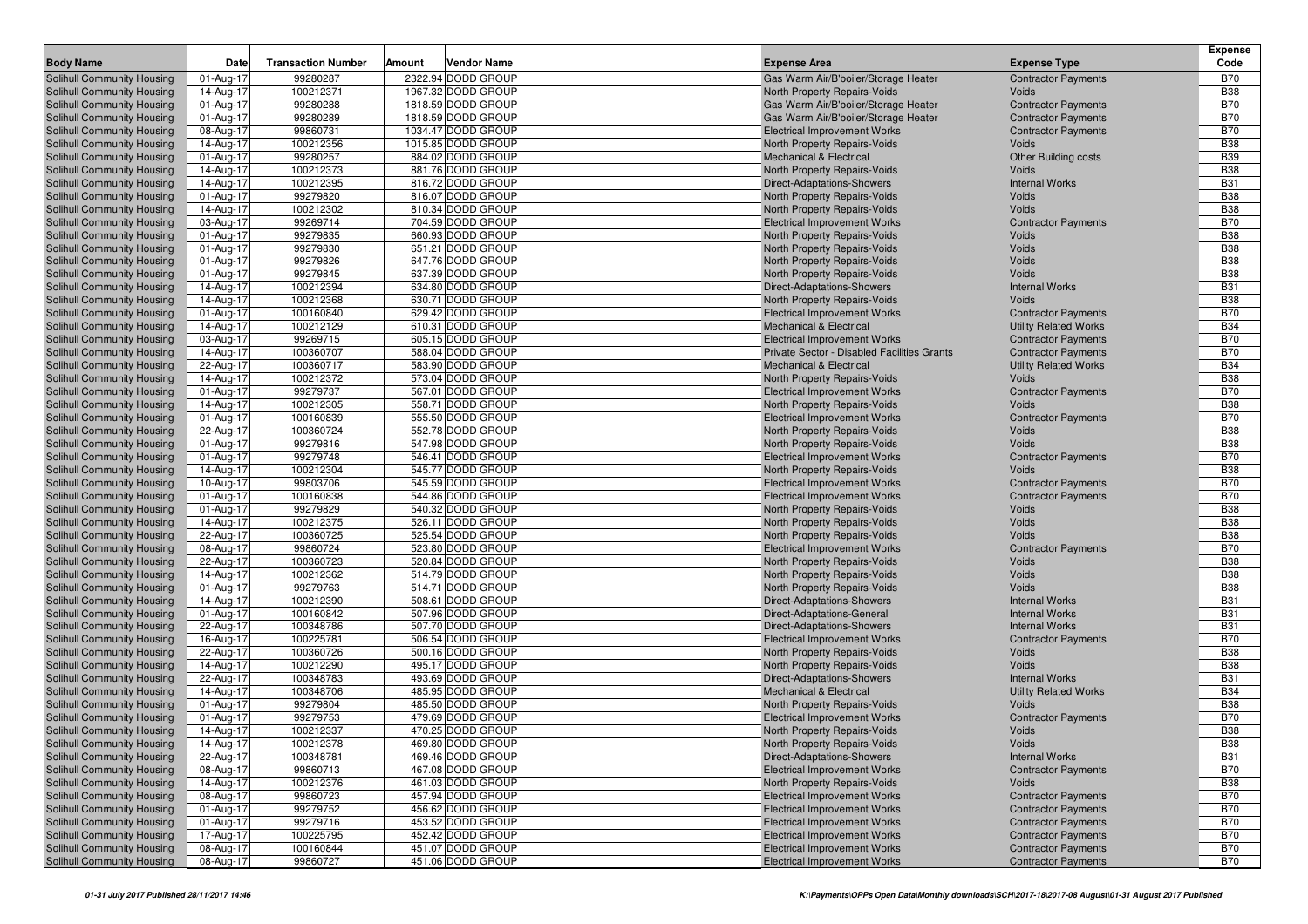| Body Name | Date | Transaction Number | Amount | Vendor Name | Expense Area | Expense Type | Expense Code |
|---|---|---|---|---|---|---|---|
| Solihull Community Housing | 01-Aug-17 | 99280287 | 2322.94 | DODD GROUP | Gas Warm Air/B'boiler/Storage Heater | Contractor Payments | B70 |
| Solihull Community Housing | 14-Aug-17 | 100212371 | 1967.32 | DODD GROUP | North Property Repairs-Voids | Voids | B38 |
| Solihull Community Housing | 01-Aug-17 | 99280288 | 1818.59 | DODD GROUP | Gas Warm Air/B'boiler/Storage Heater | Contractor Payments | B70 |
| Solihull Community Housing | 01-Aug-17 | 99280289 | 1818.59 | DODD GROUP | Gas Warm Air/B'boiler/Storage Heater | Contractor Payments | B70 |
| Solihull Community Housing | 08-Aug-17 | 99860731 | 1034.47 | DODD GROUP | Electrical Improvement Works | Contractor Payments | B70 |
| Solihull Community Housing | 14-Aug-17 | 100212356 | 1015.85 | DODD GROUP | North Property Repairs-Voids | Voids | B38 |
| Solihull Community Housing | 01-Aug-17 | 99280257 | 884.02 | DODD GROUP | Mechanical & Electrical | Other Building costs | B39 |
| Solihull Community Housing | 14-Aug-17 | 100212373 | 881.76 | DODD GROUP | North Property Repairs-Voids | Voids | B38 |
| Solihull Community Housing | 14-Aug-17 | 100212395 | 816.72 | DODD GROUP | Direct-Adaptations-Showers | Internal Works | B31 |
| Solihull Community Housing | 01-Aug-17 | 99279820 | 816.07 | DODD GROUP | North Property Repairs-Voids | Voids | B38 |
| Solihull Community Housing | 14-Aug-17 | 100212302 | 810.34 | DODD GROUP | North Property Repairs-Voids | Voids | B38 |
| Solihull Community Housing | 03-Aug-17 | 99269714 | 704.59 | DODD GROUP | Electrical Improvement Works | Contractor Payments | B70 |
| Solihull Community Housing | 01-Aug-17 | 99279835 | 660.93 | DODD GROUP | North Property Repairs-Voids | Voids | B38 |
| Solihull Community Housing | 01-Aug-17 | 99279830 | 651.21 | DODD GROUP | North Property Repairs-Voids | Voids | B38 |
| Solihull Community Housing | 01-Aug-17 | 99279826 | 647.76 | DODD GROUP | North Property Repairs-Voids | Voids | B38 |
| Solihull Community Housing | 01-Aug-17 | 99279845 | 637.39 | DODD GROUP | North Property Repairs-Voids | Voids | B38 |
| Solihull Community Housing | 14-Aug-17 | 100212394 | 634.80 | DODD GROUP | Direct-Adaptations-Showers | Internal Works | B31 |
| Solihull Community Housing | 14-Aug-17 | 100212368 | 630.71 | DODD GROUP | North Property Repairs-Voids | Voids | B38 |
| Solihull Community Housing | 01-Aug-17 | 100160840 | 629.42 | DODD GROUP | Electrical Improvement Works | Contractor Payments | B70 |
| Solihull Community Housing | 14-Aug-17 | 100212129 | 610.31 | DODD GROUP | Mechanical & Electrical | Utility Related Works | B34 |
| Solihull Community Housing | 03-Aug-17 | 99269715 | 605.15 | DODD GROUP | Electrical Improvement Works | Contractor Payments | B70 |
| Solihull Community Housing | 14-Aug-17 | 100360707 | 588.04 | DODD GROUP | Private Sector - Disabled Facilities Grants | Contractor Payments | B70 |
| Solihull Community Housing | 22-Aug-17 | 100360717 | 583.90 | DODD GROUP | Mechanical & Electrical | Utility Related Works | B34 |
| Solihull Community Housing | 14-Aug-17 | 100212372 | 573.04 | DODD GROUP | North Property Repairs-Voids | Voids | B38 |
| Solihull Community Housing | 01-Aug-17 | 99279737 | 567.01 | DODD GROUP | Electrical Improvement Works | Contractor Payments | B70 |
| Solihull Community Housing | 14-Aug-17 | 100212305 | 558.71 | DODD GROUP | North Property Repairs-Voids | Voids | B38 |
| Solihull Community Housing | 01-Aug-17 | 100160839 | 555.50 | DODD GROUP | Electrical Improvement Works | Contractor Payments | B70 |
| Solihull Community Housing | 22-Aug-17 | 100360724 | 552.78 | DODD GROUP | North Property Repairs-Voids | Voids | B38 |
| Solihull Community Housing | 01-Aug-17 | 99279816 | 547.98 | DODD GROUP | North Property Repairs-Voids | Voids | B38 |
| Solihull Community Housing | 01-Aug-17 | 99279748 | 546.41 | DODD GROUP | Electrical Improvement Works | Contractor Payments | B70 |
| Solihull Community Housing | 14-Aug-17 | 100212304 | 545.77 | DODD GROUP | North Property Repairs-Voids | Voids | B38 |
| Solihull Community Housing | 10-Aug-17 | 99803706 | 545.59 | DODD GROUP | Electrical Improvement Works | Contractor Payments | B70 |
| Solihull Community Housing | 01-Aug-17 | 100160838 | 544.86 | DODD GROUP | Electrical Improvement Works | Contractor Payments | B70 |
| Solihull Community Housing | 01-Aug-17 | 99279829 | 540.32 | DODD GROUP | North Property Repairs-Voids | Voids | B38 |
| Solihull Community Housing | 14-Aug-17 | 100212375 | 526.11 | DODD GROUP | North Property Repairs-Voids | Voids | B38 |
| Solihull Community Housing | 22-Aug-17 | 100360725 | 525.54 | DODD GROUP | North Property Repairs-Voids | Voids | B38 |
| Solihull Community Housing | 08-Aug-17 | 99860724 | 523.80 | DODD GROUP | Electrical Improvement Works | Contractor Payments | B70 |
| Solihull Community Housing | 22-Aug-17 | 100360723 | 520.84 | DODD GROUP | North Property Repairs-Voids | Voids | B38 |
| Solihull Community Housing | 14-Aug-17 | 100212362 | 514.79 | DODD GROUP | North Property Repairs-Voids | Voids | B38 |
| Solihull Community Housing | 01-Aug-17 | 99279763 | 514.71 | DODD GROUP | North Property Repairs-Voids | Voids | B38 |
| Solihull Community Housing | 14-Aug-17 | 100212390 | 508.61 | DODD GROUP | Direct-Adaptations-Showers | Internal Works | B31 |
| Solihull Community Housing | 01-Aug-17 | 100160842 | 507.96 | DODD GROUP | Direct-Adaptations-General | Internal Works | B31 |
| Solihull Community Housing | 22-Aug-17 | 100348786 | 507.70 | DODD GROUP | Direct-Adaptations-Showers | Internal Works | B31 |
| Solihull Community Housing | 16-Aug-17 | 100225781 | 506.54 | DODD GROUP | Electrical Improvement Works | Contractor Payments | B70 |
| Solihull Community Housing | 22-Aug-17 | 100360726 | 500.16 | DODD GROUP | North Property Repairs-Voids | Voids | B38 |
| Solihull Community Housing | 14-Aug-17 | 100212290 | 495.17 | DODD GROUP | North Property Repairs-Voids | Voids | B38 |
| Solihull Community Housing | 22-Aug-17 | 100348783 | 493.69 | DODD GROUP | Direct-Adaptations-Showers | Internal Works | B31 |
| Solihull Community Housing | 14-Aug-17 | 100348706 | 485.95 | DODD GROUP | Mechanical & Electrical | Utility Related Works | B34 |
| Solihull Community Housing | 01-Aug-17 | 99279804 | 485.50 | DODD GROUP | North Property Repairs-Voids | Voids | B38 |
| Solihull Community Housing | 01-Aug-17 | 99279753 | 479.69 | DODD GROUP | Electrical Improvement Works | Contractor Payments | B70 |
| Solihull Community Housing | 14-Aug-17 | 100212337 | 470.25 | DODD GROUP | North Property Repairs-Voids | Voids | B38 |
| Solihull Community Housing | 14-Aug-17 | 100212378 | 469.80 | DODD GROUP | North Property Repairs-Voids | Voids | B38 |
| Solihull Community Housing | 22-Aug-17 | 100348781 | 469.46 | DODD GROUP | Direct-Adaptations-Showers | Internal Works | B31 |
| Solihull Community Housing | 08-Aug-17 | 99860713 | 467.08 | DODD GROUP | Electrical Improvement Works | Contractor Payments | B70 |
| Solihull Community Housing | 14-Aug-17 | 100212376 | 461.03 | DODD GROUP | North Property Repairs-Voids | Voids | B38 |
| Solihull Community Housing | 08-Aug-17 | 99860723 | 457.94 | DODD GROUP | Electrical Improvement Works | Contractor Payments | B70 |
| Solihull Community Housing | 01-Aug-17 | 99279752 | 456.62 | DODD GROUP | Electrical Improvement Works | Contractor Payments | B70 |
| Solihull Community Housing | 01-Aug-17 | 99279716 | 453.52 | DODD GROUP | Electrical Improvement Works | Contractor Payments | B70 |
| Solihull Community Housing | 17-Aug-17 | 100225795 | 452.42 | DODD GROUP | Electrical Improvement Works | Contractor Payments | B70 |
| Solihull Community Housing | 08-Aug-17 | 100160844 | 451.07 | DODD GROUP | Electrical Improvement Works | Contractor Payments | B70 |
| Solihull Community Housing | 08-Aug-17 | 99860727 | 451.06 | DODD GROUP | Electrical Improvement Works | Contractor Payments | B70 |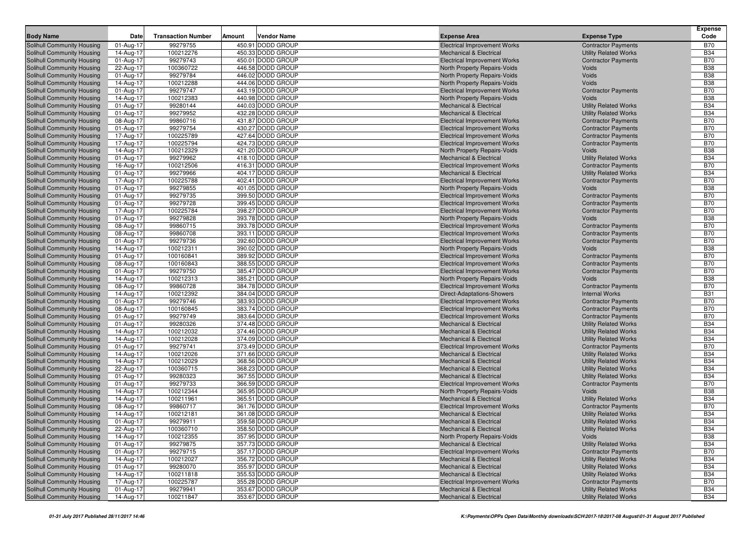| Body Name | Date | Transaction Number | Amount | Vendor Name | Expense Area | Expense Type | Expense Code |
|---|---|---|---|---|---|---|---|
| Solihull Community Housing | 01-Aug-17 | 99279755 | 450.91 | DODD GROUP | Electrical Improvement Works | Contractor Payments | B70 |
| Solihull Community Housing | 14-Aug-17 | 100212276 | 450.33 | DODD GROUP | Mechanical & Electrical | Utility Related Works | B34 |
| Solihull Community Housing | 01-Aug-17 | 99279743 | 450.01 | DODD GROUP | Electrical Improvement Works | Contractor Payments | B70 |
| Solihull Community Housing | 22-Aug-17 | 100360722 | 446.58 | DODD GROUP | North Property Repairs-Voids | Voids | B38 |
| Solihull Community Housing | 01-Aug-17 | 99279784 | 446.02 | DODD GROUP | North Property Repairs-Voids | Voids | B38 |
| Solihull Community Housing | 14-Aug-17 | 100212288 | 444.06 | DODD GROUP | North Property Repairs-Voids | Voids | B38 |
| Solihull Community Housing | 01-Aug-17 | 99279747 | 443.19 | DODD GROUP | Electrical Improvement Works | Contractor Payments | B70 |
| Solihull Community Housing | 14-Aug-17 | 100212383 | 440.98 | DODD GROUP | North Property Repairs-Voids | Voids | B38 |
| Solihull Community Housing | 01-Aug-17 | 99280144 | 440.03 | DODD GROUP | Mechanical & Electrical | Utility Related Works | B34 |
| Solihull Community Housing | 01-Aug-17 | 99279952 | 432.28 | DODD GROUP | Mechanical & Electrical | Utility Related Works | B34 |
| Solihull Community Housing | 08-Aug-17 | 99860716 | 431.87 | DODD GROUP | Electrical Improvement Works | Contractor Payments | B70 |
| Solihull Community Housing | 01-Aug-17 | 99279754 | 430.27 | DODD GROUP | Electrical Improvement Works | Contractor Payments | B70 |
| Solihull Community Housing | 17-Aug-17 | 100225789 | 427.64 | DODD GROUP | Electrical Improvement Works | Contractor Payments | B70 |
| Solihull Community Housing | 17-Aug-17 | 100225794 | 424.73 | DODD GROUP | Electrical Improvement Works | Contractor Payments | B70 |
| Solihull Community Housing | 14-Aug-17 | 100212329 | 421.20 | DODD GROUP | North Property Repairs-Voids | Voids | B38 |
| Solihull Community Housing | 01-Aug-17 | 99279962 | 418.10 | DODD GROUP | Mechanical & Electrical | Utility Related Works | B34 |
| Solihull Community Housing | 16-Aug-17 | 100212506 | 416.31 | DODD GROUP | Electrical Improvement Works | Contractor Payments | B70 |
| Solihull Community Housing | 01-Aug-17 | 99279966 | 404.17 | DODD GROUP | Mechanical & Electrical | Utility Related Works | B34 |
| Solihull Community Housing | 17-Aug-17 | 100225788 | 402.41 | DODD GROUP | Electrical Improvement Works | Contractor Payments | B70 |
| Solihull Community Housing | 01-Aug-17 | 99279855 | 401.05 | DODD GROUP | North Property Repairs-Voids | Voids | B38 |
| Solihull Community Housing | 01-Aug-17 | 99279735 | 399.50 | DODD GROUP | Electrical Improvement Works | Contractor Payments | B70 |
| Solihull Community Housing | 01-Aug-17 | 99279728 | 399.45 | DODD GROUP | Electrical Improvement Works | Contractor Payments | B70 |
| Solihull Community Housing | 17-Aug-17 | 100225784 | 398.27 | DODD GROUP | Electrical Improvement Works | Contractor Payments | B70 |
| Solihull Community Housing | 01-Aug-17 | 99279828 | 393.78 | DODD GROUP | North Property Repairs-Voids | Voids | B38 |
| Solihull Community Housing | 08-Aug-17 | 99860715 | 393.78 | DODD GROUP | Electrical Improvement Works | Contractor Payments | B70 |
| Solihull Community Housing | 08-Aug-17 | 99860708 | 393.11 | DODD GROUP | Electrical Improvement Works | Contractor Payments | B70 |
| Solihull Community Housing | 01-Aug-17 | 99279736 | 392.60 | DODD GROUP | Electrical Improvement Works | Contractor Payments | B70 |
| Solihull Community Housing | 14-Aug-17 | 100212311 | 390.02 | DODD GROUP | North Property Repairs-Voids | Voids | B38 |
| Solihull Community Housing | 01-Aug-17 | 100160841 | 389.92 | DODD GROUP | Electrical Improvement Works | Contractor Payments | B70 |
| Solihull Community Housing | 08-Aug-17 | 100160843 | 388.55 | DODD GROUP | Electrical Improvement Works | Contractor Payments | B70 |
| Solihull Community Housing | 01-Aug-17 | 99279750 | 385.47 | DODD GROUP | Electrical Improvement Works | Contractor Payments | B70 |
| Solihull Community Housing | 14-Aug-17 | 100212313 | 385.21 | DODD GROUP | North Property Repairs-Voids | Voids | B38 |
| Solihull Community Housing | 08-Aug-17 | 99860728 | 384.78 | DODD GROUP | Electrical Improvement Works | Contractor Payments | B70 |
| Solihull Community Housing | 14-Aug-17 | 100212392 | 384.04 | DODD GROUP | Direct-Adaptations-Showers | Internal Works | B31 |
| Solihull Community Housing | 01-Aug-17 | 99279746 | 383.93 | DODD GROUP | Electrical Improvement Works | Contractor Payments | B70 |
| Solihull Community Housing | 08-Aug-17 | 100160845 | 383.74 | DODD GROUP | Electrical Improvement Works | Contractor Payments | B70 |
| Solihull Community Housing | 01-Aug-17 | 99279749 | 383.64 | DODD GROUP | Electrical Improvement Works | Contractor Payments | B70 |
| Solihull Community Housing | 01-Aug-17 | 99280326 | 374.48 | DODD GROUP | Mechanical & Electrical | Utility Related Works | B34 |
| Solihull Community Housing | 14-Aug-17 | 100212032 | 374.46 | DODD GROUP | Mechanical & Electrical | Utility Related Works | B34 |
| Solihull Community Housing | 14-Aug-17 | 100212028 | 374.09 | DODD GROUP | Mechanical & Electrical | Utility Related Works | B34 |
| Solihull Community Housing | 01-Aug-17 | 99279741 | 373.49 | DODD GROUP | Electrical Improvement Works | Contractor Payments | B70 |
| Solihull Community Housing | 14-Aug-17 | 100212026 | 371.66 | DODD GROUP | Mechanical & Electrical | Utility Related Works | B34 |
| Solihull Community Housing | 14-Aug-17 | 100212029 | 368.56 | DODD GROUP | Mechanical & Electrical | Utility Related Works | B34 |
| Solihull Community Housing | 22-Aug-17 | 100360715 | 368.23 | DODD GROUP | Mechanical & Electrical | Utility Related Works | B34 |
| Solihull Community Housing | 01-Aug-17 | 99280323 | 367.55 | DODD GROUP | Mechanical & Electrical | Utility Related Works | B34 |
| Solihull Community Housing | 01-Aug-17 | 99279733 | 366.59 | DODD GROUP | Electrical Improvement Works | Contractor Payments | B70 |
| Solihull Community Housing | 14-Aug-17 | 100212344 | 365.95 | DODD GROUP | North Property Repairs-Voids | Voids | B38 |
| Solihull Community Housing | 14-Aug-17 | 100211961 | 365.51 | DODD GROUP | Mechanical & Electrical | Utility Related Works | B34 |
| Solihull Community Housing | 08-Aug-17 | 99860717 | 361.76 | DODD GROUP | Electrical Improvement Works | Contractor Payments | B70 |
| Solihull Community Housing | 14-Aug-17 | 100212181 | 361.08 | DODD GROUP | Mechanical & Electrical | Utility Related Works | B34 |
| Solihull Community Housing | 01-Aug-17 | 99279911 | 359.58 | DODD GROUP | Mechanical & Electrical | Utility Related Works | B34 |
| Solihull Community Housing | 22-Aug-17 | 100360710 | 358.50 | DODD GROUP | Mechanical & Electrical | Utility Related Works | B34 |
| Solihull Community Housing | 14-Aug-17 | 100212355 | 357.95 | DODD GROUP | North Property Repairs-Voids | Voids | B38 |
| Solihull Community Housing | 01-Aug-17 | 99279875 | 357.73 | DODD GROUP | Mechanical & Electrical | Utility Related Works | B34 |
| Solihull Community Housing | 01-Aug-17 | 99279715 | 357.17 | DODD GROUP | Electrical Improvement Works | Contractor Payments | B70 |
| Solihull Community Housing | 14-Aug-17 | 100212027 | 356.72 | DODD GROUP | Mechanical & Electrical | Utility Related Works | B34 |
| Solihull Community Housing | 01-Aug-17 | 99280070 | 355.97 | DODD GROUP | Mechanical & Electrical | Utility Related Works | B34 |
| Solihull Community Housing | 14-Aug-17 | 100211818 | 355.53 | DODD GROUP | Mechanical & Electrical | Utility Related Works | B34 |
| Solihull Community Housing | 17-Aug-17 | 100225787 | 355.28 | DODD GROUP | Electrical Improvement Works | Contractor Payments | B70 |
| Solihull Community Housing | 01-Aug-17 | 99279941 | 353.67 | DODD GROUP | Mechanical & Electrical | Utility Related Works | B34 |
| Solihull Community Housing | 14-Aug-17 | 100211847 | 353.67 | DODD GROUP | Mechanical & Electrical | Utility Related Works | B34 |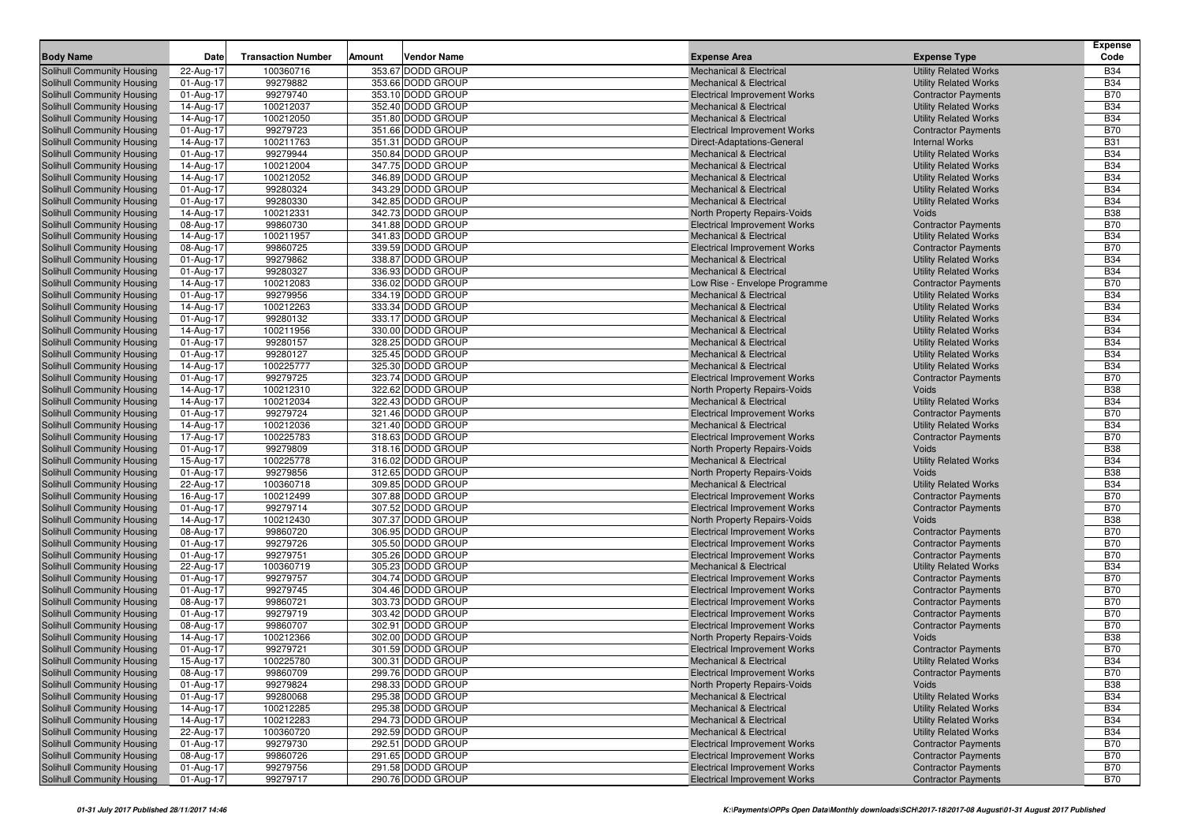| Body Name | Date | Transaction Number | Amount | Vendor Name | Expense Area | Expense Type | Expense Code |
|---|---|---|---|---|---|---|---|
| Solihull Community Housing | 22-Aug-17 | 100360716 | 353.67 | DODD GROUP | Mechanical & Electrical | Utility Related Works | B34 |
| Solihull Community Housing | 01-Aug-17 | 99279882 | 353.66 | DODD GROUP | Mechanical & Electrical | Utility Related Works | B34 |
| Solihull Community Housing | 01-Aug-17 | 99279740 | 353.10 | DODD GROUP | Electrical Improvement Works | Contractor Payments | B70 |
| Solihull Community Housing | 14-Aug-17 | 100212037 | 352.40 | DODD GROUP | Mechanical & Electrical | Utility Related Works | B34 |
| Solihull Community Housing | 14-Aug-17 | 100212050 | 351.80 | DODD GROUP | Mechanical & Electrical | Utility Related Works | B34 |
| Solihull Community Housing | 01-Aug-17 | 99279723 | 351.66 | DODD GROUP | Electrical Improvement Works | Contractor Payments | B70 |
| Solihull Community Housing | 14-Aug-17 | 100211763 | 351.31 | DODD GROUP | Direct-Adaptations-General | Internal Works | B31 |
| Solihull Community Housing | 01-Aug-17 | 99279944 | 350.84 | DODD GROUP | Mechanical & Electrical | Utility Related Works | B34 |
| Solihull Community Housing | 14-Aug-17 | 100212004 | 347.75 | DODD GROUP | Mechanical & Electrical | Utility Related Works | B34 |
| Solihull Community Housing | 14-Aug-17 | 100212052 | 346.89 | DODD GROUP | Mechanical & Electrical | Utility Related Works | B34 |
| Solihull Community Housing | 01-Aug-17 | 99280324 | 343.29 | DODD GROUP | Mechanical & Electrical | Utility Related Works | B34 |
| Solihull Community Housing | 01-Aug-17 | 99280330 | 342.85 | DODD GROUP | Mechanical & Electrical | Utility Related Works | B34 |
| Solihull Community Housing | 14-Aug-17 | 100212331 | 342.73 | DODD GROUP | North Property Repairs-Voids | Voids | B38 |
| Solihull Community Housing | 08-Aug-17 | 99860730 | 341.88 | DODD GROUP | Electrical Improvement Works | Contractor Payments | B70 |
| Solihull Community Housing | 14-Aug-17 | 100211957 | 341.83 | DODD GROUP | Mechanical & Electrical | Utility Related Works | B34 |
| Solihull Community Housing | 08-Aug-17 | 99860725 | 339.59 | DODD GROUP | Electrical Improvement Works | Contractor Payments | B70 |
| Solihull Community Housing | 01-Aug-17 | 99279862 | 338.87 | DODD GROUP | Mechanical & Electrical | Utility Related Works | B34 |
| Solihull Community Housing | 01-Aug-17 | 99280327 | 336.93 | DODD GROUP | Mechanical & Electrical | Utility Related Works | B34 |
| Solihull Community Housing | 14-Aug-17 | 100212083 | 336.02 | DODD GROUP | Low Rise - Envelope Programme | Contractor Payments | B70 |
| Solihull Community Housing | 01-Aug-17 | 99279956 | 334.19 | DODD GROUP | Mechanical & Electrical | Utility Related Works | B34 |
| Solihull Community Housing | 14-Aug-17 | 100212263 | 333.34 | DODD GROUP | Mechanical & Electrical | Utility Related Works | B34 |
| Solihull Community Housing | 01-Aug-17 | 99280132 | 333.17 | DODD GROUP | Mechanical & Electrical | Utility Related Works | B34 |
| Solihull Community Housing | 14-Aug-17 | 100211956 | 330.00 | DODD GROUP | Mechanical & Electrical | Utility Related Works | B34 |
| Solihull Community Housing | 01-Aug-17 | 99280157 | 328.25 | DODD GROUP | Mechanical & Electrical | Utility Related Works | B34 |
| Solihull Community Housing | 01-Aug-17 | 99280127 | 325.45 | DODD GROUP | Mechanical & Electrical | Utility Related Works | B34 |
| Solihull Community Housing | 14-Aug-17 | 100225777 | 325.30 | DODD GROUP | Mechanical & Electrical | Utility Related Works | B34 |
| Solihull Community Housing | 01-Aug-17 | 99279725 | 323.74 | DODD GROUP | Electrical Improvement Works | Contractor Payments | B70 |
| Solihull Community Housing | 14-Aug-17 | 100212310 | 322.62 | DODD GROUP | North Property Repairs-Voids | Voids | B38 |
| Solihull Community Housing | 14-Aug-17 | 100212034 | 322.43 | DODD GROUP | Mechanical & Electrical | Utility Related Works | B34 |
| Solihull Community Housing | 01-Aug-17 | 99279724 | 321.46 | DODD GROUP | Electrical Improvement Works | Contractor Payments | B70 |
| Solihull Community Housing | 14-Aug-17 | 100212036 | 321.40 | DODD GROUP | Mechanical & Electrical | Utility Related Works | B34 |
| Solihull Community Housing | 17-Aug-17 | 100225783 | 318.63 | DODD GROUP | Electrical Improvement Works | Contractor Payments | B70 |
| Solihull Community Housing | 01-Aug-17 | 99279809 | 318.16 | DODD GROUP | North Property Repairs-Voids | Voids | B38 |
| Solihull Community Housing | 15-Aug-17 | 100225778 | 316.02 | DODD GROUP | Mechanical & Electrical | Utility Related Works | B34 |
| Solihull Community Housing | 01-Aug-17 | 99279856 | 312.65 | DODD GROUP | North Property Repairs-Voids | Voids | B38 |
| Solihull Community Housing | 22-Aug-17 | 100360718 | 309.85 | DODD GROUP | Mechanical & Electrical | Utility Related Works | B34 |
| Solihull Community Housing | 16-Aug-17 | 100212499 | 307.88 | DODD GROUP | Electrical Improvement Works | Contractor Payments | B70 |
| Solihull Community Housing | 01-Aug-17 | 99279714 | 307.52 | DODD GROUP | Electrical Improvement Works | Contractor Payments | B70 |
| Solihull Community Housing | 14-Aug-17 | 100212430 | 307.37 | DODD GROUP | North Property Repairs-Voids | Voids | B38 |
| Solihull Community Housing | 08-Aug-17 | 99860720 | 306.95 | DODD GROUP | Electrical Improvement Works | Contractor Payments | B70 |
| Solihull Community Housing | 01-Aug-17 | 99279726 | 305.50 | DODD GROUP | Electrical Improvement Works | Contractor Payments | B70 |
| Solihull Community Housing | 01-Aug-17 | 99279751 | 305.26 | DODD GROUP | Electrical Improvement Works | Contractor Payments | B70 |
| Solihull Community Housing | 22-Aug-17 | 100360719 | 305.23 | DODD GROUP | Mechanical & Electrical | Utility Related Works | B34 |
| Solihull Community Housing | 01-Aug-17 | 99279757 | 304.74 | DODD GROUP | Electrical Improvement Works | Contractor Payments | B70 |
| Solihull Community Housing | 01-Aug-17 | 99279745 | 304.46 | DODD GROUP | Electrical Improvement Works | Contractor Payments | B70 |
| Solihull Community Housing | 08-Aug-17 | 99860721 | 303.73 | DODD GROUP | Electrical Improvement Works | Contractor Payments | B70 |
| Solihull Community Housing | 01-Aug-17 | 99279719 | 303.42 | DODD GROUP | Electrical Improvement Works | Contractor Payments | B70 |
| Solihull Community Housing | 08-Aug-17 | 99860707 | 302.91 | DODD GROUP | Electrical Improvement Works | Contractor Payments | B70 |
| Solihull Community Housing | 14-Aug-17 | 100212366 | 302.00 | DODD GROUP | North Property Repairs-Voids | Voids | B38 |
| Solihull Community Housing | 01-Aug-17 | 99279721 | 301.59 | DODD GROUP | Electrical Improvement Works | Contractor Payments | B70 |
| Solihull Community Housing | 15-Aug-17 | 100225780 | 300.31 | DODD GROUP | Mechanical & Electrical | Utility Related Works | B34 |
| Solihull Community Housing | 08-Aug-17 | 99860709 | 299.76 | DODD GROUP | Electrical Improvement Works | Contractor Payments | B70 |
| Solihull Community Housing | 01-Aug-17 | 99279824 | 298.33 | DODD GROUP | North Property Repairs-Voids | Voids | B38 |
| Solihull Community Housing | 01-Aug-17 | 99280068 | 295.38 | DODD GROUP | Mechanical & Electrical | Utility Related Works | B34 |
| Solihull Community Housing | 14-Aug-17 | 100212285 | 295.38 | DODD GROUP | Mechanical & Electrical | Utility Related Works | B34 |
| Solihull Community Housing | 14-Aug-17 | 100212283 | 294.73 | DODD GROUP | Mechanical & Electrical | Utility Related Works | B34 |
| Solihull Community Housing | 22-Aug-17 | 100360720 | 292.59 | DODD GROUP | Mechanical & Electrical | Utility Related Works | B34 |
| Solihull Community Housing | 01-Aug-17 | 99279730 | 292.51 | DODD GROUP | Electrical Improvement Works | Contractor Payments | B70 |
| Solihull Community Housing | 08-Aug-17 | 99860726 | 291.65 | DODD GROUP | Electrical Improvement Works | Contractor Payments | B70 |
| Solihull Community Housing | 01-Aug-17 | 99279756 | 291.58 | DODD GROUP | Electrical Improvement Works | Contractor Payments | B70 |
| Solihull Community Housing | 01-Aug-17 | 99279717 | 290.76 | DODD GROUP | Electrical Improvement Works | Contractor Payments | B70 |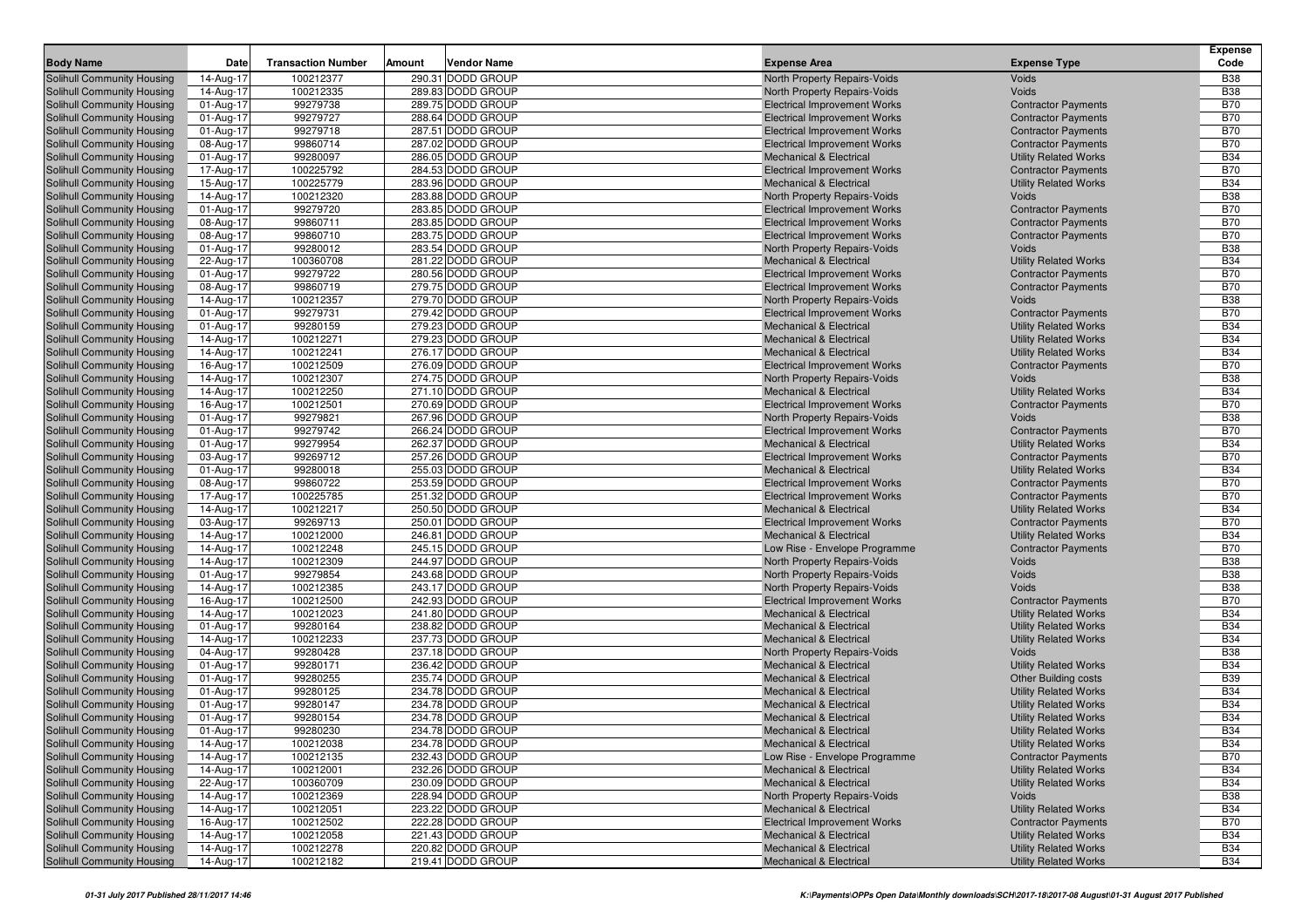| Body Name | Date | Transaction Number | Amount | Vendor Name | Expense Area | Expense Type | Expense Code |
|---|---|---|---|---|---|---|---|
| Solihull Community Housing | 14-Aug-17 | 100212377 | 290.31 | DODD GROUP | North Property Repairs-Voids | Voids | B38 |
| Solihull Community Housing | 14-Aug-17 | 100212335 | 289.83 | DODD GROUP | North Property Repairs-Voids | Voids | B38 |
| Solihull Community Housing | 01-Aug-17 | 99279738 | 289.75 | DODD GROUP | Electrical Improvement Works | Contractor Payments | B70 |
| Solihull Community Housing | 01-Aug-17 | 99279727 | 288.64 | DODD GROUP | Electrical Improvement Works | Contractor Payments | B70 |
| Solihull Community Housing | 01-Aug-17 | 99279718 | 287.51 | DODD GROUP | Electrical Improvement Works | Contractor Payments | B70 |
| Solihull Community Housing | 08-Aug-17 | 99860714 | 287.02 | DODD GROUP | Electrical Improvement Works | Contractor Payments | B70 |
| Solihull Community Housing | 01-Aug-17 | 99280097 | 286.05 | DODD GROUP | Mechanical & Electrical | Utility Related Works | B34 |
| Solihull Community Housing | 17-Aug-17 | 100225792 | 284.53 | DODD GROUP | Electrical Improvement Works | Contractor Payments | B70 |
| Solihull Community Housing | 15-Aug-17 | 100225779 | 283.96 | DODD GROUP | Mechanical & Electrical | Utility Related Works | B34 |
| Solihull Community Housing | 14-Aug-17 | 100212320 | 283.88 | DODD GROUP | North Property Repairs-Voids | Voids | B38 |
| Solihull Community Housing | 01-Aug-17 | 99279720 | 283.85 | DODD GROUP | Electrical Improvement Works | Contractor Payments | B70 |
| Solihull Community Housing | 08-Aug-17 | 99860711 | 283.85 | DODD GROUP | Electrical Improvement Works | Contractor Payments | B70 |
| Solihull Community Housing | 08-Aug-17 | 99860710 | 283.75 | DODD GROUP | Electrical Improvement Works | Contractor Payments | B70 |
| Solihull Community Housing | 01-Aug-17 | 99280012 | 283.54 | DODD GROUP | North Property Repairs-Voids | Voids | B38 |
| Solihull Community Housing | 22-Aug-17 | 100360708 | 281.22 | DODD GROUP | Mechanical & Electrical | Utility Related Works | B34 |
| Solihull Community Housing | 01-Aug-17 | 99279722 | 280.56 | DODD GROUP | Electrical Improvement Works | Contractor Payments | B70 |
| Solihull Community Housing | 08-Aug-17 | 99860719 | 279.75 | DODD GROUP | Electrical Improvement Works | Contractor Payments | B70 |
| Solihull Community Housing | 14-Aug-17 | 100212357 | 279.70 | DODD GROUP | North Property Repairs-Voids | Voids | B38 |
| Solihull Community Housing | 01-Aug-17 | 99279731 | 279.42 | DODD GROUP | Electrical Improvement Works | Contractor Payments | B70 |
| Solihull Community Housing | 01-Aug-17 | 99280159 | 279.23 | DODD GROUP | Mechanical & Electrical | Utility Related Works | B34 |
| Solihull Community Housing | 14-Aug-17 | 100212271 | 279.23 | DODD GROUP | Mechanical & Electrical | Utility Related Works | B34 |
| Solihull Community Housing | 14-Aug-17 | 100212241 | 276.17 | DODD GROUP | Mechanical & Electrical | Utility Related Works | B34 |
| Solihull Community Housing | 16-Aug-17 | 100212509 | 276.09 | DODD GROUP | Electrical Improvement Works | Contractor Payments | B70 |
| Solihull Community Housing | 14-Aug-17 | 100212307 | 274.75 | DODD GROUP | North Property Repairs-Voids | Voids | B38 |
| Solihull Community Housing | 14-Aug-17 | 100212250 | 271.10 | DODD GROUP | Mechanical & Electrical | Utility Related Works | B34 |
| Solihull Community Housing | 16-Aug-17 | 100212501 | 270.69 | DODD GROUP | Electrical Improvement Works | Contractor Payments | B70 |
| Solihull Community Housing | 01-Aug-17 | 99279821 | 267.96 | DODD GROUP | North Property Repairs-Voids | Voids | B38 |
| Solihull Community Housing | 01-Aug-17 | 99279742 | 266.24 | DODD GROUP | Electrical Improvement Works | Contractor Payments | B70 |
| Solihull Community Housing | 01-Aug-17 | 99279954 | 262.37 | DODD GROUP | Mechanical & Electrical | Utility Related Works | B34 |
| Solihull Community Housing | 03-Aug-17 | 99269712 | 257.26 | DODD GROUP | Electrical Improvement Works | Contractor Payments | B70 |
| Solihull Community Housing | 01-Aug-17 | 99280018 | 255.03 | DODD GROUP | Mechanical & Electrical | Utility Related Works | B34 |
| Solihull Community Housing | 08-Aug-17 | 99860722 | 253.59 | DODD GROUP | Electrical Improvement Works | Contractor Payments | B70 |
| Solihull Community Housing | 17-Aug-17 | 100225785 | 251.32 | DODD GROUP | Electrical Improvement Works | Contractor Payments | B70 |
| Solihull Community Housing | 14-Aug-17 | 100212217 | 250.50 | DODD GROUP | Mechanical & Electrical | Utility Related Works | B34 |
| Solihull Community Housing | 03-Aug-17 | 99269713 | 250.01 | DODD GROUP | Electrical Improvement Works | Contractor Payments | B70 |
| Solihull Community Housing | 14-Aug-17 | 100212000 | 246.81 | DODD GROUP | Mechanical & Electrical | Utility Related Works | B34 |
| Solihull Community Housing | 14-Aug-17 | 100212248 | 245.15 | DODD GROUP | Low Rise - Envelope Programme | Contractor Payments | B70 |
| Solihull Community Housing | 14-Aug-17 | 100212309 | 244.97 | DODD GROUP | North Property Repairs-Voids | Voids | B38 |
| Solihull Community Housing | 01-Aug-17 | 99279854 | 243.68 | DODD GROUP | North Property Repairs-Voids | Voids | B38 |
| Solihull Community Housing | 14-Aug-17 | 100212385 | 243.17 | DODD GROUP | North Property Repairs-Voids | Voids | B38 |
| Solihull Community Housing | 16-Aug-17 | 100212500 | 242.93 | DODD GROUP | Electrical Improvement Works | Contractor Payments | B70 |
| Solihull Community Housing | 14-Aug-17 | 100212023 | 241.80 | DODD GROUP | Mechanical & Electrical | Utility Related Works | B34 |
| Solihull Community Housing | 01-Aug-17 | 99280164 | 238.82 | DODD GROUP | Mechanical & Electrical | Utility Related Works | B34 |
| Solihull Community Housing | 14-Aug-17 | 100212233 | 237.73 | DODD GROUP | Mechanical & Electrical | Utility Related Works | B34 |
| Solihull Community Housing | 04-Aug-17 | 99280428 | 237.18 | DODD GROUP | North Property Repairs-Voids | Voids | B38 |
| Solihull Community Housing | 01-Aug-17 | 99280171 | 236.42 | DODD GROUP | Mechanical & Electrical | Utility Related Works | B34 |
| Solihull Community Housing | 01-Aug-17 | 99280255 | 235.74 | DODD GROUP | Mechanical & Electrical | Other Building costs | B39 |
| Solihull Community Housing | 01-Aug-17 | 99280125 | 234.78 | DODD GROUP | Mechanical & Electrical | Utility Related Works | B34 |
| Solihull Community Housing | 01-Aug-17 | 99280147 | 234.78 | DODD GROUP | Mechanical & Electrical | Utility Related Works | B34 |
| Solihull Community Housing | 01-Aug-17 | 99280154 | 234.78 | DODD GROUP | Mechanical & Electrical | Utility Related Works | B34 |
| Solihull Community Housing | 01-Aug-17 | 99280230 | 234.78 | DODD GROUP | Mechanical & Electrical | Utility Related Works | B34 |
| Solihull Community Housing | 14-Aug-17 | 100212038 | 234.78 | DODD GROUP | Mechanical & Electrical | Utility Related Works | B34 |
| Solihull Community Housing | 14-Aug-17 | 100212135 | 232.43 | DODD GROUP | Low Rise - Envelope Programme | Contractor Payments | B70 |
| Solihull Community Housing | 14-Aug-17 | 100212001 | 232.26 | DODD GROUP | Mechanical & Electrical | Utility Related Works | B34 |
| Solihull Community Housing | 22-Aug-17 | 100360709 | 230.09 | DODD GROUP | Mechanical & Electrical | Utility Related Works | B34 |
| Solihull Community Housing | 14-Aug-17 | 100212369 | 228.94 | DODD GROUP | North Property Repairs-Voids | Voids | B38 |
| Solihull Community Housing | 14-Aug-17 | 100212051 | 223.22 | DODD GROUP | Mechanical & Electrical | Utility Related Works | B34 |
| Solihull Community Housing | 16-Aug-17 | 100212502 | 222.28 | DODD GROUP | Electrical Improvement Works | Contractor Payments | B70 |
| Solihull Community Housing | 14-Aug-17 | 100212058 | 221.43 | DODD GROUP | Mechanical & Electrical | Utility Related Works | B34 |
| Solihull Community Housing | 14-Aug-17 | 100212278 | 220.82 | DODD GROUP | Mechanical & Electrical | Utility Related Works | B34 |
| Solihull Community Housing | 14-Aug-17 | 100212182 | 219.41 | DODD GROUP | Mechanical & Electrical | Utility Related Works | B34 |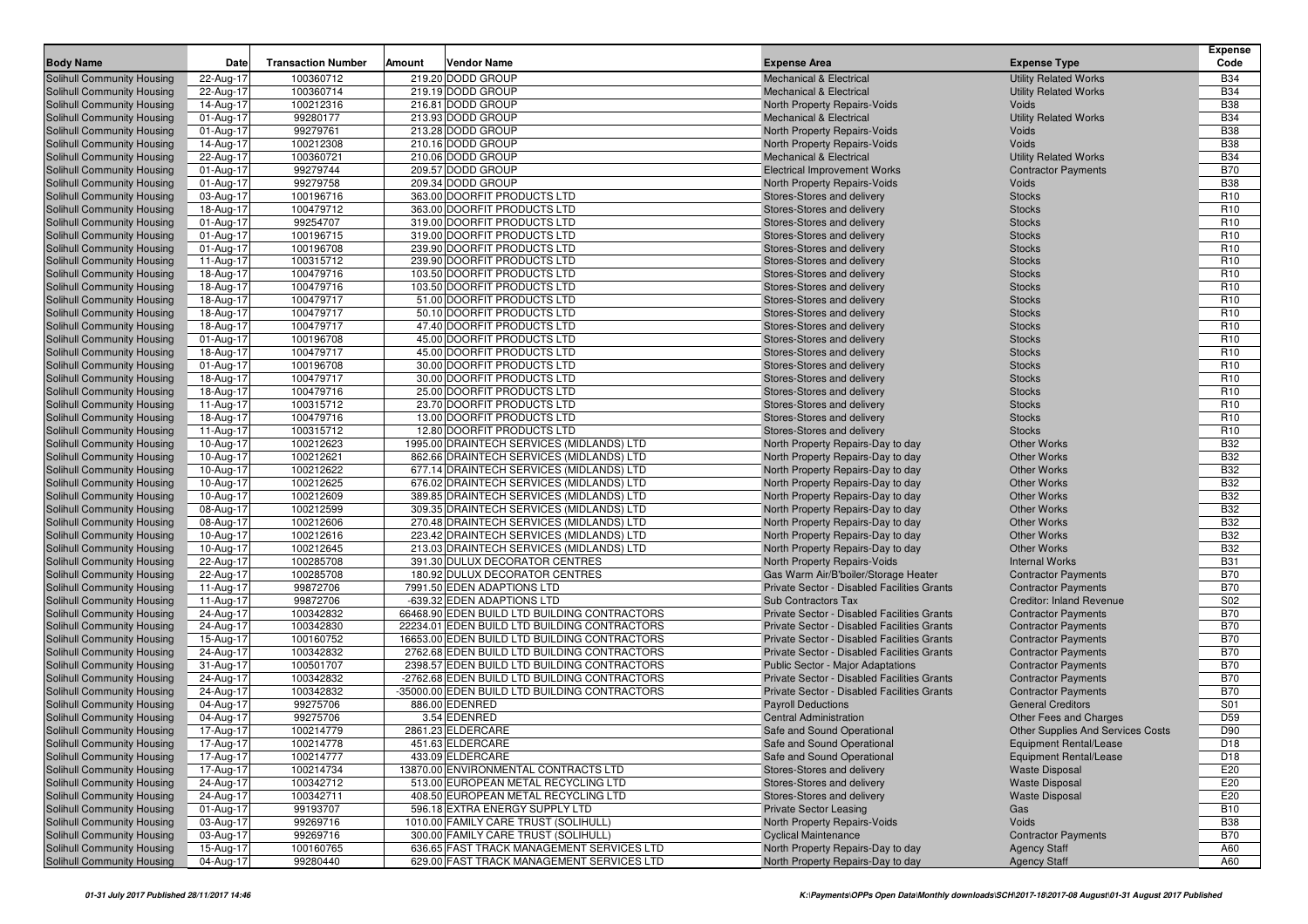| Body Name | Date | Transaction Number | Amount | Vendor Name | Expense Area | Expense Type | Expense Code |
|---|---|---|---|---|---|---|---|
| Solihull Community Housing | 22-Aug-17 | 100360712 | 219.20 | DODD GROUP | Mechanical & Electrical | Utility Related Works | B34 |
| Solihull Community Housing | 22-Aug-17 | 100360714 | 219.19 | DODD GROUP | Mechanical & Electrical | Utility Related Works | B34 |
| Solihull Community Housing | 14-Aug-17 | 100212316 | 216.81 | DODD GROUP | North Property Repairs-Voids | Voids | B38 |
| Solihull Community Housing | 01-Aug-17 | 99280177 | 213.93 | DODD GROUP | Mechanical & Electrical | Utility Related Works | B34 |
| Solihull Community Housing | 01-Aug-17 | 99279761 | 213.28 | DODD GROUP | North Property Repairs-Voids | Voids | B38 |
| Solihull Community Housing | 14-Aug-17 | 100212308 | 210.16 | DODD GROUP | North Property Repairs-Voids | Voids | B38 |
| Solihull Community Housing | 22-Aug-17 | 100360721 | 210.06 | DODD GROUP | Mechanical & Electrical | Utility Related Works | B34 |
| Solihull Community Housing | 01-Aug-17 | 99279744 | 209.57 | DODD GROUP | Electrical Improvement Works | Contractor Payments | B70 |
| Solihull Community Housing | 01-Aug-17 | 99279758 | 209.34 | DODD GROUP | North Property Repairs-Voids | Voids | B38 |
| Solihull Community Housing | 03-Aug-17 | 100196716 | 363.00 | DOORFIT PRODUCTS LTD | Stores-Stores and delivery | Stocks | R10 |
| Solihull Community Housing | 18-Aug-17 | 100479712 | 363.00 | DOORFIT PRODUCTS LTD | Stores-Stores and delivery | Stocks | R10 |
| Solihull Community Housing | 01-Aug-17 | 99254707 | 319.00 | DOORFIT PRODUCTS LTD | Stores-Stores and delivery | Stocks | R10 |
| Solihull Community Housing | 01-Aug-17 | 100196715 | 319.00 | DOORFIT PRODUCTS LTD | Stores-Stores and delivery | Stocks | R10 |
| Solihull Community Housing | 01-Aug-17 | 100196708 | 239.90 | DOORFIT PRODUCTS LTD | Stores-Stores and delivery | Stocks | R10 |
| Solihull Community Housing | 11-Aug-17 | 100315712 | 239.90 | DOORFIT PRODUCTS LTD | Stores-Stores and delivery | Stocks | R10 |
| Solihull Community Housing | 18-Aug-17 | 100479716 | 103.50 | DOORFIT PRODUCTS LTD | Stores-Stores and delivery | Stocks | R10 |
| Solihull Community Housing | 18-Aug-17 | 100479716 | 103.50 | DOORFIT PRODUCTS LTD | Stores-Stores and delivery | Stocks | R10 |
| Solihull Community Housing | 18-Aug-17 | 100479717 | 51.00 | DOORFIT PRODUCTS LTD | Stores-Stores and delivery | Stocks | R10 |
| Solihull Community Housing | 18-Aug-17 | 100479717 | 50.10 | DOORFIT PRODUCTS LTD | Stores-Stores and delivery | Stocks | R10 |
| Solihull Community Housing | 18-Aug-17 | 100479717 | 47.40 | DOORFIT PRODUCTS LTD | Stores-Stores and delivery | Stocks | R10 |
| Solihull Community Housing | 01-Aug-17 | 100196708 | 45.00 | DOORFIT PRODUCTS LTD | Stores-Stores and delivery | Stocks | R10 |
| Solihull Community Housing | 18-Aug-17 | 100479717 | 45.00 | DOORFIT PRODUCTS LTD | Stores-Stores and delivery | Stocks | R10 |
| Solihull Community Housing | 01-Aug-17 | 100196708 | 30.00 | DOORFIT PRODUCTS LTD | Stores-Stores and delivery | Stocks | R10 |
| Solihull Community Housing | 18-Aug-17 | 100479717 | 30.00 | DOORFIT PRODUCTS LTD | Stores-Stores and delivery | Stocks | R10 |
| Solihull Community Housing | 18-Aug-17 | 100479716 | 25.00 | DOORFIT PRODUCTS LTD | Stores-Stores and delivery | Stocks | R10 |
| Solihull Community Housing | 11-Aug-17 | 100315712 | 23.70 | DOORFIT PRODUCTS LTD | Stores-Stores and delivery | Stocks | R10 |
| Solihull Community Housing | 18-Aug-17 | 100479716 | 13.00 | DOORFIT PRODUCTS LTD | Stores-Stores and delivery | Stocks | R10 |
| Solihull Community Housing | 11-Aug-17 | 100315712 | 12.80 | DOORFIT PRODUCTS LTD | Stores-Stores and delivery | Stocks | R10 |
| Solihull Community Housing | 10-Aug-17 | 100212623 | 1995.00 | DRAINTECH SERVICES (MIDLANDS) LTD | North Property Repairs-Day to day | Other Works | B32 |
| Solihull Community Housing | 10-Aug-17 | 100212621 | 862.66 | DRAINTECH SERVICES (MIDLANDS) LTD | North Property Repairs-Day to day | Other Works | B32 |
| Solihull Community Housing | 10-Aug-17 | 100212622 | 677.14 | DRAINTECH SERVICES (MIDLANDS) LTD | North Property Repairs-Day to day | Other Works | B32 |
| Solihull Community Housing | 10-Aug-17 | 100212625 | 676.02 | DRAINTECH SERVICES (MIDLANDS) LTD | North Property Repairs-Day to day | Other Works | B32 |
| Solihull Community Housing | 10-Aug-17 | 100212609 | 389.85 | DRAINTECH SERVICES (MIDLANDS) LTD | North Property Repairs-Day to day | Other Works | B32 |
| Solihull Community Housing | 08-Aug-17 | 100212599 | 309.35 | DRAINTECH SERVICES (MIDLANDS) LTD | North Property Repairs-Day to day | Other Works | B32 |
| Solihull Community Housing | 08-Aug-17 | 100212606 | 270.48 | DRAINTECH SERVICES (MIDLANDS) LTD | North Property Repairs-Day to day | Other Works | B32 |
| Solihull Community Housing | 10-Aug-17 | 100212616 | 223.42 | DRAINTECH SERVICES (MIDLANDS) LTD | North Property Repairs-Day to day | Other Works | B32 |
| Solihull Community Housing | 10-Aug-17 | 100212645 | 213.03 | DRAINTECH SERVICES (MIDLANDS) LTD | North Property Repairs-Day to day | Other Works | B32 |
| Solihull Community Housing | 22-Aug-17 | 100285708 | 391.30 | DULUX DECORATOR CENTRES | North Property Repairs-Voids | Internal Works | B31 |
| Solihull Community Housing | 22-Aug-17 | 100285708 | 180.92 | DULUX DECORATOR CENTRES | Gas Warm Air/B'boiler/Storage Heater | Contractor Payments | B70 |
| Solihull Community Housing | 11-Aug-17 | 99872706 | 7991.50 | EDEN ADAPTIONS LTD | Private Sector - Disabled Facilities Grants | Contractor Payments | B70 |
| Solihull Community Housing | 11-Aug-17 | 99872706 | -639.32 | EDEN ADAPTIONS LTD | Sub Contractors Tax | Creditor: Inland Revenue | S02 |
| Solihull Community Housing | 24-Aug-17 | 100342832 | 66468.90 | EDEN BUILD LTD BUILDING CONTRACTORS | Private Sector - Disabled Facilities Grants | Contractor Payments | B70 |
| Solihull Community Housing | 24-Aug-17 | 100342830 | 22234.01 | EDEN BUILD LTD BUILDING CONTRACTORS | Private Sector - Disabled Facilities Grants | Contractor Payments | B70 |
| Solihull Community Housing | 15-Aug-17 | 100160752 | 16653.00 | EDEN BUILD LTD BUILDING CONTRACTORS | Private Sector - Disabled Facilities Grants | Contractor Payments | B70 |
| Solihull Community Housing | 24-Aug-17 | 100342832 | 2762.68 | EDEN BUILD LTD BUILDING CONTRACTORS | Private Sector - Disabled Facilities Grants | Contractor Payments | B70 |
| Solihull Community Housing | 31-Aug-17 | 100501707 | 2398.57 | EDEN BUILD LTD BUILDING CONTRACTORS | Public Sector - Major Adaptations | Contractor Payments | B70 |
| Solihull Community Housing | 24-Aug-17 | 100342832 | -2762.68 | EDEN BUILD LTD BUILDING CONTRACTORS | Private Sector - Disabled Facilities Grants | Contractor Payments | B70 |
| Solihull Community Housing | 24-Aug-17 | 100342832 | -35000.00 | EDEN BUILD LTD BUILDING CONTRACTORS | Private Sector - Disabled Facilities Grants | Contractor Payments | B70 |
| Solihull Community Housing | 04-Aug-17 | 99275706 | 886.00 | EDENRED | Payroll Deductions | General Creditors | S01 |
| Solihull Community Housing | 04-Aug-17 | 99275706 | 3.54 | EDENRED | Central Administration | Other Fees and Charges | D59 |
| Solihull Community Housing | 17-Aug-17 | 100214779 | 2861.23 | ELDERCARE | Safe and Sound Operational | Other Supplies And Services Costs | D90 |
| Solihull Community Housing | 17-Aug-17 | 100214778 | 451.63 | ELDERCARE | Safe and Sound Operational | Equipment Rental/Lease | D18 |
| Solihull Community Housing | 17-Aug-17 | 100214777 | 433.09 | ELDERCARE | Safe and Sound Operational | Equipment Rental/Lease | D18 |
| Solihull Community Housing | 17-Aug-17 | 100214734 | 13870.00 | ENVIRONMENTAL CONTRACTS LTD | Stores-Stores and delivery | Waste Disposal | E20 |
| Solihull Community Housing | 24-Aug-17 | 100342712 | 513.00 | EUROPEAN METAL RECYCLING LTD | Stores-Stores and delivery | Waste Disposal | E20 |
| Solihull Community Housing | 24-Aug-17 | 100342711 | 408.50 | EUROPEAN METAL RECYCLING LTD | Stores-Stores and delivery | Waste Disposal | E20 |
| Solihull Community Housing | 01-Aug-17 | 99193707 | 596.18 | EXTRA ENERGY SUPPLY LTD | Private Sector Leasing | Gas | B10 |
| Solihull Community Housing | 03-Aug-17 | 99269716 | 1010.00 | FAMILY CARE TRUST (SOLIHULL) | North Property Repairs-Voids | Voids | B38 |
| Solihull Community Housing | 03-Aug-17 | 99269716 | 300.00 | FAMILY CARE TRUST (SOLIHULL) | Cyclical Maintenance | Contractor Payments | B70 |
| Solihull Community Housing | 15-Aug-17 | 100160765 | 636.65 | FAST TRACK MANAGEMENT SERVICES LTD | North Property Repairs-Day to day | Agency Staff | A60 |
| Solihull Community Housing | 04-Aug-17 | 99280440 | 629.00 | FAST TRACK MANAGEMENT SERVICES LTD | North Property Repairs-Day to day | Agency Staff | A60 |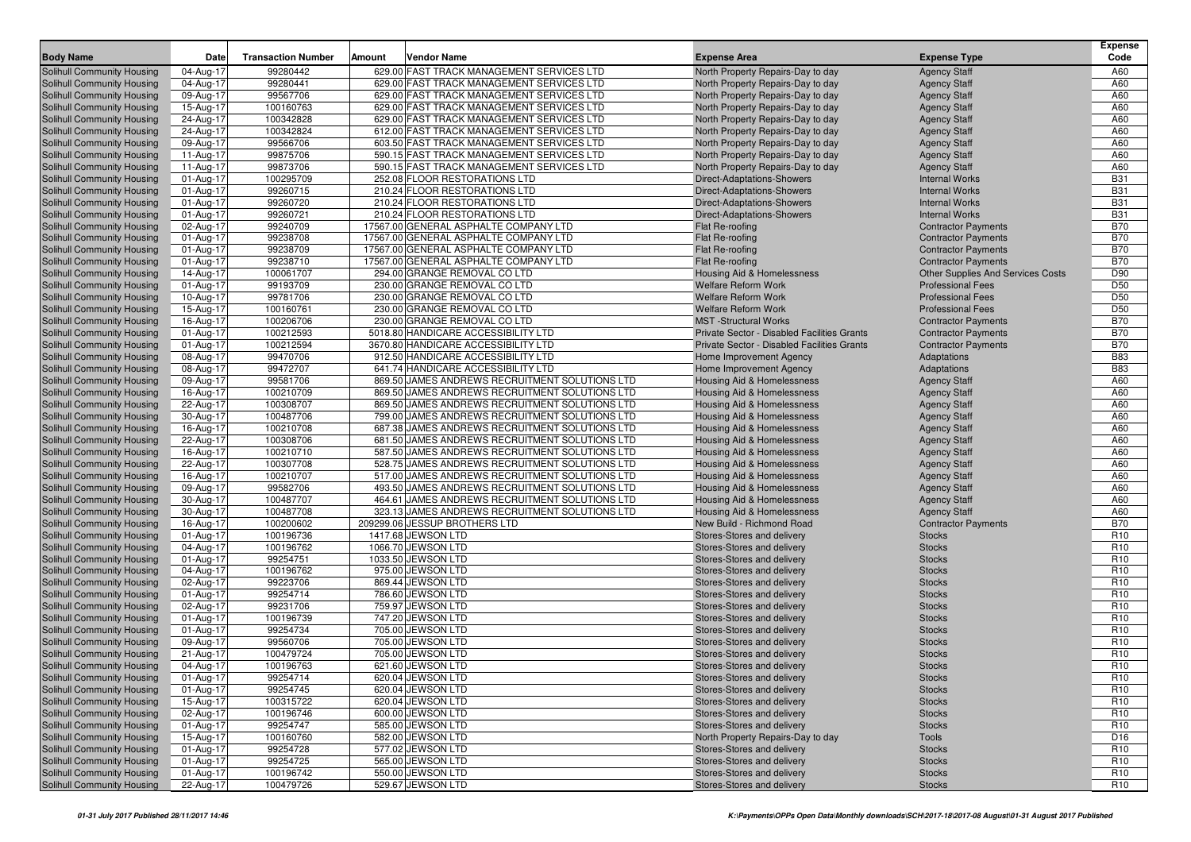| Body Name | Date | Transaction Number | Amount | Vendor Name | Expense Area | Expense Type | Expense Code |
|---|---|---|---|---|---|---|---|
| Solihull Community Housing | 04-Aug-17 | 99280442 | 629.00 | FAST TRACK MANAGEMENT SERVICES LTD | North Property Repairs-Day to day | Agency Staff | A60 |
| Solihull Community Housing | 04-Aug-17 | 99280441 | 629.00 | FAST TRACK MANAGEMENT SERVICES LTD | North Property Repairs-Day to day | Agency Staff | A60 |
| Solihull Community Housing | 09-Aug-17 | 99567706 | 629.00 | FAST TRACK MANAGEMENT SERVICES LTD | North Property Repairs-Day to day | Agency Staff | A60 |
| Solihull Community Housing | 15-Aug-17 | 100160763 | 629.00 | FAST TRACK MANAGEMENT SERVICES LTD | North Property Repairs-Day to day | Agency Staff | A60 |
| Solihull Community Housing | 24-Aug-17 | 100342828 | 629.00 | FAST TRACK MANAGEMENT SERVICES LTD | North Property Repairs-Day to day | Agency Staff | A60 |
| Solihull Community Housing | 24-Aug-17 | 100342824 | 612.00 | FAST TRACK MANAGEMENT SERVICES LTD | North Property Repairs-Day to day | Agency Staff | A60 |
| Solihull Community Housing | 09-Aug-17 | 99566706 | 603.50 | FAST TRACK MANAGEMENT SERVICES LTD | North Property Repairs-Day to day | Agency Staff | A60 |
| Solihull Community Housing | 11-Aug-17 | 99875706 | 590.15 | FAST TRACK MANAGEMENT SERVICES LTD | North Property Repairs-Day to day | Agency Staff | A60 |
| Solihull Community Housing | 11-Aug-17 | 99873706 | 590.15 | FAST TRACK MANAGEMENT SERVICES LTD | North Property Repairs-Day to day | Agency Staff | A60 |
| Solihull Community Housing | 01-Aug-17 | 100295709 | 252.08 | FLOOR RESTORATIONS LTD | Direct-Adaptations-Showers | Internal Works | B31 |
| Solihull Community Housing | 01-Aug-17 | 99260715 | 210.24 | FLOOR RESTORATIONS LTD | Direct-Adaptations-Showers | Internal Works | B31 |
| Solihull Community Housing | 01-Aug-17 | 99260720 | 210.24 | FLOOR RESTORATIONS LTD | Direct-Adaptations-Showers | Internal Works | B31 |
| Solihull Community Housing | 01-Aug-17 | 99260721 | 210.24 | FLOOR RESTORATIONS LTD | Direct-Adaptations-Showers | Internal Works | B31 |
| Solihull Community Housing | 02-Aug-17 | 99240709 | 17567.00 | GENERAL ASPHALTE COMPANY LTD | Flat Re-roofing | Contractor Payments | B70 |
| Solihull Community Housing | 01-Aug-17 | 99238708 | 17567.00 | GENERAL ASPHALTE COMPANY LTD | Flat Re-roofing | Contractor Payments | B70 |
| Solihull Community Housing | 01-Aug-17 | 99238709 | 17567.00 | GENERAL ASPHALTE COMPANY LTD | Flat Re-roofing | Contractor Payments | B70 |
| Solihull Community Housing | 01-Aug-17 | 99238710 | 17567.00 | GENERAL ASPHALTE COMPANY LTD | Flat Re-roofing | Contractor Payments | B70 |
| Solihull Community Housing | 14-Aug-17 | 100061707 | 294.00 | GRANGE REMOVAL CO LTD | Housing Aid & Homelessness | Other Supplies And Services Costs | D90 |
| Solihull Community Housing | 01-Aug-17 | 99193709 | 230.00 | GRANGE REMOVAL CO LTD | Welfare Reform Work | Professional Fees | D50 |
| Solihull Community Housing | 10-Aug-17 | 99781706 | 230.00 | GRANGE REMOVAL CO LTD | Welfare Reform Work | Professional Fees | D50 |
| Solihull Community Housing | 15-Aug-17 | 100160761 | 230.00 | GRANGE REMOVAL CO LTD | Welfare Reform Work | Professional Fees | D50 |
| Solihull Community Housing | 16-Aug-17 | 100206706 | 230.00 | GRANGE REMOVAL CO LTD | MST -Structural Works | Contractor Payments | B70 |
| Solihull Community Housing | 01-Aug-17 | 100212593 | 5018.80 | HANDICARE ACCESSIBILITY LTD | Private Sector - Disabled Facilities Grants | Contractor Payments | B70 |
| Solihull Community Housing | 01-Aug-17 | 100212594 | 3670.80 | HANDICARE ACCESSIBILITY LTD | Private Sector - Disabled Facilities Grants | Contractor Payments | B70 |
| Solihull Community Housing | 08-Aug-17 | 99470706 | 912.50 | HANDICARE ACCESSIBILITY LTD | Home Improvement Agency | Adaptations | B83 |
| Solihull Community Housing | 08-Aug-17 | 99472707 | 641.74 | HANDICARE ACCESSIBILITY LTD | Home Improvement Agency | Adaptations | B83 |
| Solihull Community Housing | 09-Aug-17 | 99581706 | 869.50 | JAMES ANDREWS RECRUITMENT SOLUTIONS LTD | Housing Aid & Homelessness | Agency Staff | A60 |
| Solihull Community Housing | 16-Aug-17 | 100210709 | 869.50 | JAMES ANDREWS RECRUITMENT SOLUTIONS LTD | Housing Aid & Homelessness | Agency Staff | A60 |
| Solihull Community Housing | 22-Aug-17 | 100308707 | 869.50 | JAMES ANDREWS RECRUITMENT SOLUTIONS LTD | Housing Aid & Homelessness | Agency Staff | A60 |
| Solihull Community Housing | 30-Aug-17 | 100487706 | 799.00 | JAMES ANDREWS RECRUITMENT SOLUTIONS LTD | Housing Aid & Homelessness | Agency Staff | A60 |
| Solihull Community Housing | 16-Aug-17 | 100210708 | 687.38 | JAMES ANDREWS RECRUITMENT SOLUTIONS LTD | Housing Aid & Homelessness | Agency Staff | A60 |
| Solihull Community Housing | 22-Aug-17 | 100308706 | 681.50 | JAMES ANDREWS RECRUITMENT SOLUTIONS LTD | Housing Aid & Homelessness | Agency Staff | A60 |
| Solihull Community Housing | 16-Aug-17 | 100210710 | 587.50 | JAMES ANDREWS RECRUITMENT SOLUTIONS LTD | Housing Aid & Homelessness | Agency Staff | A60 |
| Solihull Community Housing | 22-Aug-17 | 100307708 | 528.75 | JAMES ANDREWS RECRUITMENT SOLUTIONS LTD | Housing Aid & Homelessness | Agency Staff | A60 |
| Solihull Community Housing | 16-Aug-17 | 100210707 | 517.00 | JAMES ANDREWS RECRUITMENT SOLUTIONS LTD | Housing Aid & Homelessness | Agency Staff | A60 |
| Solihull Community Housing | 09-Aug-17 | 99582706 | 493.50 | JAMES ANDREWS RECRUITMENT SOLUTIONS LTD | Housing Aid & Homelessness | Agency Staff | A60 |
| Solihull Community Housing | 30-Aug-17 | 100487707 | 464.61 | JAMES ANDREWS RECRUITMENT SOLUTIONS LTD | Housing Aid & Homelessness | Agency Staff | A60 |
| Solihull Community Housing | 30-Aug-17 | 100487708 | 323.13 | JAMES ANDREWS RECRUITMENT SOLUTIONS LTD | Housing Aid & Homelessness | Agency Staff | A60 |
| Solihull Community Housing | 16-Aug-17 | 100200602 | 209299.06 | JESSUP BROTHERS LTD | New Build - Richmond Road | Contractor Payments | B70 |
| Solihull Community Housing | 01-Aug-17 | 100196736 | 1417.68 | JEWSON LTD | Stores-Stores and delivery | Stocks | R10 |
| Solihull Community Housing | 04-Aug-17 | 100196762 | 1066.70 | JEWSON LTD | Stores-Stores and delivery | Stocks | R10 |
| Solihull Community Housing | 01-Aug-17 | 99254751 | 1033.50 | JEWSON LTD | Stores-Stores and delivery | Stocks | R10 |
| Solihull Community Housing | 04-Aug-17 | 100196762 | 975.00 | JEWSON LTD | Stores-Stores and delivery | Stocks | R10 |
| Solihull Community Housing | 02-Aug-17 | 99223706 | 869.44 | JEWSON LTD | Stores-Stores and delivery | Stocks | R10 |
| Solihull Community Housing | 01-Aug-17 | 99254714 | 786.60 | JEWSON LTD | Stores-Stores and delivery | Stocks | R10 |
| Solihull Community Housing | 02-Aug-17 | 99231706 | 759.97 | JEWSON LTD | Stores-Stores and delivery | Stocks | R10 |
| Solihull Community Housing | 01-Aug-17 | 100196739 | 747.20 | JEWSON LTD | Stores-Stores and delivery | Stocks | R10 |
| Solihull Community Housing | 01-Aug-17 | 99254734 | 705.00 | JEWSON LTD | Stores-Stores and delivery | Stocks | R10 |
| Solihull Community Housing | 09-Aug-17 | 99560706 | 705.00 | JEWSON LTD | Stores-Stores and delivery | Stocks | R10 |
| Solihull Community Housing | 21-Aug-17 | 100479724 | 705.00 | JEWSON LTD | Stores-Stores and delivery | Stocks | R10 |
| Solihull Community Housing | 04-Aug-17 | 100196763 | 621.60 | JEWSON LTD | Stores-Stores and delivery | Stocks | R10 |
| Solihull Community Housing | 01-Aug-17 | 99254714 | 620.04 | JEWSON LTD | Stores-Stores and delivery | Stocks | R10 |
| Solihull Community Housing | 01-Aug-17 | 99254745 | 620.04 | JEWSON LTD | Stores-Stores and delivery | Stocks | R10 |
| Solihull Community Housing | 15-Aug-17 | 100315722 | 620.04 | JEWSON LTD | Stores-Stores and delivery | Stocks | R10 |
| Solihull Community Housing | 02-Aug-17 | 100196746 | 600.00 | JEWSON LTD | Stores-Stores and delivery | Stocks | R10 |
| Solihull Community Housing | 01-Aug-17 | 99254747 | 585.00 | JEWSON LTD | Stores-Stores and delivery | Stocks | R10 |
| Solihull Community Housing | 15-Aug-17 | 100160760 | 582.00 | JEWSON LTD | North Property Repairs-Day to day | Tools | D16 |
| Solihull Community Housing | 01-Aug-17 | 99254728 | 577.02 | JEWSON LTD | Stores-Stores and delivery | Stocks | R10 |
| Solihull Community Housing | 01-Aug-17 | 99254725 | 565.00 | JEWSON LTD | Stores-Stores and delivery | Stocks | R10 |
| Solihull Community Housing | 01-Aug-17 | 100196742 | 550.00 | JEWSON LTD | Stores-Stores and delivery | Stocks | R10 |
| Solihull Community Housing | 22-Aug-17 | 100479726 | 529.67 | JEWSON LTD | Stores-Stores and delivery | Stocks | R10 |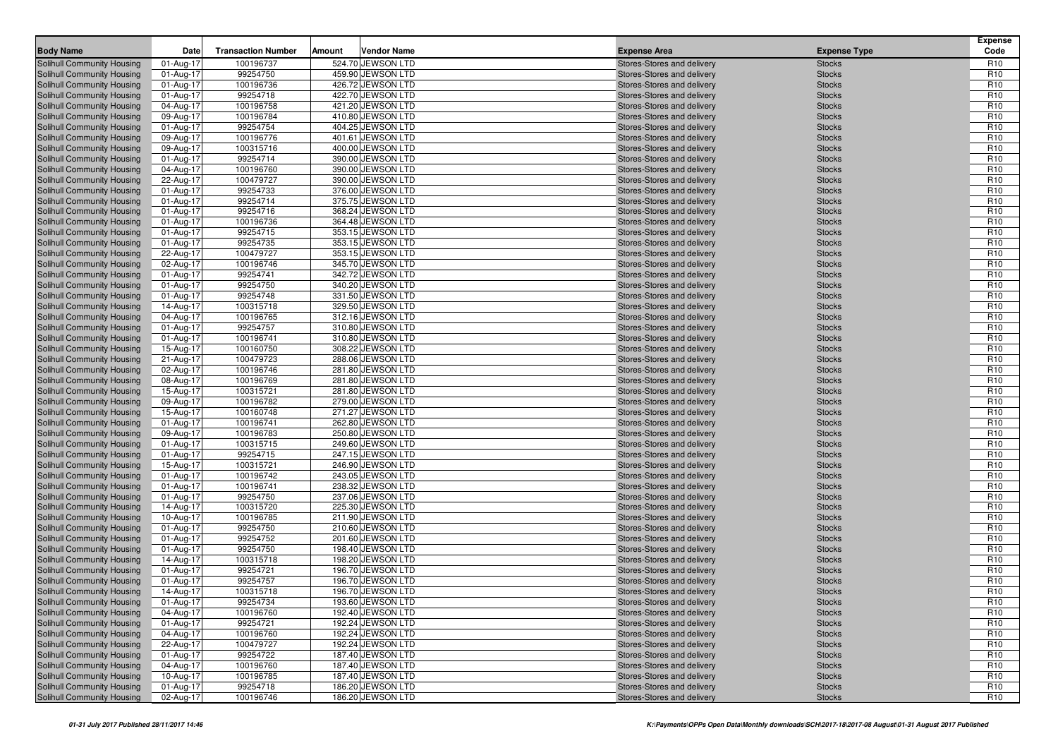| Body Name | Date | Transaction Number | Amount | Vendor Name | Expense Area | Expense Type | Expense Code |
|---|---|---|---|---|---|---|---|
| Solihull Community Housing | 01-Aug-17 | 100196737 | 524.70 | JEWSON LTD | Stores-Stores and delivery | Stocks | R10 |
| Solihull Community Housing | 01-Aug-17 | 99254750 | 459.90 | JEWSON LTD | Stores-Stores and delivery | Stocks | R10 |
| Solihull Community Housing | 01-Aug-17 | 100196736 | 426.72 | JEWSON LTD | Stores-Stores and delivery | Stocks | R10 |
| Solihull Community Housing | 01-Aug-17 | 99254718 | 422.70 | JEWSON LTD | Stores-Stores and delivery | Stocks | R10 |
| Solihull Community Housing | 04-Aug-17 | 100196758 | 421.20 | JEWSON LTD | Stores-Stores and delivery | Stocks | R10 |
| Solihull Community Housing | 09-Aug-17 | 100196784 | 410.80 | JEWSON LTD | Stores-Stores and delivery | Stocks | R10 |
| Solihull Community Housing | 01-Aug-17 | 99254754 | 404.25 | JEWSON LTD | Stores-Stores and delivery | Stocks | R10 |
| Solihull Community Housing | 09-Aug-17 | 100196776 | 401.61 | JEWSON LTD | Stores-Stores and delivery | Stocks | R10 |
| Solihull Community Housing | 09-Aug-17 | 100315716 | 400.00 | JEWSON LTD | Stores-Stores and delivery | Stocks | R10 |
| Solihull Community Housing | 01-Aug-17 | 99254714 | 390.00 | JEWSON LTD | Stores-Stores and delivery | Stocks | R10 |
| Solihull Community Housing | 04-Aug-17 | 100196760 | 390.00 | JEWSON LTD | Stores-Stores and delivery | Stocks | R10 |
| Solihull Community Housing | 22-Aug-17 | 100479727 | 390.00 | JEWSON LTD | Stores-Stores and delivery | Stocks | R10 |
| Solihull Community Housing | 01-Aug-17 | 99254733 | 376.00 | JEWSON LTD | Stores-Stores and delivery | Stocks | R10 |
| Solihull Community Housing | 01-Aug-17 | 99254714 | 375.75 | JEWSON LTD | Stores-Stores and delivery | Stocks | R10 |
| Solihull Community Housing | 01-Aug-17 | 99254716 | 368.24 | JEWSON LTD | Stores-Stores and delivery | Stocks | R10 |
| Solihull Community Housing | 01-Aug-17 | 100196736 | 364.48 | JEWSON LTD | Stores-Stores and delivery | Stocks | R10 |
| Solihull Community Housing | 01-Aug-17 | 99254715 | 353.15 | JEWSON LTD | Stores-Stores and delivery | Stocks | R10 |
| Solihull Community Housing | 01-Aug-17 | 99254735 | 353.15 | JEWSON LTD | Stores-Stores and delivery | Stocks | R10 |
| Solihull Community Housing | 22-Aug-17 | 100479727 | 353.15 | JEWSON LTD | Stores-Stores and delivery | Stocks | R10 |
| Solihull Community Housing | 02-Aug-17 | 100196746 | 345.70 | JEWSON LTD | Stores-Stores and delivery | Stocks | R10 |
| Solihull Community Housing | 01-Aug-17 | 99254741 | 342.72 | JEWSON LTD | Stores-Stores and delivery | Stocks | R10 |
| Solihull Community Housing | 01-Aug-17 | 99254750 | 340.20 | JEWSON LTD | Stores-Stores and delivery | Stocks | R10 |
| Solihull Community Housing | 01-Aug-17 | 99254748 | 331.50 | JEWSON LTD | Stores-Stores and delivery | Stocks | R10 |
| Solihull Community Housing | 14-Aug-17 | 100315718 | 329.50 | JEWSON LTD | Stores-Stores and delivery | Stocks | R10 |
| Solihull Community Housing | 04-Aug-17 | 100196765 | 312.16 | JEWSON LTD | Stores-Stores and delivery | Stocks | R10 |
| Solihull Community Housing | 01-Aug-17 | 99254757 | 310.80 | JEWSON LTD | Stores-Stores and delivery | Stocks | R10 |
| Solihull Community Housing | 01-Aug-17 | 100196741 | 310.80 | JEWSON LTD | Stores-Stores and delivery | Stocks | R10 |
| Solihull Community Housing | 15-Aug-17 | 100160750 | 308.22 | JEWSON LTD | Stores-Stores and delivery | Stocks | R10 |
| Solihull Community Housing | 21-Aug-17 | 100479723 | 288.06 | JEWSON LTD | Stores-Stores and delivery | Stocks | R10 |
| Solihull Community Housing | 02-Aug-17 | 100196746 | 281.80 | JEWSON LTD | Stores-Stores and delivery | Stocks | R10 |
| Solihull Community Housing | 08-Aug-17 | 100196769 | 281.80 | JEWSON LTD | Stores-Stores and delivery | Stocks | R10 |
| Solihull Community Housing | 15-Aug-17 | 100315721 | 281.80 | JEWSON LTD | Stores-Stores and delivery | Stocks | R10 |
| Solihull Community Housing | 09-Aug-17 | 100196782 | 279.00 | JEWSON LTD | Stores-Stores and delivery | Stocks | R10 |
| Solihull Community Housing | 15-Aug-17 | 100160748 | 271.27 | JEWSON LTD | Stores-Stores and delivery | Stocks | R10 |
| Solihull Community Housing | 01-Aug-17 | 100196741 | 262.80 | JEWSON LTD | Stores-Stores and delivery | Stocks | R10 |
| Solihull Community Housing | 09-Aug-17 | 100196783 | 250.80 | JEWSON LTD | Stores-Stores and delivery | Stocks | R10 |
| Solihull Community Housing | 01-Aug-17 | 100315715 | 249.60 | JEWSON LTD | Stores-Stores and delivery | Stocks | R10 |
| Solihull Community Housing | 01-Aug-17 | 99254715 | 247.15 | JEWSON LTD | Stores-Stores and delivery | Stocks | R10 |
| Solihull Community Housing | 15-Aug-17 | 100315721 | 246.90 | JEWSON LTD | Stores-Stores and delivery | Stocks | R10 |
| Solihull Community Housing | 01-Aug-17 | 100196742 | 243.05 | JEWSON LTD | Stores-Stores and delivery | Stocks | R10 |
| Solihull Community Housing | 01-Aug-17 | 100196741 | 238.32 | JEWSON LTD | Stores-Stores and delivery | Stocks | R10 |
| Solihull Community Housing | 01-Aug-17 | 99254750 | 237.06 | JEWSON LTD | Stores-Stores and delivery | Stocks | R10 |
| Solihull Community Housing | 14-Aug-17 | 100315720 | 225.30 | JEWSON LTD | Stores-Stores and delivery | Stocks | R10 |
| Solihull Community Housing | 10-Aug-17 | 100196785 | 211.90 | JEWSON LTD | Stores-Stores and delivery | Stocks | R10 |
| Solihull Community Housing | 01-Aug-17 | 99254750 | 210.60 | JEWSON LTD | Stores-Stores and delivery | Stocks | R10 |
| Solihull Community Housing | 01-Aug-17 | 99254752 | 201.60 | JEWSON LTD | Stores-Stores and delivery | Stocks | R10 |
| Solihull Community Housing | 01-Aug-17 | 99254750 | 198.40 | JEWSON LTD | Stores-Stores and delivery | Stocks | R10 |
| Solihull Community Housing | 14-Aug-17 | 100315718 | 198.20 | JEWSON LTD | Stores-Stores and delivery | Stocks | R10 |
| Solihull Community Housing | 01-Aug-17 | 99254721 | 196.70 | JEWSON LTD | Stores-Stores and delivery | Stocks | R10 |
| Solihull Community Housing | 01-Aug-17 | 99254757 | 196.70 | JEWSON LTD | Stores-Stores and delivery | Stocks | R10 |
| Solihull Community Housing | 14-Aug-17 | 100315718 | 196.70 | JEWSON LTD | Stores-Stores and delivery | Stocks | R10 |
| Solihull Community Housing | 01-Aug-17 | 99254734 | 193.60 | JEWSON LTD | Stores-Stores and delivery | Stocks | R10 |
| Solihull Community Housing | 04-Aug-17 | 100196760 | 192.40 | JEWSON LTD | Stores-Stores and delivery | Stocks | R10 |
| Solihull Community Housing | 01-Aug-17 | 99254721 | 192.24 | JEWSON LTD | Stores-Stores and delivery | Stocks | R10 |
| Solihull Community Housing | 04-Aug-17 | 100196760 | 192.24 | JEWSON LTD | Stores-Stores and delivery | Stocks | R10 |
| Solihull Community Housing | 22-Aug-17 | 100479727 | 192.24 | JEWSON LTD | Stores-Stores and delivery | Stocks | R10 |
| Solihull Community Housing | 01-Aug-17 | 99254722 | 187.40 | JEWSON LTD | Stores-Stores and delivery | Stocks | R10 |
| Solihull Community Housing | 04-Aug-17 | 100196760 | 187.40 | JEWSON LTD | Stores-Stores and delivery | Stocks | R10 |
| Solihull Community Housing | 10-Aug-17 | 100196785 | 187.40 | JEWSON LTD | Stores-Stores and delivery | Stocks | R10 |
| Solihull Community Housing | 01-Aug-17 | 99254718 | 186.20 | JEWSON LTD | Stores-Stores and delivery | Stocks | R10 |
| Solihull Community Housing | 02-Aug-17 | 100196746 | 186.20 | JEWSON LTD | Stores-Stores and delivery | Stocks | R10 |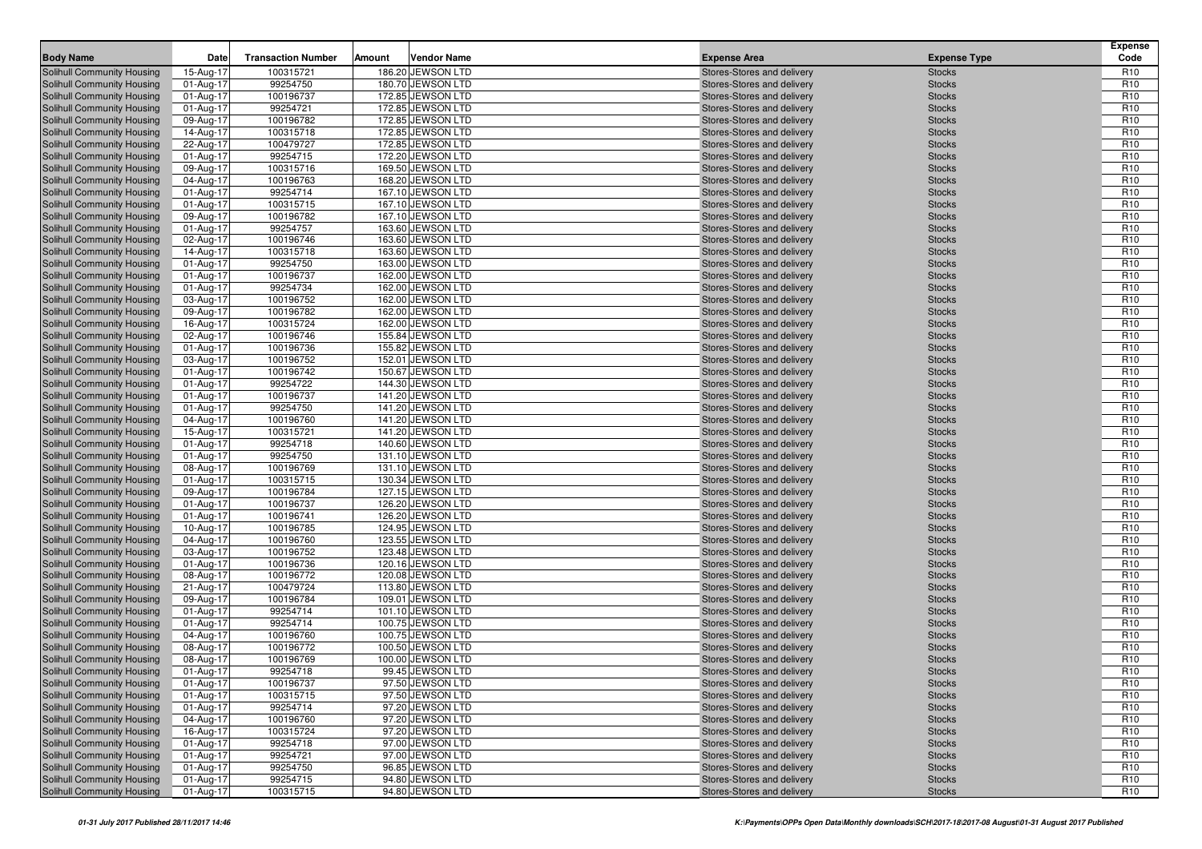| Body Name | Date | Transaction Number | Amount | Vendor Name | Expense Area | Expense Type | Expense Code |
|---|---|---|---|---|---|---|---|
| Solihull Community Housing | 15-Aug-17 | 100315721 | 186.20 | JEWSON LTD | Stores-Stores and delivery | Stocks | R10 |
| Solihull Community Housing | 01-Aug-17 | 99254750 | 180.70 | JEWSON LTD | Stores-Stores and delivery | Stocks | R10 |
| Solihull Community Housing | 01-Aug-17 | 100196737 | 172.85 | JEWSON LTD | Stores-Stores and delivery | Stocks | R10 |
| Solihull Community Housing | 01-Aug-17 | 99254721 | 172.85 | JEWSON LTD | Stores-Stores and delivery | Stocks | R10 |
| Solihull Community Housing | 09-Aug-17 | 100196782 | 172.85 | JEWSON LTD | Stores-Stores and delivery | Stocks | R10 |
| Solihull Community Housing | 14-Aug-17 | 100315718 | 172.85 | JEWSON LTD | Stores-Stores and delivery | Stocks | R10 |
| Solihull Community Housing | 22-Aug-17 | 100479727 | 172.85 | JEWSON LTD | Stores-Stores and delivery | Stocks | R10 |
| Solihull Community Housing | 01-Aug-17 | 99254715 | 172.20 | JEWSON LTD | Stores-Stores and delivery | Stocks | R10 |
| Solihull Community Housing | 09-Aug-17 | 100315716 | 169.50 | JEWSON LTD | Stores-Stores and delivery | Stocks | R10 |
| Solihull Community Housing | 04-Aug-17 | 100196763 | 168.20 | JEWSON LTD | Stores-Stores and delivery | Stocks | R10 |
| Solihull Community Housing | 01-Aug-17 | 99254714 | 167.10 | JEWSON LTD | Stores-Stores and delivery | Stocks | R10 |
| Solihull Community Housing | 01-Aug-17 | 100315715 | 167.10 | JEWSON LTD | Stores-Stores and delivery | Stocks | R10 |
| Solihull Community Housing | 09-Aug-17 | 100196782 | 167.10 | JEWSON LTD | Stores-Stores and delivery | Stocks | R10 |
| Solihull Community Housing | 01-Aug-17 | 99254757 | 163.60 | JEWSON LTD | Stores-Stores and delivery | Stocks | R10 |
| Solihull Community Housing | 02-Aug-17 | 100196746 | 163.60 | JEWSON LTD | Stores-Stores and delivery | Stocks | R10 |
| Solihull Community Housing | 14-Aug-17 | 100315718 | 163.60 | JEWSON LTD | Stores-Stores and delivery | Stocks | R10 |
| Solihull Community Housing | 01-Aug-17 | 99254750 | 163.00 | JEWSON LTD | Stores-Stores and delivery | Stocks | R10 |
| Solihull Community Housing | 01-Aug-17 | 100196737 | 162.00 | JEWSON LTD | Stores-Stores and delivery | Stocks | R10 |
| Solihull Community Housing | 01-Aug-17 | 99254734 | 162.00 | JEWSON LTD | Stores-Stores and delivery | Stocks | R10 |
| Solihull Community Housing | 03-Aug-17 | 100196752 | 162.00 | JEWSON LTD | Stores-Stores and delivery | Stocks | R10 |
| Solihull Community Housing | 09-Aug-17 | 100196782 | 162.00 | JEWSON LTD | Stores-Stores and delivery | Stocks | R10 |
| Solihull Community Housing | 16-Aug-17 | 100315724 | 162.00 | JEWSON LTD | Stores-Stores and delivery | Stocks | R10 |
| Solihull Community Housing | 02-Aug-17 | 100196746 | 155.84 | JEWSON LTD | Stores-Stores and delivery | Stocks | R10 |
| Solihull Community Housing | 01-Aug-17 | 100196736 | 155.82 | JEWSON LTD | Stores-Stores and delivery | Stocks | R10 |
| Solihull Community Housing | 03-Aug-17 | 100196752 | 152.01 | JEWSON LTD | Stores-Stores and delivery | Stocks | R10 |
| Solihull Community Housing | 01-Aug-17 | 100196742 | 150.67 | JEWSON LTD | Stores-Stores and delivery | Stocks | R10 |
| Solihull Community Housing | 01-Aug-17 | 99254722 | 144.30 | JEWSON LTD | Stores-Stores and delivery | Stocks | R10 |
| Solihull Community Housing | 01-Aug-17 | 100196737 | 141.20 | JEWSON LTD | Stores-Stores and delivery | Stocks | R10 |
| Solihull Community Housing | 01-Aug-17 | 99254750 | 141.20 | JEWSON LTD | Stores-Stores and delivery | Stocks | R10 |
| Solihull Community Housing | 04-Aug-17 | 100196760 | 141.20 | JEWSON LTD | Stores-Stores and delivery | Stocks | R10 |
| Solihull Community Housing | 15-Aug-17 | 100315721 | 141.20 | JEWSON LTD | Stores-Stores and delivery | Stocks | R10 |
| Solihull Community Housing | 01-Aug-17 | 99254718 | 140.60 | JEWSON LTD | Stores-Stores and delivery | Stocks | R10 |
| Solihull Community Housing | 01-Aug-17 | 99254750 | 131.10 | JEWSON LTD | Stores-Stores and delivery | Stocks | R10 |
| Solihull Community Housing | 08-Aug-17 | 100196769 | 131.10 | JEWSON LTD | Stores-Stores and delivery | Stocks | R10 |
| Solihull Community Housing | 01-Aug-17 | 100315715 | 130.34 | JEWSON LTD | Stores-Stores and delivery | Stocks | R10 |
| Solihull Community Housing | 09-Aug-17 | 100196784 | 127.15 | JEWSON LTD | Stores-Stores and delivery | Stocks | R10 |
| Solihull Community Housing | 01-Aug-17 | 100196737 | 126.20 | JEWSON LTD | Stores-Stores and delivery | Stocks | R10 |
| Solihull Community Housing | 01-Aug-17 | 100196741 | 126.20 | JEWSON LTD | Stores-Stores and delivery | Stocks | R10 |
| Solihull Community Housing | 10-Aug-17 | 100196785 | 124.95 | JEWSON LTD | Stores-Stores and delivery | Stocks | R10 |
| Solihull Community Housing | 04-Aug-17 | 100196760 | 123.55 | JEWSON LTD | Stores-Stores and delivery | Stocks | R10 |
| Solihull Community Housing | 03-Aug-17 | 100196752 | 123.48 | JEWSON LTD | Stores-Stores and delivery | Stocks | R10 |
| Solihull Community Housing | 01-Aug-17 | 100196736 | 120.16 | JEWSON LTD | Stores-Stores and delivery | Stocks | R10 |
| Solihull Community Housing | 08-Aug-17 | 100196772 | 120.08 | JEWSON LTD | Stores-Stores and delivery | Stocks | R10 |
| Solihull Community Housing | 21-Aug-17 | 100479724 | 113.80 | JEWSON LTD | Stores-Stores and delivery | Stocks | R10 |
| Solihull Community Housing | 09-Aug-17 | 100196784 | 109.01 | JEWSON LTD | Stores-Stores and delivery | Stocks | R10 |
| Solihull Community Housing | 01-Aug-17 | 99254714 | 101.10 | JEWSON LTD | Stores-Stores and delivery | Stocks | R10 |
| Solihull Community Housing | 01-Aug-17 | 99254714 | 100.75 | JEWSON LTD | Stores-Stores and delivery | Stocks | R10 |
| Solihull Community Housing | 04-Aug-17 | 100196760 | 100.75 | JEWSON LTD | Stores-Stores and delivery | Stocks | R10 |
| Solihull Community Housing | 08-Aug-17 | 100196772 | 100.50 | JEWSON LTD | Stores-Stores and delivery | Stocks | R10 |
| Solihull Community Housing | 08-Aug-17 | 100196769 | 100.00 | JEWSON LTD | Stores-Stores and delivery | Stocks | R10 |
| Solihull Community Housing | 01-Aug-17 | 99254718 | 99.45 | JEWSON LTD | Stores-Stores and delivery | Stocks | R10 |
| Solihull Community Housing | 01-Aug-17 | 100196737 | 97.50 | JEWSON LTD | Stores-Stores and delivery | Stocks | R10 |
| Solihull Community Housing | 01-Aug-17 | 100315715 | 97.50 | JEWSON LTD | Stores-Stores and delivery | Stocks | R10 |
| Solihull Community Housing | 01-Aug-17 | 99254714 | 97.20 | JEWSON LTD | Stores-Stores and delivery | Stocks | R10 |
| Solihull Community Housing | 04-Aug-17 | 100196760 | 97.20 | JEWSON LTD | Stores-Stores and delivery | Stocks | R10 |
| Solihull Community Housing | 16-Aug-17 | 100315724 | 97.20 | JEWSON LTD | Stores-Stores and delivery | Stocks | R10 |
| Solihull Community Housing | 01-Aug-17 | 99254718 | 97.00 | JEWSON LTD | Stores-Stores and delivery | Stocks | R10 |
| Solihull Community Housing | 01-Aug-17 | 99254721 | 97.00 | JEWSON LTD | Stores-Stores and delivery | Stocks | R10 |
| Solihull Community Housing | 01-Aug-17 | 99254750 | 96.85 | JEWSON LTD | Stores-Stores and delivery | Stocks | R10 |
| Solihull Community Housing | 01-Aug-17 | 99254715 | 94.80 | JEWSON LTD | Stores-Stores and delivery | Stocks | R10 |
| Solihull Community Housing | 01-Aug-17 | 100315715 | 94.80 | JEWSON LTD | Stores-Stores and delivery | Stocks | R10 |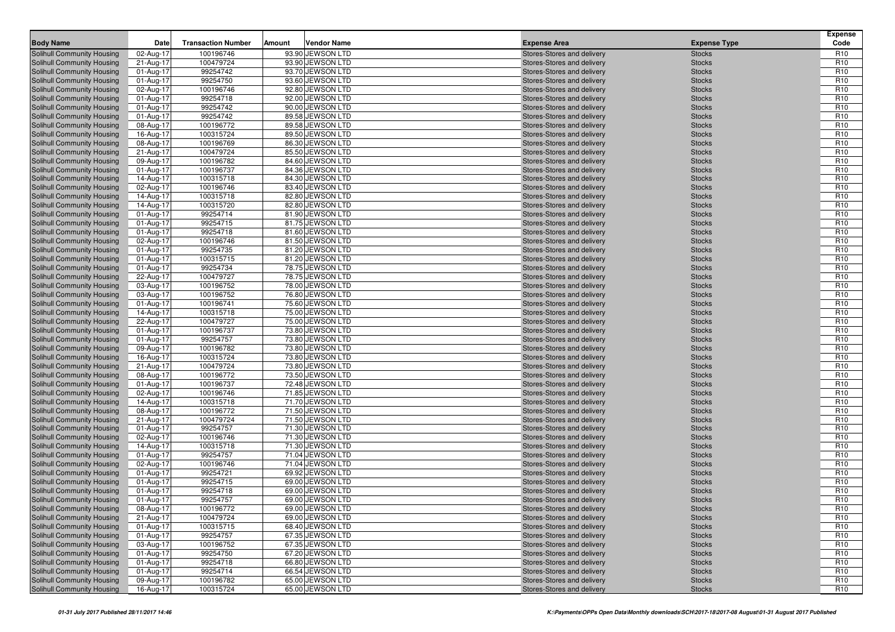| Body Name | Date | Transaction Number | Amount | Vendor Name | Expense Area | Expense Type | Expense Code |
|---|---|---|---|---|---|---|---|
| Solihull Community Housing | 02-Aug-17 | 100196746 | 93.90 | JEWSON LTD | Stores-Stores and delivery | Stocks | R10 |
| Solihull Community Housing | 21-Aug-17 | 100479724 | 93.90 | JEWSON LTD | Stores-Stores and delivery | Stocks | R10 |
| Solihull Community Housing | 01-Aug-17 | 99254742 | 93.70 | JEWSON LTD | Stores-Stores and delivery | Stocks | R10 |
| Solihull Community Housing | 01-Aug-17 | 99254750 | 93.60 | JEWSON LTD | Stores-Stores and delivery | Stocks | R10 |
| Solihull Community Housing | 02-Aug-17 | 100196746 | 92.80 | JEWSON LTD | Stores-Stores and delivery | Stocks | R10 |
| Solihull Community Housing | 01-Aug-17 | 99254718 | 92.00 | JEWSON LTD | Stores-Stores and delivery | Stocks | R10 |
| Solihull Community Housing | 01-Aug-17 | 99254742 | 90.00 | JEWSON LTD | Stores-Stores and delivery | Stocks | R10 |
| Solihull Community Housing | 01-Aug-17 | 99254742 | 89.58 | JEWSON LTD | Stores-Stores and delivery | Stocks | R10 |
| Solihull Community Housing | 08-Aug-17 | 100196772 | 89.58 | JEWSON LTD | Stores-Stores and delivery | Stocks | R10 |
| Solihull Community Housing | 16-Aug-17 | 100315724 | 89.50 | JEWSON LTD | Stores-Stores and delivery | Stocks | R10 |
| Solihull Community Housing | 08-Aug-17 | 100196769 | 86.30 | JEWSON LTD | Stores-Stores and delivery | Stocks | R10 |
| Solihull Community Housing | 21-Aug-17 | 100479724 | 85.50 | JEWSON LTD | Stores-Stores and delivery | Stocks | R10 |
| Solihull Community Housing | 09-Aug-17 | 100196782 | 84.60 | JEWSON LTD | Stores-Stores and delivery | Stocks | R10 |
| Solihull Community Housing | 01-Aug-17 | 100196737 | 84.36 | JEWSON LTD | Stores-Stores and delivery | Stocks | R10 |
| Solihull Community Housing | 14-Aug-17 | 100315718 | 84.30 | JEWSON LTD | Stores-Stores and delivery | Stocks | R10 |
| Solihull Community Housing | 02-Aug-17 | 100196746 | 83.40 | JEWSON LTD | Stores-Stores and delivery | Stocks | R10 |
| Solihull Community Housing | 14-Aug-17 | 100315718 | 82.80 | JEWSON LTD | Stores-Stores and delivery | Stocks | R10 |
| Solihull Community Housing | 14-Aug-17 | 100315720 | 82.80 | JEWSON LTD | Stores-Stores and delivery | Stocks | R10 |
| Solihull Community Housing | 01-Aug-17 | 99254714 | 81.90 | JEWSON LTD | Stores-Stores and delivery | Stocks | R10 |
| Solihull Community Housing | 01-Aug-17 | 99254715 | 81.75 | JEWSON LTD | Stores-Stores and delivery | Stocks | R10 |
| Solihull Community Housing | 01-Aug-17 | 99254718 | 81.60 | JEWSON LTD | Stores-Stores and delivery | Stocks | R10 |
| Solihull Community Housing | 02-Aug-17 | 100196746 | 81.50 | JEWSON LTD | Stores-Stores and delivery | Stocks | R10 |
| Solihull Community Housing | 01-Aug-17 | 99254735 | 81.20 | JEWSON LTD | Stores-Stores and delivery | Stocks | R10 |
| Solihull Community Housing | 01-Aug-17 | 100315715 | 81.20 | JEWSON LTD | Stores-Stores and delivery | Stocks | R10 |
| Solihull Community Housing | 01-Aug-17 | 99254734 | 78.75 | JEWSON LTD | Stores-Stores and delivery | Stocks | R10 |
| Solihull Community Housing | 22-Aug-17 | 100479727 | 78.75 | JEWSON LTD | Stores-Stores and delivery | Stocks | R10 |
| Solihull Community Housing | 03-Aug-17 | 100196752 | 78.00 | JEWSON LTD | Stores-Stores and delivery | Stocks | R10 |
| Solihull Community Housing | 03-Aug-17 | 100196752 | 76.80 | JEWSON LTD | Stores-Stores and delivery | Stocks | R10 |
| Solihull Community Housing | 01-Aug-17 | 100196741 | 75.60 | JEWSON LTD | Stores-Stores and delivery | Stocks | R10 |
| Solihull Community Housing | 14-Aug-17 | 100315718 | 75.00 | JEWSON LTD | Stores-Stores and delivery | Stocks | R10 |
| Solihull Community Housing | 22-Aug-17 | 100479727 | 75.00 | JEWSON LTD | Stores-Stores and delivery | Stocks | R10 |
| Solihull Community Housing | 01-Aug-17 | 100196737 | 73.80 | JEWSON LTD | Stores-Stores and delivery | Stocks | R10 |
| Solihull Community Housing | 01-Aug-17 | 99254757 | 73.80 | JEWSON LTD | Stores-Stores and delivery | Stocks | R10 |
| Solihull Community Housing | 09-Aug-17 | 100196782 | 73.80 | JEWSON LTD | Stores-Stores and delivery | Stocks | R10 |
| Solihull Community Housing | 16-Aug-17 | 100315724 | 73.80 | JEWSON LTD | Stores-Stores and delivery | Stocks | R10 |
| Solihull Community Housing | 21-Aug-17 | 100479724 | 73.80 | JEWSON LTD | Stores-Stores and delivery | Stocks | R10 |
| Solihull Community Housing | 08-Aug-17 | 100196772 | 73.50 | JEWSON LTD | Stores-Stores and delivery | Stocks | R10 |
| Solihull Community Housing | 01-Aug-17 | 100196737 | 72.48 | JEWSON LTD | Stores-Stores and delivery | Stocks | R10 |
| Solihull Community Housing | 02-Aug-17 | 100196746 | 71.85 | JEWSON LTD | Stores-Stores and delivery | Stocks | R10 |
| Solihull Community Housing | 14-Aug-17 | 100315718 | 71.70 | JEWSON LTD | Stores-Stores and delivery | Stocks | R10 |
| Solihull Community Housing | 08-Aug-17 | 100196772 | 71.50 | JEWSON LTD | Stores-Stores and delivery | Stocks | R10 |
| Solihull Community Housing | 21-Aug-17 | 100479724 | 71.50 | JEWSON LTD | Stores-Stores and delivery | Stocks | R10 |
| Solihull Community Housing | 01-Aug-17 | 99254757 | 71.30 | JEWSON LTD | Stores-Stores and delivery | Stocks | R10 |
| Solihull Community Housing | 02-Aug-17 | 100196746 | 71.30 | JEWSON LTD | Stores-Stores and delivery | Stocks | R10 |
| Solihull Community Housing | 14-Aug-17 | 100315718 | 71.30 | JEWSON LTD | Stores-Stores and delivery | Stocks | R10 |
| Solihull Community Housing | 01-Aug-17 | 99254757 | 71.04 | JEWSON LTD | Stores-Stores and delivery | Stocks | R10 |
| Solihull Community Housing | 02-Aug-17 | 100196746 | 71.04 | JEWSON LTD | Stores-Stores and delivery | Stocks | R10 |
| Solihull Community Housing | 01-Aug-17 | 99254721 | 69.92 | JEWSON LTD | Stores-Stores and delivery | Stocks | R10 |
| Solihull Community Housing | 01-Aug-17 | 99254715 | 69.00 | JEWSON LTD | Stores-Stores and delivery | Stocks | R10 |
| Solihull Community Housing | 01-Aug-17 | 99254718 | 69.00 | JEWSON LTD | Stores-Stores and delivery | Stocks | R10 |
| Solihull Community Housing | 01-Aug-17 | 99254757 | 69.00 | JEWSON LTD | Stores-Stores and delivery | Stocks | R10 |
| Solihull Community Housing | 08-Aug-17 | 100196772 | 69.00 | JEWSON LTD | Stores-Stores and delivery | Stocks | R10 |
| Solihull Community Housing | 21-Aug-17 | 100479724 | 69.00 | JEWSON LTD | Stores-Stores and delivery | Stocks | R10 |
| Solihull Community Housing | 01-Aug-17 | 100315715 | 68.40 | JEWSON LTD | Stores-Stores and delivery | Stocks | R10 |
| Solihull Community Housing | 01-Aug-17 | 99254757 | 67.35 | JEWSON LTD | Stores-Stores and delivery | Stocks | R10 |
| Solihull Community Housing | 03-Aug-17 | 100196752 | 67.35 | JEWSON LTD | Stores-Stores and delivery | Stocks | R10 |
| Solihull Community Housing | 01-Aug-17 | 99254750 | 67.20 | JEWSON LTD | Stores-Stores and delivery | Stocks | R10 |
| Solihull Community Housing | 01-Aug-17 | 99254718 | 66.80 | JEWSON LTD | Stores-Stores and delivery | Stocks | R10 |
| Solihull Community Housing | 01-Aug-17 | 99254714 | 66.54 | JEWSON LTD | Stores-Stores and delivery | Stocks | R10 |
| Solihull Community Housing | 09-Aug-17 | 100196782 | 65.00 | JEWSON LTD | Stores-Stores and delivery | Stocks | R10 |
| Solihull Community Housing | 16-Aug-17 | 100315724 | 65.00 | JEWSON LTD | Stores-Stores and delivery | Stocks | R10 |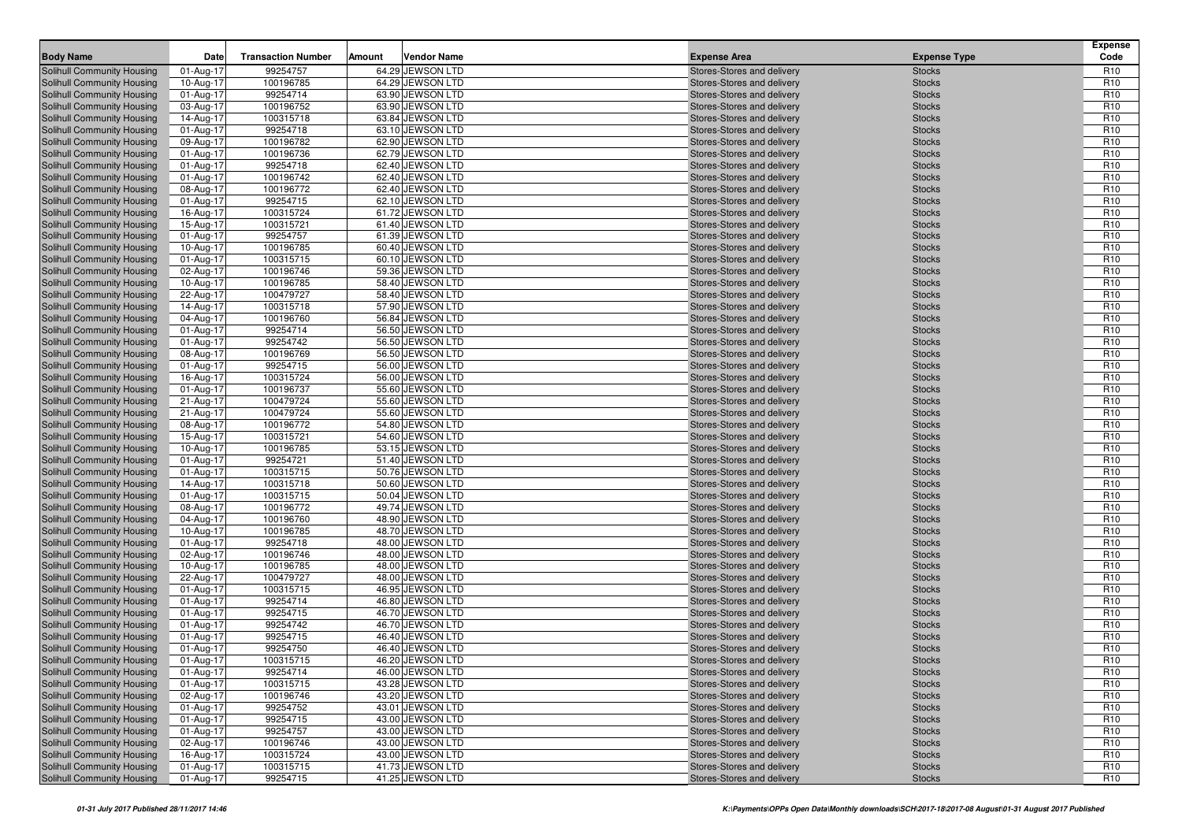| Body Name | Date | Transaction Number | Amount | Vendor Name | Expense Area | Expense Type | Expense Code |
|---|---|---|---|---|---|---|---|
| Solihull Community Housing | 01-Aug-17 | 99254757 | 64.29 | JEWSON LTD | Stores-Stores and delivery | Stocks | R10 |
| Solihull Community Housing | 10-Aug-17 | 100196785 | 64.29 | JEWSON LTD | Stores-Stores and delivery | Stocks | R10 |
| Solihull Community Housing | 01-Aug-17 | 99254714 | 63.90 | JEWSON LTD | Stores-Stores and delivery | Stocks | R10 |
| Solihull Community Housing | 03-Aug-17 | 100196752 | 63.90 | JEWSON LTD | Stores-Stores and delivery | Stocks | R10 |
| Solihull Community Housing | 14-Aug-17 | 100315718 | 63.84 | JEWSON LTD | Stores-Stores and delivery | Stocks | R10 |
| Solihull Community Housing | 01-Aug-17 | 99254718 | 63.10 | JEWSON LTD | Stores-Stores and delivery | Stocks | R10 |
| Solihull Community Housing | 09-Aug-17 | 100196782 | 62.90 | JEWSON LTD | Stores-Stores and delivery | Stocks | R10 |
| Solihull Community Housing | 01-Aug-17 | 100196736 | 62.79 | JEWSON LTD | Stores-Stores and delivery | Stocks | R10 |
| Solihull Community Housing | 01-Aug-17 | 99254718 | 62.40 | JEWSON LTD | Stores-Stores and delivery | Stocks | R10 |
| Solihull Community Housing | 01-Aug-17 | 100196742 | 62.40 | JEWSON LTD | Stores-Stores and delivery | Stocks | R10 |
| Solihull Community Housing | 08-Aug-17 | 100196772 | 62.40 | JEWSON LTD | Stores-Stores and delivery | Stocks | R10 |
| Solihull Community Housing | 01-Aug-17 | 99254715 | 62.10 | JEWSON LTD | Stores-Stores and delivery | Stocks | R10 |
| Solihull Community Housing | 16-Aug-17 | 100315724 | 61.72 | JEWSON LTD | Stores-Stores and delivery | Stocks | R10 |
| Solihull Community Housing | 15-Aug-17 | 100315721 | 61.40 | JEWSON LTD | Stores-Stores and delivery | Stocks | R10 |
| Solihull Community Housing | 01-Aug-17 | 99254757 | 61.39 | JEWSON LTD | Stores-Stores and delivery | Stocks | R10 |
| Solihull Community Housing | 10-Aug-17 | 100196785 | 60.40 | JEWSON LTD | Stores-Stores and delivery | Stocks | R10 |
| Solihull Community Housing | 01-Aug-17 | 100315715 | 60.10 | JEWSON LTD | Stores-Stores and delivery | Stocks | R10 |
| Solihull Community Housing | 02-Aug-17 | 100196746 | 59.36 | JEWSON LTD | Stores-Stores and delivery | Stocks | R10 |
| Solihull Community Housing | 10-Aug-17 | 100196785 | 58.40 | JEWSON LTD | Stores-Stores and delivery | Stocks | R10 |
| Solihull Community Housing | 22-Aug-17 | 100479727 | 58.40 | JEWSON LTD | Stores-Stores and delivery | Stocks | R10 |
| Solihull Community Housing | 14-Aug-17 | 100315718 | 57.90 | JEWSON LTD | Stores-Stores and delivery | Stocks | R10 |
| Solihull Community Housing | 04-Aug-17 | 100196760 | 56.84 | JEWSON LTD | Stores-Stores and delivery | Stocks | R10 |
| Solihull Community Housing | 01-Aug-17 | 99254714 | 56.50 | JEWSON LTD | Stores-Stores and delivery | Stocks | R10 |
| Solihull Community Housing | 01-Aug-17 | 99254742 | 56.50 | JEWSON LTD | Stores-Stores and delivery | Stocks | R10 |
| Solihull Community Housing | 08-Aug-17 | 100196769 | 56.50 | JEWSON LTD | Stores-Stores and delivery | Stocks | R10 |
| Solihull Community Housing | 01-Aug-17 | 99254715 | 56.00 | JEWSON LTD | Stores-Stores and delivery | Stocks | R10 |
| Solihull Community Housing | 16-Aug-17 | 100315724 | 56.00 | JEWSON LTD | Stores-Stores and delivery | Stocks | R10 |
| Solihull Community Housing | 01-Aug-17 | 100196737 | 55.60 | JEWSON LTD | Stores-Stores and delivery | Stocks | R10 |
| Solihull Community Housing | 21-Aug-17 | 100479724 | 55.60 | JEWSON LTD | Stores-Stores and delivery | Stocks | R10 |
| Solihull Community Housing | 21-Aug-17 | 100479724 | 55.60 | JEWSON LTD | Stores-Stores and delivery | Stocks | R10 |
| Solihull Community Housing | 08-Aug-17 | 100196772 | 54.80 | JEWSON LTD | Stores-Stores and delivery | Stocks | R10 |
| Solihull Community Housing | 15-Aug-17 | 100315721 | 54.60 | JEWSON LTD | Stores-Stores and delivery | Stocks | R10 |
| Solihull Community Housing | 10-Aug-17 | 100196785 | 53.15 | JEWSON LTD | Stores-Stores and delivery | Stocks | R10 |
| Solihull Community Housing | 01-Aug-17 | 99254721 | 51.40 | JEWSON LTD | Stores-Stores and delivery | Stocks | R10 |
| Solihull Community Housing | 01-Aug-17 | 100315715 | 50.76 | JEWSON LTD | Stores-Stores and delivery | Stocks | R10 |
| Solihull Community Housing | 14-Aug-17 | 100315718 | 50.60 | JEWSON LTD | Stores-Stores and delivery | Stocks | R10 |
| Solihull Community Housing | 01-Aug-17 | 100315715 | 50.04 | JEWSON LTD | Stores-Stores and delivery | Stocks | R10 |
| Solihull Community Housing | 08-Aug-17 | 100196772 | 49.74 | JEWSON LTD | Stores-Stores and delivery | Stocks | R10 |
| Solihull Community Housing | 04-Aug-17 | 100196760 | 48.90 | JEWSON LTD | Stores-Stores and delivery | Stocks | R10 |
| Solihull Community Housing | 10-Aug-17 | 100196785 | 48.70 | JEWSON LTD | Stores-Stores and delivery | Stocks | R10 |
| Solihull Community Housing | 01-Aug-17 | 99254718 | 48.00 | JEWSON LTD | Stores-Stores and delivery | Stocks | R10 |
| Solihull Community Housing | 02-Aug-17 | 100196746 | 48.00 | JEWSON LTD | Stores-Stores and delivery | Stocks | R10 |
| Solihull Community Housing | 10-Aug-17 | 100196785 | 48.00 | JEWSON LTD | Stores-Stores and delivery | Stocks | R10 |
| Solihull Community Housing | 22-Aug-17 | 100479727 | 48.00 | JEWSON LTD | Stores-Stores and delivery | Stocks | R10 |
| Solihull Community Housing | 01-Aug-17 | 100315715 | 46.95 | JEWSON LTD | Stores-Stores and delivery | Stocks | R10 |
| Solihull Community Housing | 01-Aug-17 | 99254714 | 46.80 | JEWSON LTD | Stores-Stores and delivery | Stocks | R10 |
| Solihull Community Housing | 01-Aug-17 | 99254715 | 46.70 | JEWSON LTD | Stores-Stores and delivery | Stocks | R10 |
| Solihull Community Housing | 01-Aug-17 | 99254742 | 46.70 | JEWSON LTD | Stores-Stores and delivery | Stocks | R10 |
| Solihull Community Housing | 01-Aug-17 | 99254715 | 46.40 | JEWSON LTD | Stores-Stores and delivery | Stocks | R10 |
| Solihull Community Housing | 01-Aug-17 | 99254750 | 46.40 | JEWSON LTD | Stores-Stores and delivery | Stocks | R10 |
| Solihull Community Housing | 01-Aug-17 | 100315715 | 46.20 | JEWSON LTD | Stores-Stores and delivery | Stocks | R10 |
| Solihull Community Housing | 01-Aug-17 | 99254714 | 46.00 | JEWSON LTD | Stores-Stores and delivery | Stocks | R10 |
| Solihull Community Housing | 01-Aug-17 | 100315715 | 43.28 | JEWSON LTD | Stores-Stores and delivery | Stocks | R10 |
| Solihull Community Housing | 02-Aug-17 | 100196746 | 43.20 | JEWSON LTD | Stores-Stores and delivery | Stocks | R10 |
| Solihull Community Housing | 01-Aug-17 | 99254752 | 43.01 | JEWSON LTD | Stores-Stores and delivery | Stocks | R10 |
| Solihull Community Housing | 01-Aug-17 | 99254715 | 43.00 | JEWSON LTD | Stores-Stores and delivery | Stocks | R10 |
| Solihull Community Housing | 01-Aug-17 | 99254757 | 43.00 | JEWSON LTD | Stores-Stores and delivery | Stocks | R10 |
| Solihull Community Housing | 02-Aug-17 | 100196746 | 43.00 | JEWSON LTD | Stores-Stores and delivery | Stocks | R10 |
| Solihull Community Housing | 16-Aug-17 | 100315724 | 43.00 | JEWSON LTD | Stores-Stores and delivery | Stocks | R10 |
| Solihull Community Housing | 01-Aug-17 | 100315715 | 41.73 | JEWSON LTD | Stores-Stores and delivery | Stocks | R10 |
| Solihull Community Housing | 01-Aug-17 | 99254715 | 41.25 | JEWSON LTD | Stores-Stores and delivery | Stocks | R10 |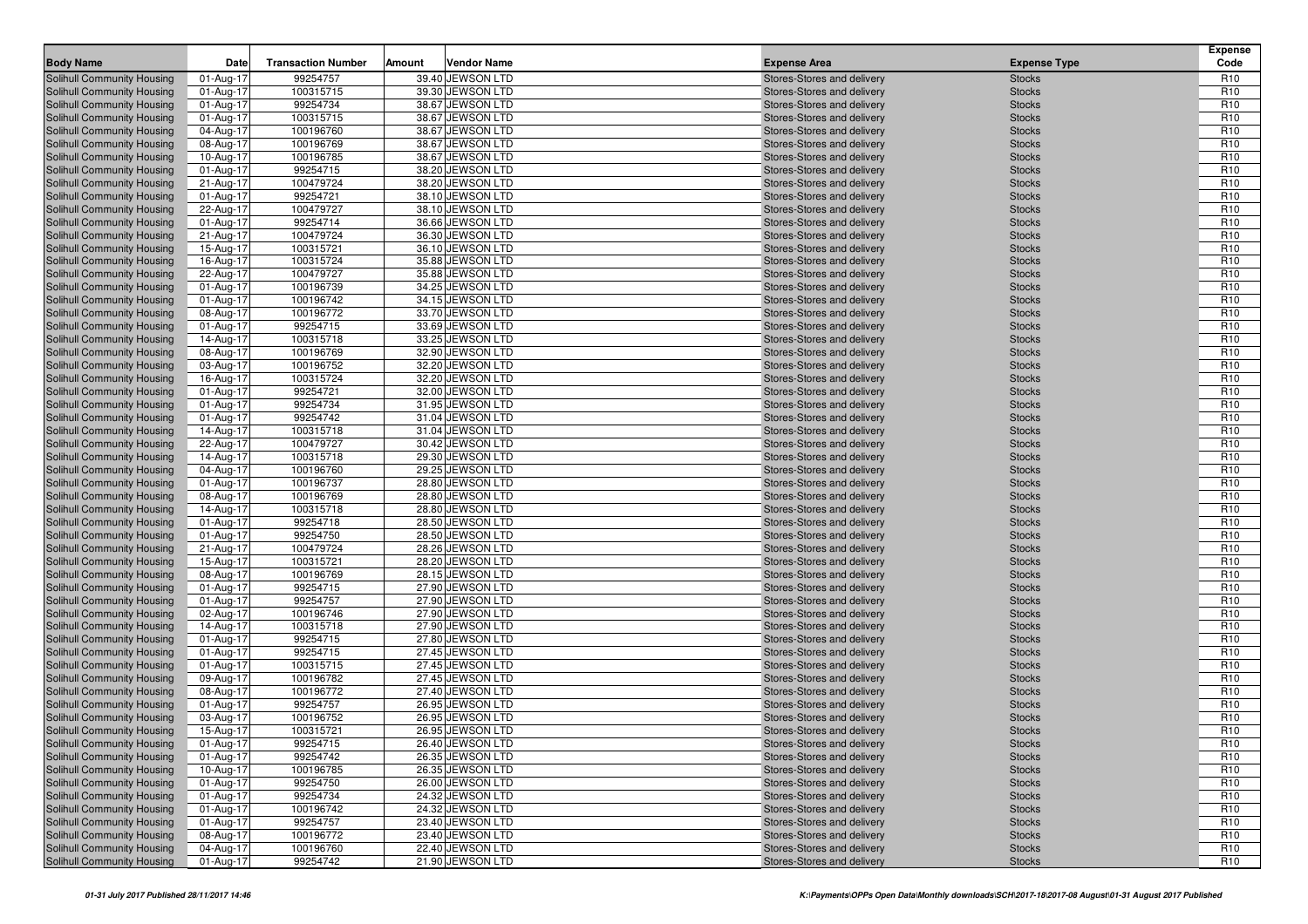| Body Name | Date | Transaction Number | Amount | Vendor Name | Expense Area | Expense Type | Expense Code |
|---|---|---|---|---|---|---|---|
| Solihull Community Housing | 01-Aug-17 | 99254757 | 39.40 | JEWSON LTD | Stores-Stores and delivery | Stocks | R10 |
| Solihull Community Housing | 01-Aug-17 | 100315715 | 39.30 | JEWSON LTD | Stores-Stores and delivery | Stocks | R10 |
| Solihull Community Housing | 01-Aug-17 | 99254734 | 38.67 | JEWSON LTD | Stores-Stores and delivery | Stocks | R10 |
| Solihull Community Housing | 01-Aug-17 | 100315715 | 38.67 | JEWSON LTD | Stores-Stores and delivery | Stocks | R10 |
| Solihull Community Housing | 04-Aug-17 | 100196760 | 38.67 | JEWSON LTD | Stores-Stores and delivery | Stocks | R10 |
| Solihull Community Housing | 08-Aug-17 | 100196769 | 38.67 | JEWSON LTD | Stores-Stores and delivery | Stocks | R10 |
| Solihull Community Housing | 10-Aug-17 | 100196785 | 38.67 | JEWSON LTD | Stores-Stores and delivery | Stocks | R10 |
| Solihull Community Housing | 01-Aug-17 | 99254715 | 38.20 | JEWSON LTD | Stores-Stores and delivery | Stocks | R10 |
| Solihull Community Housing | 21-Aug-17 | 100479724 | 38.20 | JEWSON LTD | Stores-Stores and delivery | Stocks | R10 |
| Solihull Community Housing | 01-Aug-17 | 99254721 | 38.10 | JEWSON LTD | Stores-Stores and delivery | Stocks | R10 |
| Solihull Community Housing | 22-Aug-17 | 100479727 | 38.10 | JEWSON LTD | Stores-Stores and delivery | Stocks | R10 |
| Solihull Community Housing | 01-Aug-17 | 99254714 | 36.66 | JEWSON LTD | Stores-Stores and delivery | Stocks | R10 |
| Solihull Community Housing | 21-Aug-17 | 100479724 | 36.30 | JEWSON LTD | Stores-Stores and delivery | Stocks | R10 |
| Solihull Community Housing | 15-Aug-17 | 100315721 | 36.10 | JEWSON LTD | Stores-Stores and delivery | Stocks | R10 |
| Solihull Community Housing | 16-Aug-17 | 100315724 | 35.88 | JEWSON LTD | Stores-Stores and delivery | Stocks | R10 |
| Solihull Community Housing | 22-Aug-17 | 100479727 | 35.88 | JEWSON LTD | Stores-Stores and delivery | Stocks | R10 |
| Solihull Community Housing | 01-Aug-17 | 100196739 | 34.25 | JEWSON LTD | Stores-Stores and delivery | Stocks | R10 |
| Solihull Community Housing | 01-Aug-17 | 100196742 | 34.15 | JEWSON LTD | Stores-Stores and delivery | Stocks | R10 |
| Solihull Community Housing | 08-Aug-17 | 100196772 | 33.70 | JEWSON LTD | Stores-Stores and delivery | Stocks | R10 |
| Solihull Community Housing | 01-Aug-17 | 99254715 | 33.69 | JEWSON LTD | Stores-Stores and delivery | Stocks | R10 |
| Solihull Community Housing | 14-Aug-17 | 100315718 | 33.25 | JEWSON LTD | Stores-Stores and delivery | Stocks | R10 |
| Solihull Community Housing | 08-Aug-17 | 100196769 | 32.90 | JEWSON LTD | Stores-Stores and delivery | Stocks | R10 |
| Solihull Community Housing | 03-Aug-17 | 100196752 | 32.20 | JEWSON LTD | Stores-Stores and delivery | Stocks | R10 |
| Solihull Community Housing | 16-Aug-17 | 100315724 | 32.20 | JEWSON LTD | Stores-Stores and delivery | Stocks | R10 |
| Solihull Community Housing | 01-Aug-17 | 99254721 | 32.00 | JEWSON LTD | Stores-Stores and delivery | Stocks | R10 |
| Solihull Community Housing | 01-Aug-17 | 99254734 | 31.95 | JEWSON LTD | Stores-Stores and delivery | Stocks | R10 |
| Solihull Community Housing | 01-Aug-17 | 99254742 | 31.04 | JEWSON LTD | Stores-Stores and delivery | Stocks | R10 |
| Solihull Community Housing | 14-Aug-17 | 100315718 | 31.04 | JEWSON LTD | Stores-Stores and delivery | Stocks | R10 |
| Solihull Community Housing | 22-Aug-17 | 100479727 | 30.42 | JEWSON LTD | Stores-Stores and delivery | Stocks | R10 |
| Solihull Community Housing | 14-Aug-17 | 100315718 | 29.30 | JEWSON LTD | Stores-Stores and delivery | Stocks | R10 |
| Solihull Community Housing | 04-Aug-17 | 100196760 | 29.25 | JEWSON LTD | Stores-Stores and delivery | Stocks | R10 |
| Solihull Community Housing | 01-Aug-17 | 100196737 | 28.80 | JEWSON LTD | Stores-Stores and delivery | Stocks | R10 |
| Solihull Community Housing | 08-Aug-17 | 100196769 | 28.80 | JEWSON LTD | Stores-Stores and delivery | Stocks | R10 |
| Solihull Community Housing | 14-Aug-17 | 100315718 | 28.80 | JEWSON LTD | Stores-Stores and delivery | Stocks | R10 |
| Solihull Community Housing | 01-Aug-17 | 99254718 | 28.50 | JEWSON LTD | Stores-Stores and delivery | Stocks | R10 |
| Solihull Community Housing | 01-Aug-17 | 99254750 | 28.50 | JEWSON LTD | Stores-Stores and delivery | Stocks | R10 |
| Solihull Community Housing | 21-Aug-17 | 100479724 | 28.26 | JEWSON LTD | Stores-Stores and delivery | Stocks | R10 |
| Solihull Community Housing | 15-Aug-17 | 100315721 | 28.20 | JEWSON LTD | Stores-Stores and delivery | Stocks | R10 |
| Solihull Community Housing | 08-Aug-17 | 100196769 | 28.15 | JEWSON LTD | Stores-Stores and delivery | Stocks | R10 |
| Solihull Community Housing | 01-Aug-17 | 99254715 | 27.90 | JEWSON LTD | Stores-Stores and delivery | Stocks | R10 |
| Solihull Community Housing | 01-Aug-17 | 99254757 | 27.90 | JEWSON LTD | Stores-Stores and delivery | Stocks | R10 |
| Solihull Community Housing | 02-Aug-17 | 100196746 | 27.90 | JEWSON LTD | Stores-Stores and delivery | Stocks | R10 |
| Solihull Community Housing | 14-Aug-17 | 100315718 | 27.90 | JEWSON LTD | Stores-Stores and delivery | Stocks | R10 |
| Solihull Community Housing | 01-Aug-17 | 99254715 | 27.80 | JEWSON LTD | Stores-Stores and delivery | Stocks | R10 |
| Solihull Community Housing | 01-Aug-17 | 99254715 | 27.45 | JEWSON LTD | Stores-Stores and delivery | Stocks | R10 |
| Solihull Community Housing | 01-Aug-17 | 100315715 | 27.45 | JEWSON LTD | Stores-Stores and delivery | Stocks | R10 |
| Solihull Community Housing | 09-Aug-17 | 100196782 | 27.45 | JEWSON LTD | Stores-Stores and delivery | Stocks | R10 |
| Solihull Community Housing | 08-Aug-17 | 100196772 | 27.40 | JEWSON LTD | Stores-Stores and delivery | Stocks | R10 |
| Solihull Community Housing | 01-Aug-17 | 99254757 | 26.95 | JEWSON LTD | Stores-Stores and delivery | Stocks | R10 |
| Solihull Community Housing | 03-Aug-17 | 100196752 | 26.95 | JEWSON LTD | Stores-Stores and delivery | Stocks | R10 |
| Solihull Community Housing | 15-Aug-17 | 100315721 | 26.95 | JEWSON LTD | Stores-Stores and delivery | Stocks | R10 |
| Solihull Community Housing | 01-Aug-17 | 99254715 | 26.40 | JEWSON LTD | Stores-Stores and delivery | Stocks | R10 |
| Solihull Community Housing | 01-Aug-17 | 99254742 | 26.35 | JEWSON LTD | Stores-Stores and delivery | Stocks | R10 |
| Solihull Community Housing | 10-Aug-17 | 100196785 | 26.35 | JEWSON LTD | Stores-Stores and delivery | Stocks | R10 |
| Solihull Community Housing | 01-Aug-17 | 99254750 | 26.00 | JEWSON LTD | Stores-Stores and delivery | Stocks | R10 |
| Solihull Community Housing | 01-Aug-17 | 99254734 | 24.32 | JEWSON LTD | Stores-Stores and delivery | Stocks | R10 |
| Solihull Community Housing | 01-Aug-17 | 100196742 | 24.32 | JEWSON LTD | Stores-Stores and delivery | Stocks | R10 |
| Solihull Community Housing | 01-Aug-17 | 99254757 | 23.40 | JEWSON LTD | Stores-Stores and delivery | Stocks | R10 |
| Solihull Community Housing | 08-Aug-17 | 100196772 | 23.40 | JEWSON LTD | Stores-Stores and delivery | Stocks | R10 |
| Solihull Community Housing | 04-Aug-17 | 100196760 | 22.40 | JEWSON LTD | Stores-Stores and delivery | Stocks | R10 |
| Solihull Community Housing | 01-Aug-17 | 99254742 | 21.90 | JEWSON LTD | Stores-Stores and delivery | Stocks | R10 |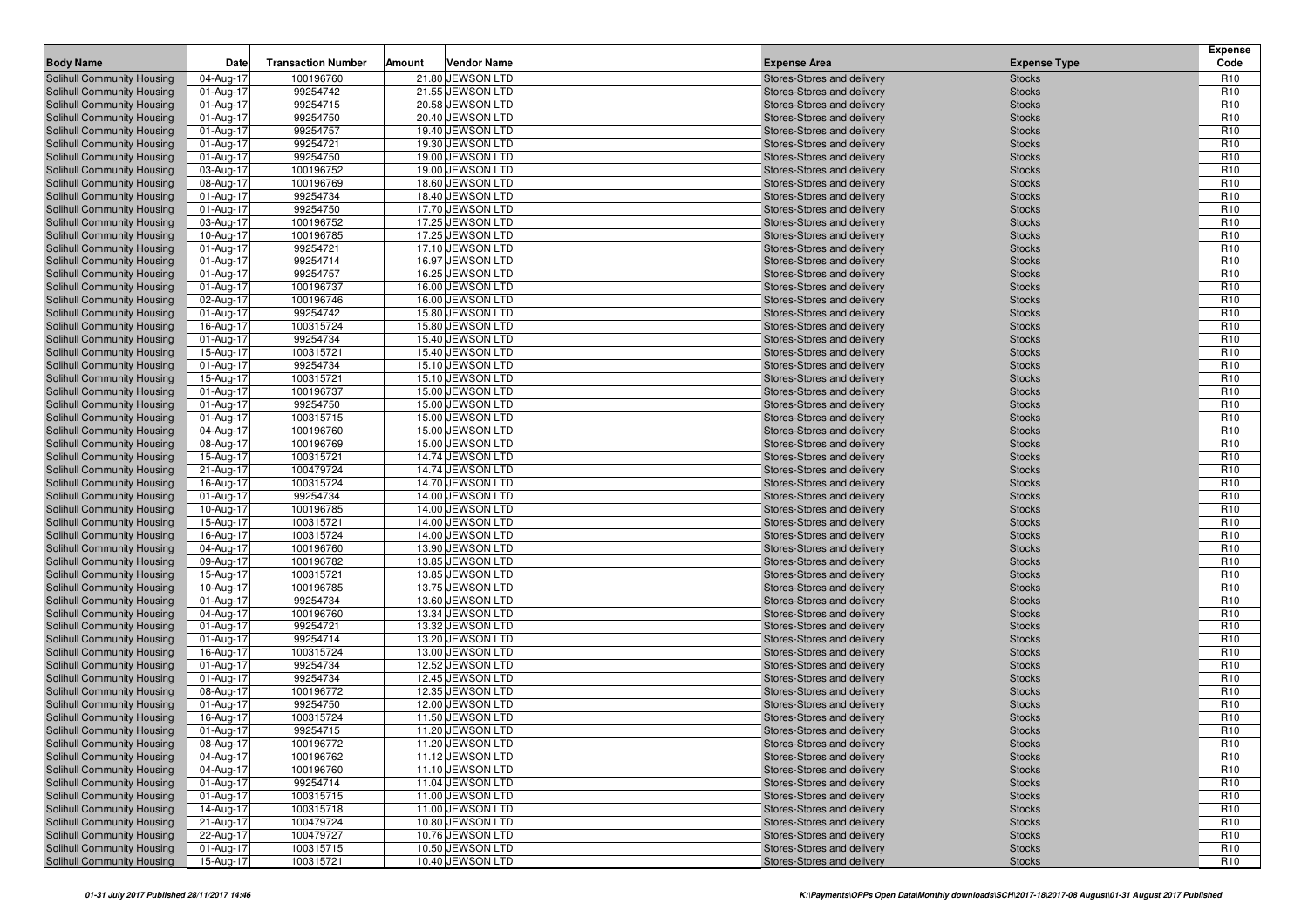| Body Name | Date | Transaction Number | Amount | Vendor Name | Expense Area | Expense Type | Expense Code |
|---|---|---|---|---|---|---|---|
| Solihull Community Housing | 04-Aug-17 | 100196760 | 21.80 | JEWSON LTD | Stores-Stores and delivery | Stocks | R10 |
| Solihull Community Housing | 01-Aug-17 | 99254742 | 21.55 | JEWSON LTD | Stores-Stores and delivery | Stocks | R10 |
| Solihull Community Housing | 01-Aug-17 | 99254715 | 20.58 | JEWSON LTD | Stores-Stores and delivery | Stocks | R10 |
| Solihull Community Housing | 01-Aug-17 | 99254750 | 20.40 | JEWSON LTD | Stores-Stores and delivery | Stocks | R10 |
| Solihull Community Housing | 01-Aug-17 | 99254757 | 19.40 | JEWSON LTD | Stores-Stores and delivery | Stocks | R10 |
| Solihull Community Housing | 01-Aug-17 | 99254721 | 19.30 | JEWSON LTD | Stores-Stores and delivery | Stocks | R10 |
| Solihull Community Housing | 01-Aug-17 | 99254750 | 19.00 | JEWSON LTD | Stores-Stores and delivery | Stocks | R10 |
| Solihull Community Housing | 03-Aug-17 | 100196752 | 19.00 | JEWSON LTD | Stores-Stores and delivery | Stocks | R10 |
| Solihull Community Housing | 08-Aug-17 | 100196769 | 18.60 | JEWSON LTD | Stores-Stores and delivery | Stocks | R10 |
| Solihull Community Housing | 01-Aug-17 | 99254734 | 18.40 | JEWSON LTD | Stores-Stores and delivery | Stocks | R10 |
| Solihull Community Housing | 01-Aug-17 | 99254750 | 17.70 | JEWSON LTD | Stores-Stores and delivery | Stocks | R10 |
| Solihull Community Housing | 03-Aug-17 | 100196752 | 17.25 | JEWSON LTD | Stores-Stores and delivery | Stocks | R10 |
| Solihull Community Housing | 10-Aug-17 | 100196785 | 17.25 | JEWSON LTD | Stores-Stores and delivery | Stocks | R10 |
| Solihull Community Housing | 01-Aug-17 | 99254721 | 17.10 | JEWSON LTD | Stores-Stores and delivery | Stocks | R10 |
| Solihull Community Housing | 01-Aug-17 | 99254714 | 16.97 | JEWSON LTD | Stores-Stores and delivery | Stocks | R10 |
| Solihull Community Housing | 01-Aug-17 | 99254757 | 16.25 | JEWSON LTD | Stores-Stores and delivery | Stocks | R10 |
| Solihull Community Housing | 01-Aug-17 | 100196737 | 16.00 | JEWSON LTD | Stores-Stores and delivery | Stocks | R10 |
| Solihull Community Housing | 02-Aug-17 | 100196746 | 16.00 | JEWSON LTD | Stores-Stores and delivery | Stocks | R10 |
| Solihull Community Housing | 01-Aug-17 | 99254742 | 15.80 | JEWSON LTD | Stores-Stores and delivery | Stocks | R10 |
| Solihull Community Housing | 16-Aug-17 | 100315724 | 15.80 | JEWSON LTD | Stores-Stores and delivery | Stocks | R10 |
| Solihull Community Housing | 01-Aug-17 | 99254734 | 15.40 | JEWSON LTD | Stores-Stores and delivery | Stocks | R10 |
| Solihull Community Housing | 15-Aug-17 | 100315721 | 15.40 | JEWSON LTD | Stores-Stores and delivery | Stocks | R10 |
| Solihull Community Housing | 01-Aug-17 | 99254734 | 15.10 | JEWSON LTD | Stores-Stores and delivery | Stocks | R10 |
| Solihull Community Housing | 15-Aug-17 | 100315721 | 15.10 | JEWSON LTD | Stores-Stores and delivery | Stocks | R10 |
| Solihull Community Housing | 01-Aug-17 | 100196737 | 15.00 | JEWSON LTD | Stores-Stores and delivery | Stocks | R10 |
| Solihull Community Housing | 01-Aug-17 | 99254750 | 15.00 | JEWSON LTD | Stores-Stores and delivery | Stocks | R10 |
| Solihull Community Housing | 01-Aug-17 | 100315715 | 15.00 | JEWSON LTD | Stores-Stores and delivery | Stocks | R10 |
| Solihull Community Housing | 04-Aug-17 | 100196760 | 15.00 | JEWSON LTD | Stores-Stores and delivery | Stocks | R10 |
| Solihull Community Housing | 08-Aug-17 | 100196769 | 15.00 | JEWSON LTD | Stores-Stores and delivery | Stocks | R10 |
| Solihull Community Housing | 15-Aug-17 | 100315721 | 14.74 | JEWSON LTD | Stores-Stores and delivery | Stocks | R10 |
| Solihull Community Housing | 21-Aug-17 | 100479724 | 14.74 | JEWSON LTD | Stores-Stores and delivery | Stocks | R10 |
| Solihull Community Housing | 16-Aug-17 | 100315724 | 14.70 | JEWSON LTD | Stores-Stores and delivery | Stocks | R10 |
| Solihull Community Housing | 01-Aug-17 | 99254734 | 14.00 | JEWSON LTD | Stores-Stores and delivery | Stocks | R10 |
| Solihull Community Housing | 10-Aug-17 | 100196785 | 14.00 | JEWSON LTD | Stores-Stores and delivery | Stocks | R10 |
| Solihull Community Housing | 15-Aug-17 | 100315721 | 14.00 | JEWSON LTD | Stores-Stores and delivery | Stocks | R10 |
| Solihull Community Housing | 16-Aug-17 | 100315724 | 14.00 | JEWSON LTD | Stores-Stores and delivery | Stocks | R10 |
| Solihull Community Housing | 04-Aug-17 | 100196760 | 13.90 | JEWSON LTD | Stores-Stores and delivery | Stocks | R10 |
| Solihull Community Housing | 09-Aug-17 | 100196782 | 13.85 | JEWSON LTD | Stores-Stores and delivery | Stocks | R10 |
| Solihull Community Housing | 15-Aug-17 | 100315721 | 13.85 | JEWSON LTD | Stores-Stores and delivery | Stocks | R10 |
| Solihull Community Housing | 10-Aug-17 | 100196785 | 13.75 | JEWSON LTD | Stores-Stores and delivery | Stocks | R10 |
| Solihull Community Housing | 01-Aug-17 | 99254734 | 13.60 | JEWSON LTD | Stores-Stores and delivery | Stocks | R10 |
| Solihull Community Housing | 04-Aug-17 | 100196760 | 13.34 | JEWSON LTD | Stores-Stores and delivery | Stocks | R10 |
| Solihull Community Housing | 01-Aug-17 | 99254721 | 13.32 | JEWSON LTD | Stores-Stores and delivery | Stocks | R10 |
| Solihull Community Housing | 01-Aug-17 | 99254714 | 13.20 | JEWSON LTD | Stores-Stores and delivery | Stocks | R10 |
| Solihull Community Housing | 16-Aug-17 | 100315724 | 13.00 | JEWSON LTD | Stores-Stores and delivery | Stocks | R10 |
| Solihull Community Housing | 01-Aug-17 | 99254734 | 12.52 | JEWSON LTD | Stores-Stores and delivery | Stocks | R10 |
| Solihull Community Housing | 01-Aug-17 | 99254734 | 12.45 | JEWSON LTD | Stores-Stores and delivery | Stocks | R10 |
| Solihull Community Housing | 08-Aug-17 | 100196772 | 12.35 | JEWSON LTD | Stores-Stores and delivery | Stocks | R10 |
| Solihull Community Housing | 01-Aug-17 | 99254750 | 12.00 | JEWSON LTD | Stores-Stores and delivery | Stocks | R10 |
| Solihull Community Housing | 16-Aug-17 | 100315724 | 11.50 | JEWSON LTD | Stores-Stores and delivery | Stocks | R10 |
| Solihull Community Housing | 01-Aug-17 | 99254715 | 11.20 | JEWSON LTD | Stores-Stores and delivery | Stocks | R10 |
| Solihull Community Housing | 08-Aug-17 | 100196772 | 11.20 | JEWSON LTD | Stores-Stores and delivery | Stocks | R10 |
| Solihull Community Housing | 04-Aug-17 | 100196762 | 11.12 | JEWSON LTD | Stores-Stores and delivery | Stocks | R10 |
| Solihull Community Housing | 04-Aug-17 | 100196760 | 11.10 | JEWSON LTD | Stores-Stores and delivery | Stocks | R10 |
| Solihull Community Housing | 01-Aug-17 | 99254714 | 11.04 | JEWSON LTD | Stores-Stores and delivery | Stocks | R10 |
| Solihull Community Housing | 01-Aug-17 | 100315715 | 11.00 | JEWSON LTD | Stores-Stores and delivery | Stocks | R10 |
| Solihull Community Housing | 14-Aug-17 | 100315718 | 11.00 | JEWSON LTD | Stores-Stores and delivery | Stocks | R10 |
| Solihull Community Housing | 21-Aug-17 | 100479724 | 10.80 | JEWSON LTD | Stores-Stores and delivery | Stocks | R10 |
| Solihull Community Housing | 22-Aug-17 | 100479727 | 10.76 | JEWSON LTD | Stores-Stores and delivery | Stocks | R10 |
| Solihull Community Housing | 01-Aug-17 | 100315715 | 10.50 | JEWSON LTD | Stores-Stores and delivery | Stocks | R10 |
| Solihull Community Housing | 15-Aug-17 | 100315721 | 10.40 | JEWSON LTD | Stores-Stores and delivery | Stocks | R10 |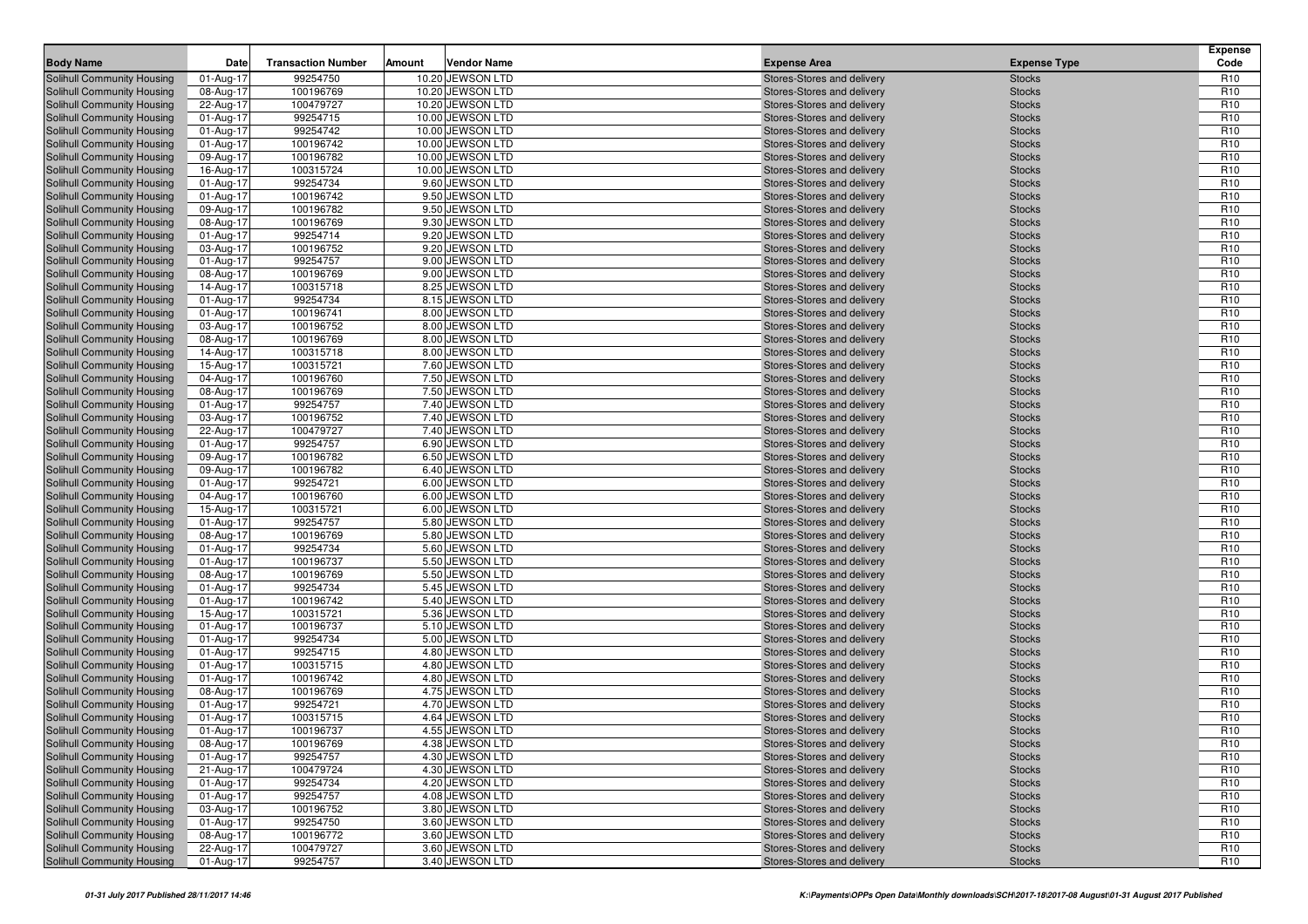| Body Name | Date | Transaction Number | Amount | Vendor Name | Expense Area | Expense Type | Expense Code |
|---|---|---|---|---|---|---|---|
| Solihull Community Housing | 01-Aug-17 | 99254750 | 10.20 | JEWSON LTD | Stores-Stores and delivery | Stocks | R10 |
| Solihull Community Housing | 08-Aug-17 | 100196769 | 10.20 | JEWSON LTD | Stores-Stores and delivery | Stocks | R10 |
| Solihull Community Housing | 22-Aug-17 | 100479727 | 10.20 | JEWSON LTD | Stores-Stores and delivery | Stocks | R10 |
| Solihull Community Housing | 01-Aug-17 | 99254715 | 10.00 | JEWSON LTD | Stores-Stores and delivery | Stocks | R10 |
| Solihull Community Housing | 01-Aug-17 | 99254742 | 10.00 | JEWSON LTD | Stores-Stores and delivery | Stocks | R10 |
| Solihull Community Housing | 01-Aug-17 | 100196742 | 10.00 | JEWSON LTD | Stores-Stores and delivery | Stocks | R10 |
| Solihull Community Housing | 09-Aug-17 | 100196782 | 10.00 | JEWSON LTD | Stores-Stores and delivery | Stocks | R10 |
| Solihull Community Housing | 16-Aug-17 | 100315724 | 10.00 | JEWSON LTD | Stores-Stores and delivery | Stocks | R10 |
| Solihull Community Housing | 01-Aug-17 | 99254734 | 9.60 | JEWSON LTD | Stores-Stores and delivery | Stocks | R10 |
| Solihull Community Housing | 01-Aug-17 | 100196742 | 9.50 | JEWSON LTD | Stores-Stores and delivery | Stocks | R10 |
| Solihull Community Housing | 09-Aug-17 | 100196782 | 9.50 | JEWSON LTD | Stores-Stores and delivery | Stocks | R10 |
| Solihull Community Housing | 08-Aug-17 | 100196769 | 9.30 | JEWSON LTD | Stores-Stores and delivery | Stocks | R10 |
| Solihull Community Housing | 01-Aug-17 | 99254714 | 9.20 | JEWSON LTD | Stores-Stores and delivery | Stocks | R10 |
| Solihull Community Housing | 03-Aug-17 | 100196752 | 9.20 | JEWSON LTD | Stores-Stores and delivery | Stocks | R10 |
| Solihull Community Housing | 01-Aug-17 | 99254757 | 9.00 | JEWSON LTD | Stores-Stores and delivery | Stocks | R10 |
| Solihull Community Housing | 08-Aug-17 | 100196769 | 9.00 | JEWSON LTD | Stores-Stores and delivery | Stocks | R10 |
| Solihull Community Housing | 14-Aug-17 | 100315718 | 8.25 | JEWSON LTD | Stores-Stores and delivery | Stocks | R10 |
| Solihull Community Housing | 01-Aug-17 | 99254734 | 8.15 | JEWSON LTD | Stores-Stores and delivery | Stocks | R10 |
| Solihull Community Housing | 01-Aug-17 | 100196741 | 8.00 | JEWSON LTD | Stores-Stores and delivery | Stocks | R10 |
| Solihull Community Housing | 03-Aug-17 | 100196752 | 8.00 | JEWSON LTD | Stores-Stores and delivery | Stocks | R10 |
| Solihull Community Housing | 08-Aug-17 | 100196769 | 8.00 | JEWSON LTD | Stores-Stores and delivery | Stocks | R10 |
| Solihull Community Housing | 14-Aug-17 | 100315718 | 8.00 | JEWSON LTD | Stores-Stores and delivery | Stocks | R10 |
| Solihull Community Housing | 15-Aug-17 | 100315721 | 7.60 | JEWSON LTD | Stores-Stores and delivery | Stocks | R10 |
| Solihull Community Housing | 04-Aug-17 | 100196760 | 7.50 | JEWSON LTD | Stores-Stores and delivery | Stocks | R10 |
| Solihull Community Housing | 08-Aug-17 | 100196769 | 7.50 | JEWSON LTD | Stores-Stores and delivery | Stocks | R10 |
| Solihull Community Housing | 01-Aug-17 | 99254757 | 7.40 | JEWSON LTD | Stores-Stores and delivery | Stocks | R10 |
| Solihull Community Housing | 03-Aug-17 | 100196752 | 7.40 | JEWSON LTD | Stores-Stores and delivery | Stocks | R10 |
| Solihull Community Housing | 22-Aug-17 | 100479727 | 7.40 | JEWSON LTD | Stores-Stores and delivery | Stocks | R10 |
| Solihull Community Housing | 01-Aug-17 | 99254757 | 6.90 | JEWSON LTD | Stores-Stores and delivery | Stocks | R10 |
| Solihull Community Housing | 09-Aug-17 | 100196782 | 6.50 | JEWSON LTD | Stores-Stores and delivery | Stocks | R10 |
| Solihull Community Housing | 09-Aug-17 | 100196782 | 6.40 | JEWSON LTD | Stores-Stores and delivery | Stocks | R10 |
| Solihull Community Housing | 01-Aug-17 | 99254721 | 6.00 | JEWSON LTD | Stores-Stores and delivery | Stocks | R10 |
| Solihull Community Housing | 04-Aug-17 | 100196760 | 6.00 | JEWSON LTD | Stores-Stores and delivery | Stocks | R10 |
| Solihull Community Housing | 15-Aug-17 | 100315721 | 6.00 | JEWSON LTD | Stores-Stores and delivery | Stocks | R10 |
| Solihull Community Housing | 01-Aug-17 | 99254757 | 5.80 | JEWSON LTD | Stores-Stores and delivery | Stocks | R10 |
| Solihull Community Housing | 08-Aug-17 | 100196769 | 5.80 | JEWSON LTD | Stores-Stores and delivery | Stocks | R10 |
| Solihull Community Housing | 01-Aug-17 | 99254734 | 5.60 | JEWSON LTD | Stores-Stores and delivery | Stocks | R10 |
| Solihull Community Housing | 01-Aug-17 | 100196737 | 5.50 | JEWSON LTD | Stores-Stores and delivery | Stocks | R10 |
| Solihull Community Housing | 08-Aug-17 | 100196769 | 5.50 | JEWSON LTD | Stores-Stores and delivery | Stocks | R10 |
| Solihull Community Housing | 01-Aug-17 | 99254734 | 5.45 | JEWSON LTD | Stores-Stores and delivery | Stocks | R10 |
| Solihull Community Housing | 01-Aug-17 | 100196742 | 5.40 | JEWSON LTD | Stores-Stores and delivery | Stocks | R10 |
| Solihull Community Housing | 15-Aug-17 | 100315721 | 5.36 | JEWSON LTD | Stores-Stores and delivery | Stocks | R10 |
| Solihull Community Housing | 01-Aug-17 | 100196737 | 5.10 | JEWSON LTD | Stores-Stores and delivery | Stocks | R10 |
| Solihull Community Housing | 01-Aug-17 | 99254734 | 5.00 | JEWSON LTD | Stores-Stores and delivery | Stocks | R10 |
| Solihull Community Housing | 01-Aug-17 | 99254715 | 4.80 | JEWSON LTD | Stores-Stores and delivery | Stocks | R10 |
| Solihull Community Housing | 01-Aug-17 | 100315715 | 4.80 | JEWSON LTD | Stores-Stores and delivery | Stocks | R10 |
| Solihull Community Housing | 01-Aug-17 | 100196742 | 4.80 | JEWSON LTD | Stores-Stores and delivery | Stocks | R10 |
| Solihull Community Housing | 08-Aug-17 | 100196769 | 4.75 | JEWSON LTD | Stores-Stores and delivery | Stocks | R10 |
| Solihull Community Housing | 01-Aug-17 | 99254721 | 4.70 | JEWSON LTD | Stores-Stores and delivery | Stocks | R10 |
| Solihull Community Housing | 01-Aug-17 | 100315715 | 4.64 | JEWSON LTD | Stores-Stores and delivery | Stocks | R10 |
| Solihull Community Housing | 01-Aug-17 | 100196737 | 4.55 | JEWSON LTD | Stores-Stores and delivery | Stocks | R10 |
| Solihull Community Housing | 08-Aug-17 | 100196769 | 4.38 | JEWSON LTD | Stores-Stores and delivery | Stocks | R10 |
| Solihull Community Housing | 01-Aug-17 | 99254757 | 4.30 | JEWSON LTD | Stores-Stores and delivery | Stocks | R10 |
| Solihull Community Housing | 21-Aug-17 | 100479724 | 4.30 | JEWSON LTD | Stores-Stores and delivery | Stocks | R10 |
| Solihull Community Housing | 01-Aug-17 | 99254734 | 4.20 | JEWSON LTD | Stores-Stores and delivery | Stocks | R10 |
| Solihull Community Housing | 01-Aug-17 | 99254757 | 4.08 | JEWSON LTD | Stores-Stores and delivery | Stocks | R10 |
| Solihull Community Housing | 03-Aug-17 | 100196752 | 3.80 | JEWSON LTD | Stores-Stores and delivery | Stocks | R10 |
| Solihull Community Housing | 01-Aug-17 | 99254750 | 3.60 | JEWSON LTD | Stores-Stores and delivery | Stocks | R10 |
| Solihull Community Housing | 08-Aug-17 | 100196772 | 3.60 | JEWSON LTD | Stores-Stores and delivery | Stocks | R10 |
| Solihull Community Housing | 22-Aug-17 | 100479727 | 3.60 | JEWSON LTD | Stores-Stores and delivery | Stocks | R10 |
| Solihull Community Housing | 01-Aug-17 | 99254757 | 3.40 | JEWSON LTD | Stores-Stores and delivery | Stocks | R10 |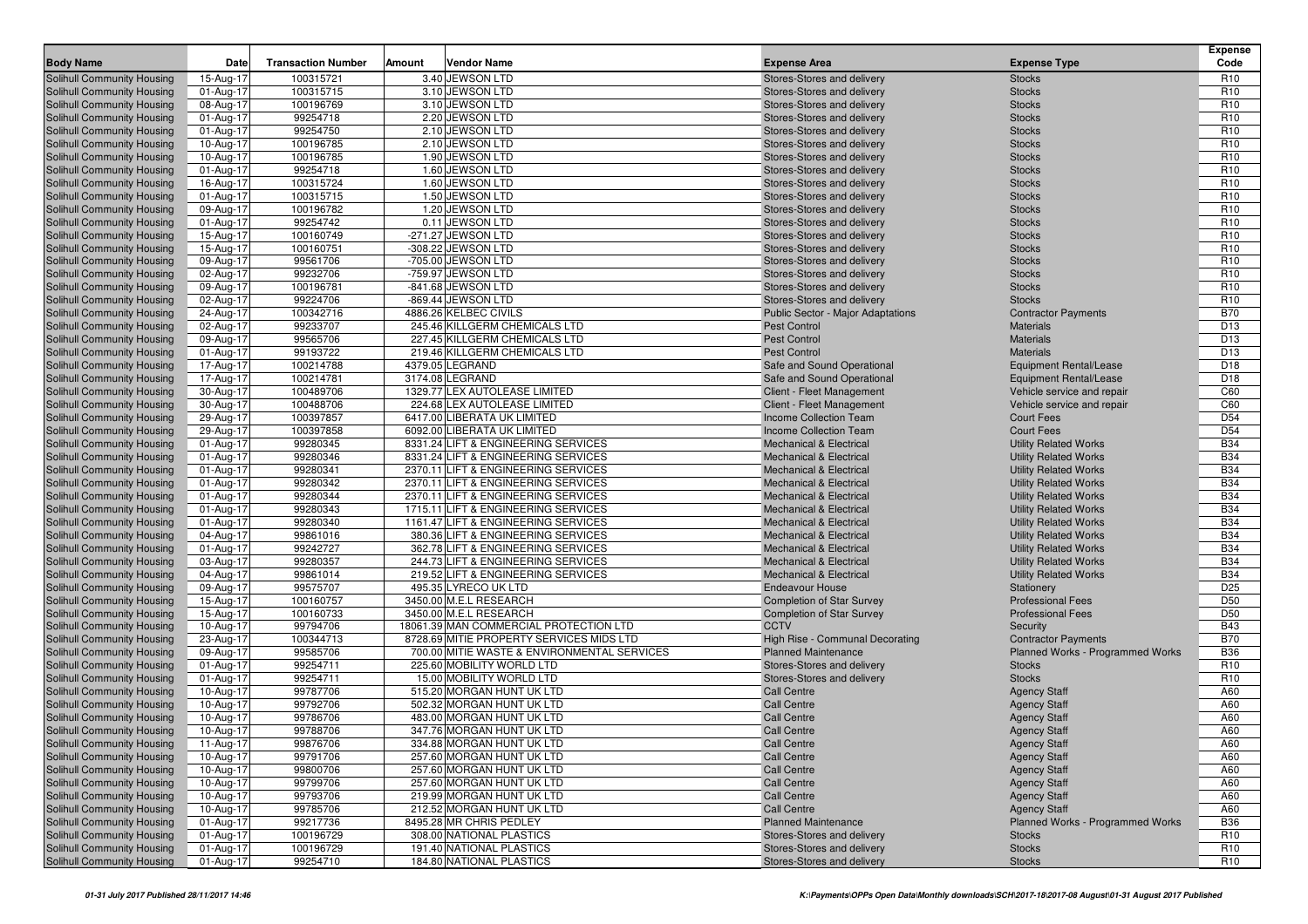| Body Name | Date | Transaction Number | Amount | Vendor Name | Expense Area | Expense Type | Expense Code |
|---|---|---|---|---|---|---|---|
| Solihull Community Housing | 15-Aug-17 | 100315721 | 3.40 | JEWSON LTD | Stores-Stores and delivery | Stocks | R10 |
| Solihull Community Housing | 01-Aug-17 | 100315715 | 3.10 | JEWSON LTD | Stores-Stores and delivery | Stocks | R10 |
| Solihull Community Housing | 08-Aug-17 | 100196769 | 3.10 | JEWSON LTD | Stores-Stores and delivery | Stocks | R10 |
| Solihull Community Housing | 01-Aug-17 | 99254718 | 2.20 | JEWSON LTD | Stores-Stores and delivery | Stocks | R10 |
| Solihull Community Housing | 01-Aug-17 | 99254750 | 2.10 | JEWSON LTD | Stores-Stores and delivery | Stocks | R10 |
| Solihull Community Housing | 10-Aug-17 | 100196785 | 2.10 | JEWSON LTD | Stores-Stores and delivery | Stocks | R10 |
| Solihull Community Housing | 10-Aug-17 | 100196785 | 1.90 | JEWSON LTD | Stores-Stores and delivery | Stocks | R10 |
| Solihull Community Housing | 01-Aug-17 | 99254718 | 1.60 | JEWSON LTD | Stores-Stores and delivery | Stocks | R10 |
| Solihull Community Housing | 16-Aug-17 | 100315724 | 1.60 | JEWSON LTD | Stores-Stores and delivery | Stocks | R10 |
| Solihull Community Housing | 01-Aug-17 | 100315715 | 1.50 | JEWSON LTD | Stores-Stores and delivery | Stocks | R10 |
| Solihull Community Housing | 09-Aug-17 | 100196782 | 1.20 | JEWSON LTD | Stores-Stores and delivery | Stocks | R10 |
| Solihull Community Housing | 01-Aug-17 | 99254742 | 0.11 | JEWSON LTD | Stores-Stores and delivery | Stocks | R10 |
| Solihull Community Housing | 15-Aug-17 | 100160749 | -271.27 | JEWSON LTD | Stores-Stores and delivery | Stocks | R10 |
| Solihull Community Housing | 15-Aug-17 | 100160751 | -308.22 | JEWSON LTD | Stores-Stores and delivery | Stocks | R10 |
| Solihull Community Housing | 09-Aug-17 | 99561706 | -705.00 | JEWSON LTD | Stores-Stores and delivery | Stocks | R10 |
| Solihull Community Housing | 02-Aug-17 | 99232706 | -759.97 | JEWSON LTD | Stores-Stores and delivery | Stocks | R10 |
| Solihull Community Housing | 09-Aug-17 | 100196781 | -841.68 | JEWSON LTD | Stores-Stores and delivery | Stocks | R10 |
| Solihull Community Housing | 02-Aug-17 | 99224706 | -869.44 | JEWSON LTD | Stores-Stores and delivery | Stocks | R10 |
| Solihull Community Housing | 24-Aug-17 | 100342716 | 4886.26 | KELBEC CIVILS | Public Sector - Major Adaptations | Contractor Payments | B70 |
| Solihull Community Housing | 02-Aug-17 | 99233707 | 245.46 | KILLGERM CHEMICALS LTD | Pest Control | Materials | D13 |
| Solihull Community Housing | 09-Aug-17 | 99565706 | 227.45 | KILLGERM CHEMICALS LTD | Pest Control | Materials | D13 |
| Solihull Community Housing | 01-Aug-17 | 99193722 | 219.46 | KILLGERM CHEMICALS LTD | Pest Control | Materials | D13 |
| Solihull Community Housing | 17-Aug-17 | 100214788 | 4379.05 | LEGRAND | Safe and Sound Operational | Equipment Rental/Lease | D18 |
| Solihull Community Housing | 17-Aug-17 | 100214781 | 3174.08 | LEGRAND | Safe and Sound Operational | Equipment Rental/Lease | D18 |
| Solihull Community Housing | 30-Aug-17 | 100489706 | 1329.77 | LEX AUTOLEASE LIMITED | Client - Fleet Management | Vehicle service and repair | C60 |
| Solihull Community Housing | 30-Aug-17 | 100488706 | 224.68 | LEX AUTOLEASE LIMITED | Client - Fleet Management | Vehicle service and repair | C60 |
| Solihull Community Housing | 29-Aug-17 | 100397857 | 6417.00 | LIBERATA UK LIMITED | Income Collection Team | Court Fees | D54 |
| Solihull Community Housing | 29-Aug-17 | 100397858 | 6092.00 | LIBERATA UK LIMITED | Income Collection Team | Court Fees | D54 |
| Solihull Community Housing | 01-Aug-17 | 99280345 | 8331.24 | LIFT & ENGINEERING SERVICES | Mechanical & Electrical | Utility Related Works | B34 |
| Solihull Community Housing | 01-Aug-17 | 99280346 | 8331.24 | LIFT & ENGINEERING SERVICES | Mechanical & Electrical | Utility Related Works | B34 |
| Solihull Community Housing | 01-Aug-17 | 99280341 | 2370.11 | LIFT & ENGINEERING SERVICES | Mechanical & Electrical | Utility Related Works | B34 |
| Solihull Community Housing | 01-Aug-17 | 99280342 | 2370.11 | LIFT & ENGINEERING SERVICES | Mechanical & Electrical | Utility Related Works | B34 |
| Solihull Community Housing | 01-Aug-17 | 99280344 | 2370.11 | LIFT & ENGINEERING SERVICES | Mechanical & Electrical | Utility Related Works | B34 |
| Solihull Community Housing | 01-Aug-17 | 99280343 | 1715.11 | LIFT & ENGINEERING SERVICES | Mechanical & Electrical | Utility Related Works | B34 |
| Solihull Community Housing | 01-Aug-17 | 99280340 | 1161.47 | LIFT & ENGINEERING SERVICES | Mechanical & Electrical | Utility Related Works | B34 |
| Solihull Community Housing | 04-Aug-17 | 99861016 | 380.36 | LIFT & ENGINEERING SERVICES | Mechanical & Electrical | Utility Related Works | B34 |
| Solihull Community Housing | 01-Aug-17 | 99242727 | 362.78 | LIFT & ENGINEERING SERVICES | Mechanical & Electrical | Utility Related Works | B34 |
| Solihull Community Housing | 03-Aug-17 | 99280357 | 244.73 | LIFT & ENGINEERING SERVICES | Mechanical & Electrical | Utility Related Works | B34 |
| Solihull Community Housing | 04-Aug-17 | 99861014 | 219.52 | LIFT & ENGINEERING SERVICES | Mechanical & Electrical | Utility Related Works | B34 |
| Solihull Community Housing | 09-Aug-17 | 99575707 | 495.35 | LYRECO UK LTD | Endeavour House | Stationery | D25 |
| Solihull Community Housing | 15-Aug-17 | 100160757 | 3450.00 | M.E.L RESEARCH | Completion of Star Survey | Professional Fees | D50 |
| Solihull Community Housing | 15-Aug-17 | 100160733 | 3450.00 | M.E.L RESEARCH | Completion of Star Survey | Professional Fees | D50 |
| Solihull Community Housing | 10-Aug-17 | 99794706 | 18061.39 | MAN COMMERCIAL PROTECTION LTD | CCTV | Security | B43 |
| Solihull Community Housing | 23-Aug-17 | 100344713 | 8728.69 | MITIE PROPERTY SERVICES MIDS LTD | High Rise - Communal Decorating | Contractor Payments | B70 |
| Solihull Community Housing | 09-Aug-17 | 99585706 | 700.00 | MITIE WASTE & ENVIRONMENTAL SERVICES | Planned Maintenance | Planned Works - Programmed Works | B36 |
| Solihull Community Housing | 01-Aug-17 | 99254711 | 225.60 | MOBILITY WORLD LTD | Stores-Stores and delivery | Stocks | R10 |
| Solihull Community Housing | 01-Aug-17 | 99254711 | 15.00 | MOBILITY WORLD LTD | Stores-Stores and delivery | Stocks | R10 |
| Solihull Community Housing | 10-Aug-17 | 99787706 | 515.20 | MORGAN HUNT UK LTD | Call Centre | Agency Staff | A60 |
| Solihull Community Housing | 10-Aug-17 | 99792706 | 502.32 | MORGAN HUNT UK LTD | Call Centre | Agency Staff | A60 |
| Solihull Community Housing | 10-Aug-17 | 99786706 | 483.00 | MORGAN HUNT UK LTD | Call Centre | Agency Staff | A60 |
| Solihull Community Housing | 10-Aug-17 | 99788706 | 347.76 | MORGAN HUNT UK LTD | Call Centre | Agency Staff | A60 |
| Solihull Community Housing | 11-Aug-17 | 99876706 | 334.88 | MORGAN HUNT UK LTD | Call Centre | Agency Staff | A60 |
| Solihull Community Housing | 10-Aug-17 | 99791706 | 257.60 | MORGAN HUNT UK LTD | Call Centre | Agency Staff | A60 |
| Solihull Community Housing | 10-Aug-17 | 99800706 | 257.60 | MORGAN HUNT UK LTD | Call Centre | Agency Staff | A60 |
| Solihull Community Housing | 10-Aug-17 | 99799706 | 257.60 | MORGAN HUNT UK LTD | Call Centre | Agency Staff | A60 |
| Solihull Community Housing | 10-Aug-17 | 99793706 | 219.99 | MORGAN HUNT UK LTD | Call Centre | Agency Staff | A60 |
| Solihull Community Housing | 10-Aug-17 | 99785706 | 212.52 | MORGAN HUNT UK LTD | Call Centre | Agency Staff | A60 |
| Solihull Community Housing | 01-Aug-17 | 99217736 | 8495.28 | MR CHRIS PEDLEY | Planned Maintenance | Planned Works - Programmed Works | B36 |
| Solihull Community Housing | 01-Aug-17 | 100196729 | 308.00 | NATIONAL PLASTICS | Stores-Stores and delivery | Stocks | R10 |
| Solihull Community Housing | 01-Aug-17 | 100196729 | 191.40 | NATIONAL PLASTICS | Stores-Stores and delivery | Stocks | R10 |
| Solihull Community Housing | 01-Aug-17 | 99254710 | 184.80 | NATIONAL PLASTICS | Stores-Stores and delivery | Stocks | R10 |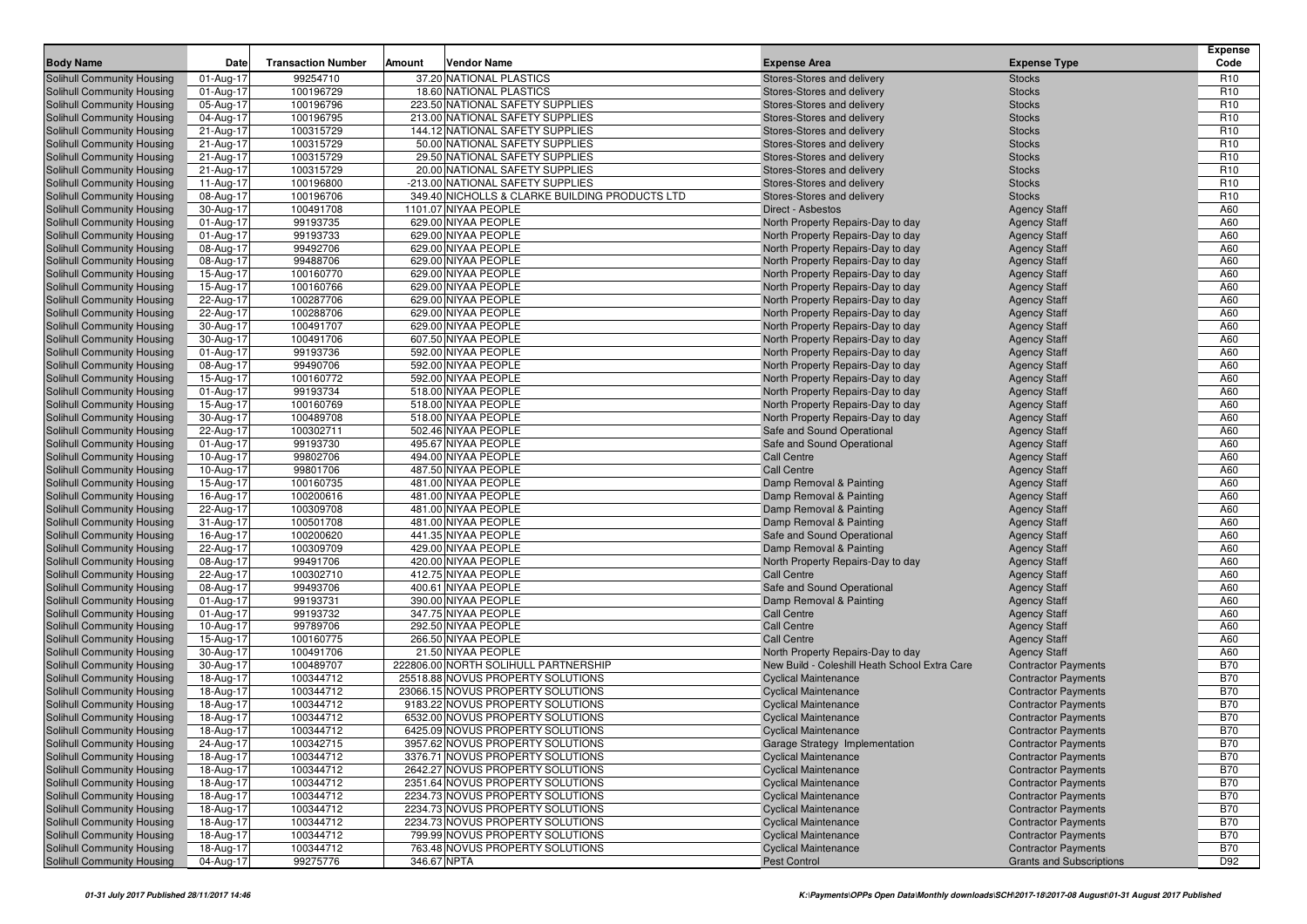| Body Name | Date | Transaction Number | Amount | Vendor Name | Expense Area | Expense Type | Expense Code |
|---|---|---|---|---|---|---|---|
| Solihull Community Housing | 01-Aug-17 | 99254710 | 37.20 | NATIONAL PLASTICS | Stores-Stores and delivery | Stocks | R10 |
| Solihull Community Housing | 01-Aug-17 | 100196729 | 18.60 | NATIONAL PLASTICS | Stores-Stores and delivery | Stocks | R10 |
| Solihull Community Housing | 05-Aug-17 | 100196796 | 223.50 | NATIONAL SAFETY SUPPLIES | Stores-Stores and delivery | Stocks | R10 |
| Solihull Community Housing | 04-Aug-17 | 100196795 | 213.00 | NATIONAL SAFETY SUPPLIES | Stores-Stores and delivery | Stocks | R10 |
| Solihull Community Housing | 21-Aug-17 | 100315729 | 144.12 | NATIONAL SAFETY SUPPLIES | Stores-Stores and delivery | Stocks | R10 |
| Solihull Community Housing | 21-Aug-17 | 100315729 | 50.00 | NATIONAL SAFETY SUPPLIES | Stores-Stores and delivery | Stocks | R10 |
| Solihull Community Housing | 21-Aug-17 | 100315729 | 29.50 | NATIONAL SAFETY SUPPLIES | Stores-Stores and delivery | Stocks | R10 |
| Solihull Community Housing | 21-Aug-17 | 100315729 | 20.00 | NATIONAL SAFETY SUPPLIES | Stores-Stores and delivery | Stocks | R10 |
| Solihull Community Housing | 11-Aug-17 | 100196800 | -213.00 | NATIONAL SAFETY SUPPLIES | Stores-Stores and delivery | Stocks | R10 |
| Solihull Community Housing | 08-Aug-17 | 100196706 | 349.40 | NICHOLLS & CLARKE BUILDING PRODUCTS LTD | Stores-Stores and delivery | Stocks | R10 |
| Solihull Community Housing | 30-Aug-17 | 100491708 | 1101.07 | NIYAA PEOPLE | Direct - Asbestos | Agency Staff | A60 |
| Solihull Community Housing | 01-Aug-17 | 99193735 | 629.00 | NIYAA PEOPLE | North Property Repairs-Day to day | Agency Staff | A60 |
| Solihull Community Housing | 01-Aug-17 | 99193733 | 629.00 | NIYAA PEOPLE | North Property Repairs-Day to day | Agency Staff | A60 |
| Solihull Community Housing | 08-Aug-17 | 99492706 | 629.00 | NIYAA PEOPLE | North Property Repairs-Day to day | Agency Staff | A60 |
| Solihull Community Housing | 08-Aug-17 | 99488706 | 629.00 | NIYAA PEOPLE | North Property Repairs-Day to day | Agency Staff | A60 |
| Solihull Community Housing | 15-Aug-17 | 100160770 | 629.00 | NIYAA PEOPLE | North Property Repairs-Day to day | Agency Staff | A60 |
| Solihull Community Housing | 15-Aug-17 | 100160766 | 629.00 | NIYAA PEOPLE | North Property Repairs-Day to day | Agency Staff | A60 |
| Solihull Community Housing | 22-Aug-17 | 100287706 | 629.00 | NIYAA PEOPLE | North Property Repairs-Day to day | Agency Staff | A60 |
| Solihull Community Housing | 22-Aug-17 | 100288706 | 629.00 | NIYAA PEOPLE | North Property Repairs-Day to day | Agency Staff | A60 |
| Solihull Community Housing | 30-Aug-17 | 100491707 | 629.00 | NIYAA PEOPLE | North Property Repairs-Day to day | Agency Staff | A60 |
| Solihull Community Housing | 30-Aug-17 | 100491706 | 607.50 | NIYAA PEOPLE | North Property Repairs-Day to day | Agency Staff | A60 |
| Solihull Community Housing | 01-Aug-17 | 99193736 | 592.00 | NIYAA PEOPLE | North Property Repairs-Day to day | Agency Staff | A60 |
| Solihull Community Housing | 08-Aug-17 | 99490706 | 592.00 | NIYAA PEOPLE | North Property Repairs-Day to day | Agency Staff | A60 |
| Solihull Community Housing | 15-Aug-17 | 100160772 | 592.00 | NIYAA PEOPLE | North Property Repairs-Day to day | Agency Staff | A60 |
| Solihull Community Housing | 01-Aug-17 | 99193734 | 518.00 | NIYAA PEOPLE | North Property Repairs-Day to day | Agency Staff | A60 |
| Solihull Community Housing | 15-Aug-17 | 100160769 | 518.00 | NIYAA PEOPLE | North Property Repairs-Day to day | Agency Staff | A60 |
| Solihull Community Housing | 30-Aug-17 | 100489708 | 518.00 | NIYAA PEOPLE | North Property Repairs-Day to day | Agency Staff | A60 |
| Solihull Community Housing | 22-Aug-17 | 100302711 | 502.46 | NIYAA PEOPLE | Safe and Sound Operational | Agency Staff | A60 |
| Solihull Community Housing | 01-Aug-17 | 99193730 | 495.67 | NIYAA PEOPLE | Safe and Sound Operational | Agency Staff | A60 |
| Solihull Community Housing | 10-Aug-17 | 99802706 | 494.00 | NIYAA PEOPLE | Call Centre | Agency Staff | A60 |
| Solihull Community Housing | 10-Aug-17 | 99801706 | 487.50 | NIYAA PEOPLE | Call Centre | Agency Staff | A60 |
| Solihull Community Housing | 15-Aug-17 | 100160735 | 481.00 | NIYAA PEOPLE | Damp Removal & Painting | Agency Staff | A60 |
| Solihull Community Housing | 16-Aug-17 | 100200616 | 481.00 | NIYAA PEOPLE | Damp Removal & Painting | Agency Staff | A60 |
| Solihull Community Housing | 22-Aug-17 | 100309708 | 481.00 | NIYAA PEOPLE | Damp Removal & Painting | Agency Staff | A60 |
| Solihull Community Housing | 31-Aug-17 | 100501708 | 481.00 | NIYAA PEOPLE | Damp Removal & Painting | Agency Staff | A60 |
| Solihull Community Housing | 16-Aug-17 | 100200620 | 441.35 | NIYAA PEOPLE | Safe and Sound Operational | Agency Staff | A60 |
| Solihull Community Housing | 22-Aug-17 | 100309709 | 429.00 | NIYAA PEOPLE | Damp Removal & Painting | Agency Staff | A60 |
| Solihull Community Housing | 08-Aug-17 | 99491706 | 420.00 | NIYAA PEOPLE | North Property Repairs-Day to day | Agency Staff | A60 |
| Solihull Community Housing | 22-Aug-17 | 100302710 | 412.75 | NIYAA PEOPLE | Call Centre | Agency Staff | A60 |
| Solihull Community Housing | 08-Aug-17 | 99493706 | 400.61 | NIYAA PEOPLE | Safe and Sound Operational | Agency Staff | A60 |
| Solihull Community Housing | 01-Aug-17 | 99193731 | 390.00 | NIYAA PEOPLE | Damp Removal & Painting | Agency Staff | A60 |
| Solihull Community Housing | 01-Aug-17 | 99193732 | 347.75 | NIYAA PEOPLE | Call Centre | Agency Staff | A60 |
| Solihull Community Housing | 10-Aug-17 | 99789706 | 292.50 | NIYAA PEOPLE | Call Centre | Agency Staff | A60 |
| Solihull Community Housing | 15-Aug-17 | 100160775 | 266.50 | NIYAA PEOPLE | Call Centre | Agency Staff | A60 |
| Solihull Community Housing | 30-Aug-17 | 100491706 | 21.50 | NIYAA PEOPLE | North Property Repairs-Day to day | Agency Staff | A60 |
| Solihull Community Housing | 30-Aug-17 | 100489707 | 222806.00 | NORTH SOLIHULL PARTNERSHIP | New Build - Coleshill Heath School Extra Care | Contractor Payments | B70 |
| Solihull Community Housing | 18-Aug-17 | 100344712 | 25518.88 | NOVUS PROPERTY SOLUTIONS | Cyclical Maintenance | Contractor Payments | B70 |
| Solihull Community Housing | 18-Aug-17 | 100344712 | 23066.15 | NOVUS PROPERTY SOLUTIONS | Cyclical Maintenance | Contractor Payments | B70 |
| Solihull Community Housing | 18-Aug-17 | 100344712 | 9183.22 | NOVUS PROPERTY SOLUTIONS | Cyclical Maintenance | Contractor Payments | B70 |
| Solihull Community Housing | 18-Aug-17 | 100344712 | 6532.00 | NOVUS PROPERTY SOLUTIONS | Cyclical Maintenance | Contractor Payments | B70 |
| Solihull Community Housing | 18-Aug-17 | 100344712 | 6425.09 | NOVUS PROPERTY SOLUTIONS | Cyclical Maintenance | Contractor Payments | B70 |
| Solihull Community Housing | 24-Aug-17 | 100342715 | 3957.62 | NOVUS PROPERTY SOLUTIONS | Garage Strategy Implementation | Contractor Payments | B70 |
| Solihull Community Housing | 18-Aug-17 | 100344712 | 3376.71 | NOVUS PROPERTY SOLUTIONS | Cyclical Maintenance | Contractor Payments | B70 |
| Solihull Community Housing | 18-Aug-17 | 100344712 | 2642.27 | NOVUS PROPERTY SOLUTIONS | Cyclical Maintenance | Contractor Payments | B70 |
| Solihull Community Housing | 18-Aug-17 | 100344712 | 2351.64 | NOVUS PROPERTY SOLUTIONS | Cyclical Maintenance | Contractor Payments | B70 |
| Solihull Community Housing | 18-Aug-17 | 100344712 | 2234.73 | NOVUS PROPERTY SOLUTIONS | Cyclical Maintenance | Contractor Payments | B70 |
| Solihull Community Housing | 18-Aug-17 | 100344712 | 2234.73 | NOVUS PROPERTY SOLUTIONS | Cyclical Maintenance | Contractor Payments | B70 |
| Solihull Community Housing | 18-Aug-17 | 100344712 | 2234.73 | NOVUS PROPERTY SOLUTIONS | Cyclical Maintenance | Contractor Payments | B70 |
| Solihull Community Housing | 18-Aug-17 | 100344712 | 799.99 | NOVUS PROPERTY SOLUTIONS | Cyclical Maintenance | Contractor Payments | B70 |
| Solihull Community Housing | 18-Aug-17 | 100344712 | 763.48 | NOVUS PROPERTY SOLUTIONS | Cyclical Maintenance | Contractor Payments | B70 |
| Solihull Community Housing | 04-Aug-17 | 99275776 | 346.67 | NPTA | Pest Control | Grants and Subscriptions | D92 |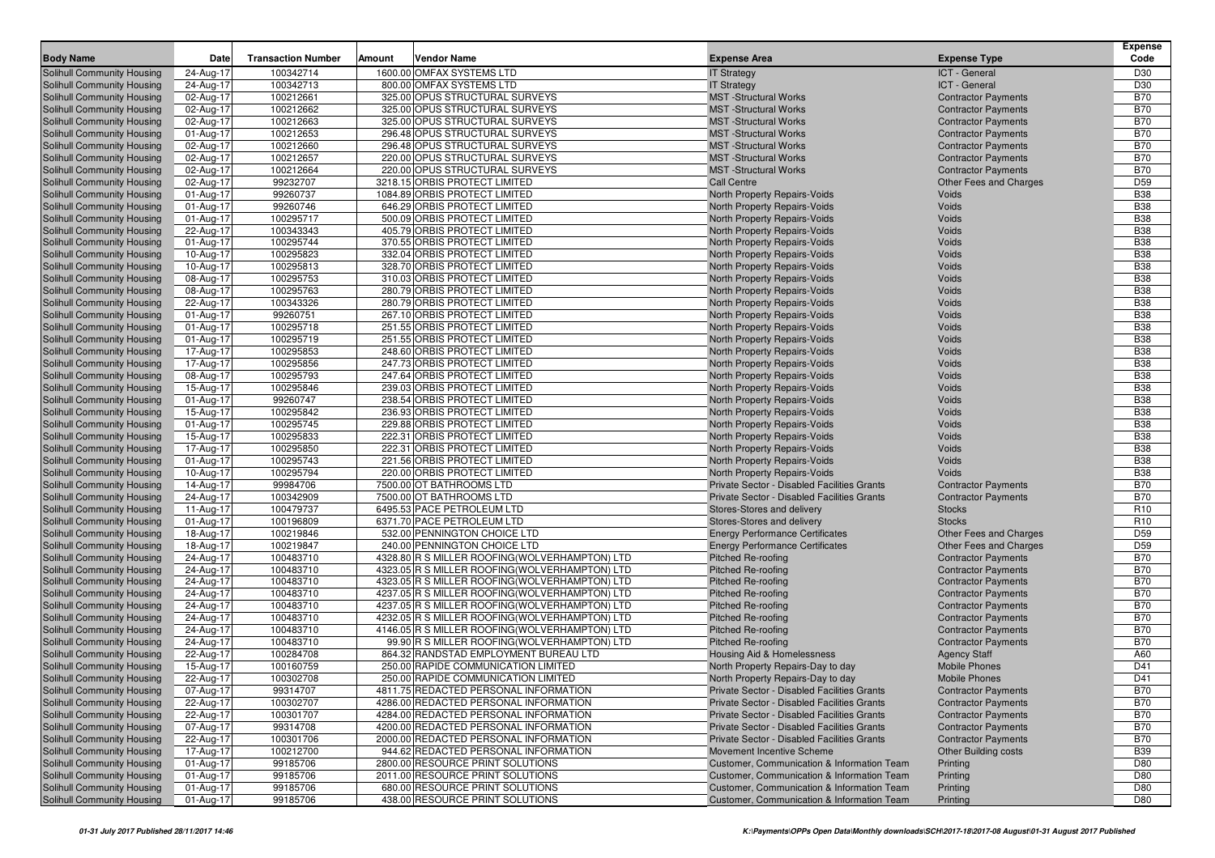| Body Name | Date | Transaction Number | Amount | Vendor Name | Expense Area | Expense Type | Expense Code |
|---|---|---|---|---|---|---|---|
| Solihull Community Housing | 24-Aug-17 | 100342714 | 1600.00 | OMFAX SYSTEMS LTD | IT Strategy | ICT - General | D30 |
| Solihull Community Housing | 24-Aug-17 | 100342713 | 800.00 | OMFAX SYSTEMS LTD | IT Strategy | ICT - General | D30 |
| Solihull Community Housing | 02-Aug-17 | 100212661 | 325.00 | OPUS STRUCTURAL SURVEYS | MST -Structural Works | Contractor Payments | B70 |
| Solihull Community Housing | 02-Aug-17 | 100212662 | 325.00 | OPUS STRUCTURAL SURVEYS | MST -Structural Works | Contractor Payments | B70 |
| Solihull Community Housing | 02-Aug-17 | 100212663 | 325.00 | OPUS STRUCTURAL SURVEYS | MST -Structural Works | Contractor Payments | B70 |
| Solihull Community Housing | 01-Aug-17 | 100212653 | 296.48 | OPUS STRUCTURAL SURVEYS | MST -Structural Works | Contractor Payments | B70 |
| Solihull Community Housing | 02-Aug-17 | 100212660 | 296.48 | OPUS STRUCTURAL SURVEYS | MST -Structural Works | Contractor Payments | B70 |
| Solihull Community Housing | 02-Aug-17 | 100212657 | 220.00 | OPUS STRUCTURAL SURVEYS | MST -Structural Works | Contractor Payments | B70 |
| Solihull Community Housing | 02-Aug-17 | 100212664 | 220.00 | OPUS STRUCTURAL SURVEYS | MST -Structural Works | Contractor Payments | B70 |
| Solihull Community Housing | 02-Aug-17 | 99232707 | 3218.15 | ORBIS PROTECT LIMITED | Call Centre | Other Fees and Charges | D59 |
| Solihull Community Housing | 01-Aug-17 | 99260737 | 1084.89 | ORBIS PROTECT LIMITED | North Property Repairs-Voids | Voids | B38 |
| Solihull Community Housing | 01-Aug-17 | 99260746 | 646.29 | ORBIS PROTECT LIMITED | North Property Repairs-Voids | Voids | B38 |
| Solihull Community Housing | 01-Aug-17 | 100295717 | 500.09 | ORBIS PROTECT LIMITED | North Property Repairs-Voids | Voids | B38 |
| Solihull Community Housing | 22-Aug-17 | 100343343 | 405.79 | ORBIS PROTECT LIMITED | North Property Repairs-Voids | Voids | B38 |
| Solihull Community Housing | 01-Aug-17 | 100295744 | 370.55 | ORBIS PROTECT LIMITED | North Property Repairs-Voids | Voids | B38 |
| Solihull Community Housing | 10-Aug-17 | 100295823 | 332.04 | ORBIS PROTECT LIMITED | North Property Repairs-Voids | Voids | B38 |
| Solihull Community Housing | 10-Aug-17 | 100295813 | 328.70 | ORBIS PROTECT LIMITED | North Property Repairs-Voids | Voids | B38 |
| Solihull Community Housing | 08-Aug-17 | 100295753 | 310.03 | ORBIS PROTECT LIMITED | North Property Repairs-Voids | Voids | B38 |
| Solihull Community Housing | 08-Aug-17 | 100295763 | 280.79 | ORBIS PROTECT LIMITED | North Property Repairs-Voids | Voids | B38 |
| Solihull Community Housing | 22-Aug-17 | 100343326 | 280.79 | ORBIS PROTECT LIMITED | North Property Repairs-Voids | Voids | B38 |
| Solihull Community Housing | 01-Aug-17 | 99260751 | 267.10 | ORBIS PROTECT LIMITED | North Property Repairs-Voids | Voids | B38 |
| Solihull Community Housing | 01-Aug-17 | 100295718 | 251.55 | ORBIS PROTECT LIMITED | North Property Repairs-Voids | Voids | B38 |
| Solihull Community Housing | 01-Aug-17 | 100295719 | 251.55 | ORBIS PROTECT LIMITED | North Property Repairs-Voids | Voids | B38 |
| Solihull Community Housing | 17-Aug-17 | 100295853 | 248.60 | ORBIS PROTECT LIMITED | North Property Repairs-Voids | Voids | B38 |
| Solihull Community Housing | 17-Aug-17 | 100295856 | 247.73 | ORBIS PROTECT LIMITED | North Property Repairs-Voids | Voids | B38 |
| Solihull Community Housing | 08-Aug-17 | 100295793 | 247.64 | ORBIS PROTECT LIMITED | North Property Repairs-Voids | Voids | B38 |
| Solihull Community Housing | 15-Aug-17 | 100295846 | 239.03 | ORBIS PROTECT LIMITED | North Property Repairs-Voids | Voids | B38 |
| Solihull Community Housing | 01-Aug-17 | 99260747 | 238.54 | ORBIS PROTECT LIMITED | North Property Repairs-Voids | Voids | B38 |
| Solihull Community Housing | 15-Aug-17 | 100295842 | 236.93 | ORBIS PROTECT LIMITED | North Property Repairs-Voids | Voids | B38 |
| Solihull Community Housing | 01-Aug-17 | 100295745 | 229.88 | ORBIS PROTECT LIMITED | North Property Repairs-Voids | Voids | B38 |
| Solihull Community Housing | 15-Aug-17 | 100295833 | 222.31 | ORBIS PROTECT LIMITED | North Property Repairs-Voids | Voids | B38 |
| Solihull Community Housing | 17-Aug-17 | 100295850 | 222.31 | ORBIS PROTECT LIMITED | North Property Repairs-Voids | Voids | B38 |
| Solihull Community Housing | 01-Aug-17 | 100295743 | 221.56 | ORBIS PROTECT LIMITED | North Property Repairs-Voids | Voids | B38 |
| Solihull Community Housing | 10-Aug-17 | 100295794 | 220.00 | ORBIS PROTECT LIMITED | North Property Repairs-Voids | Voids | B38 |
| Solihull Community Housing | 14-Aug-17 | 99984706 | 7500.00 | OT BATHROOMS LTD | Private Sector - Disabled Facilities Grants | Contractor Payments | B70 |
| Solihull Community Housing | 24-Aug-17 | 100342909 | 7500.00 | OT BATHROOMS LTD | Private Sector - Disabled Facilities Grants | Contractor Payments | B70 |
| Solihull Community Housing | 11-Aug-17 | 100479737 | 6495.53 | PACE PETROLEUM LTD | Stores-Stores and delivery | Stocks | R10 |
| Solihull Community Housing | 01-Aug-17 | 100196809 | 6371.70 | PACE PETROLEUM LTD | Stores-Stores and delivery | Stocks | R10 |
| Solihull Community Housing | 18-Aug-17 | 100219846 | 532.00 | PENNINGTON CHOICE LTD | Energy Performance Certificates | Other Fees and Charges | D59 |
| Solihull Community Housing | 18-Aug-17 | 100219847 | 240.00 | PENNINGTON CHOICE LTD | Energy Performance Certificates | Other Fees and Charges | D59 |
| Solihull Community Housing | 24-Aug-17 | 100483710 | 4328.80 | R S MILLER ROOFING(WOLVERHAMPTON) LTD | Pitched Re-roofing | Contractor Payments | B70 |
| Solihull Community Housing | 24-Aug-17 | 100483710 | 4323.05 | R S MILLER ROOFING(WOLVERHAMPTON) LTD | Pitched Re-roofing | Contractor Payments | B70 |
| Solihull Community Housing | 24-Aug-17 | 100483710 | 4323.05 | R S MILLER ROOFING(WOLVERHAMPTON) LTD | Pitched Re-roofing | Contractor Payments | B70 |
| Solihull Community Housing | 24-Aug-17 | 100483710 | 4237.05 | R S MILLER ROOFING(WOLVERHAMPTON) LTD | Pitched Re-roofing | Contractor Payments | B70 |
| Solihull Community Housing | 24-Aug-17 | 100483710 | 4237.05 | R S MILLER ROOFING(WOLVERHAMPTON) LTD | Pitched Re-roofing | Contractor Payments | B70 |
| Solihull Community Housing | 24-Aug-17 | 100483710 | 4232.05 | R S MILLER ROOFING(WOLVERHAMPTON) LTD | Pitched Re-roofing | Contractor Payments | B70 |
| Solihull Community Housing | 24-Aug-17 | 100483710 | 4146.05 | R S MILLER ROOFING(WOLVERHAMPTON) LTD | Pitched Re-roofing | Contractor Payments | B70 |
| Solihull Community Housing | 24-Aug-17 | 100483710 | 99.90 | R S MILLER ROOFING(WOLVERHAMPTON) LTD | Pitched Re-roofing | Contractor Payments | B70 |
| Solihull Community Housing | 22-Aug-17 | 100284708 | 864.32 | RANDSTAD EMPLOYMENT BUREAU LTD | Housing Aid & Homelessness | Agency Staff | A60 |
| Solihull Community Housing | 15-Aug-17 | 100160759 | 250.00 | RAPIDE COMMUNICATION LIMITED | North Property Repairs-Day to day | Mobile Phones | D41 |
| Solihull Community Housing | 22-Aug-17 | 100302708 | 250.00 | RAPIDE COMMUNICATION LIMITED | North Property Repairs-Day to day | Mobile Phones | D41 |
| Solihull Community Housing | 07-Aug-17 | 99314707 | 4811.75 | REDACTED PERSONAL INFORMATION | Private Sector - Disabled Facilities Grants | Contractor Payments | B70 |
| Solihull Community Housing | 22-Aug-17 | 100302707 | 4286.00 | REDACTED PERSONAL INFORMATION | Private Sector - Disabled Facilities Grants | Contractor Payments | B70 |
| Solihull Community Housing | 22-Aug-17 | 100301707 | 4284.00 | REDACTED PERSONAL INFORMATION | Private Sector - Disabled Facilities Grants | Contractor Payments | B70 |
| Solihull Community Housing | 07-Aug-17 | 99314708 | 4200.00 | REDACTED PERSONAL INFORMATION | Private Sector - Disabled Facilities Grants | Contractor Payments | B70 |
| Solihull Community Housing | 22-Aug-17 | 100301706 | 2000.00 | REDACTED PERSONAL INFORMATION | Private Sector - Disabled Facilities Grants | Contractor Payments | B70 |
| Solihull Community Housing | 17-Aug-17 | 100212700 | 944.62 | REDACTED PERSONAL INFORMATION | Movement Incentive Scheme | Other Building costs | B39 |
| Solihull Community Housing | 01-Aug-17 | 99185706 | 2800.00 | RESOURCE PRINT SOLUTIONS | Customer, Communication & Information Team | Printing | D80 |
| Solihull Community Housing | 01-Aug-17 | 99185706 | 2011.00 | RESOURCE PRINT SOLUTIONS | Customer, Communication & Information Team | Printing | D80 |
| Solihull Community Housing | 01-Aug-17 | 99185706 | 680.00 | RESOURCE PRINT SOLUTIONS | Customer, Communication & Information Team | Printing | D80 |
| Solihull Community Housing | 01-Aug-17 | 99185706 | 438.00 | RESOURCE PRINT SOLUTIONS | Customer, Communication & Information Team | Printing | D80 |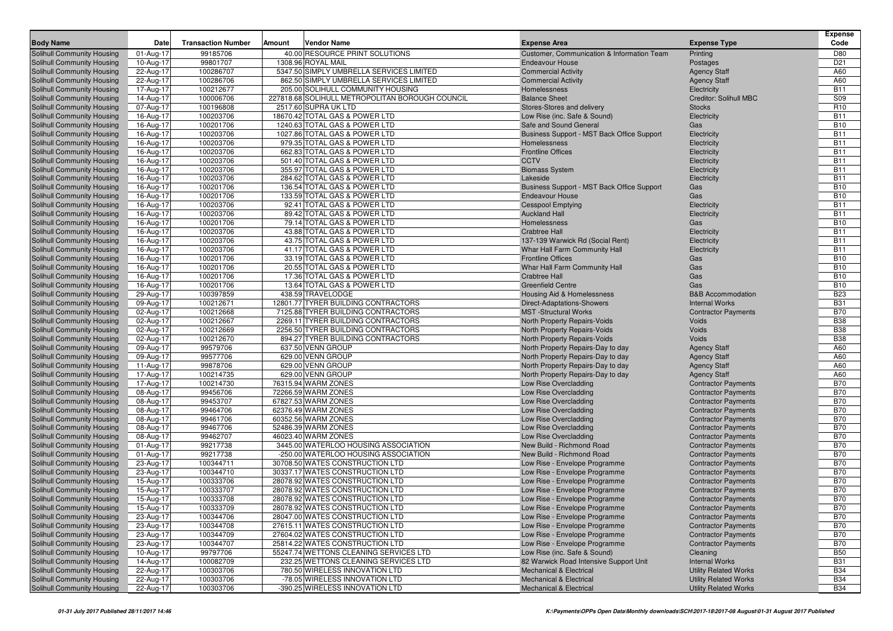| Body Name | Date | Transaction Number | Amount | Vendor Name | Expense Area | Expense Type | Expense Code |
|---|---|---|---|---|---|---|---|
| Solihull Community Housing | 01-Aug-17 | 99185706 | 40.00 | RESOURCE PRINT SOLUTIONS | Customer, Communication & Information Team | Printing | D80 |
| Solihull Community Housing | 10-Aug-17 | 99801707 | 1308.96 | ROYAL MAIL | Endeavour House | Postages | D21 |
| Solihull Community Housing | 22-Aug-17 | 100286707 | 5347.50 | SIMPLY UMBRELLA SERVICES LIMITED | Commercial Activity | Agency Staff | A60 |
| Solihull Community Housing | 22-Aug-17 | 100286706 | 862.50 | SIMPLY UMBRELLA SERVICES LIMITED | Commercial Activity | Agency Staff | A60 |
| Solihull Community Housing | 17-Aug-17 | 100212677 | 205.00 | SOLIHULL COMMUNITY HOUSING | Homelessness | Electricity | B11 |
| Solihull Community Housing | 14-Aug-17 | 100006706 | 227818.68 | SOLIHULL METROPOLITAN BOROUGH COUNCIL | Balance Sheet | Creditor: Solihull MBC | S09 |
| Solihull Community Housing | 07-Aug-17 | 100196808 | 2517.60 | SUPRA UK LTD | Stores-Stores and delivery | Stocks | R10 |
| Solihull Community Housing | 16-Aug-17 | 100203706 | 18670.42 | TOTAL GAS & POWER LTD | Low Rise (inc. Safe & Sound) | Electricity | B11 |
| Solihull Community Housing | 16-Aug-17 | 100201706 | 1240.63 | TOTAL GAS & POWER LTD | Safe and Sound General | Gas | B10 |
| Solihull Community Housing | 16-Aug-17 | 100203706 | 1027.86 | TOTAL GAS & POWER LTD | Business Support - MST Back Office Support | Electricity | B11 |
| Solihull Community Housing | 16-Aug-17 | 100203706 | 979.35 | TOTAL GAS & POWER LTD | Homelessness | Electricity | B11 |
| Solihull Community Housing | 16-Aug-17 | 100203706 | 662.83 | TOTAL GAS & POWER LTD | Frontline Offices | Electricity | B11 |
| Solihull Community Housing | 16-Aug-17 | 100203706 | 501.40 | TOTAL GAS & POWER LTD | CCTV | Electricity | B11 |
| Solihull Community Housing | 16-Aug-17 | 100203706 | 355.97 | TOTAL GAS & POWER LTD | Biomass System | Electricity | B11 |
| Solihull Community Housing | 16-Aug-17 | 100203706 | 284.62 | TOTAL GAS & POWER LTD | Lakeside | Electricity | B11 |
| Solihull Community Housing | 16-Aug-17 | 100201706 | 136.54 | TOTAL GAS & POWER LTD | Business Support - MST Back Office Support | Gas | B10 |
| Solihull Community Housing | 16-Aug-17 | 100201706 | 133.59 | TOTAL GAS & POWER LTD | Endeavour House | Gas | B10 |
| Solihull Community Housing | 16-Aug-17 | 100203706 | 92.41 | TOTAL GAS & POWER LTD | Cesspool Emptying | Electricity | B11 |
| Solihull Community Housing | 16-Aug-17 | 100203706 | 89.42 | TOTAL GAS & POWER LTD | Auckland Hall | Electricity | B11 |
| Solihull Community Housing | 16-Aug-17 | 100201706 | 79.14 | TOTAL GAS & POWER LTD | Homelessness | Gas | B10 |
| Solihull Community Housing | 16-Aug-17 | 100203706 | 43.88 | TOTAL GAS & POWER LTD | Crabtree Hall | Electricity | B11 |
| Solihull Community Housing | 16-Aug-17 | 100203706 | 43.75 | TOTAL GAS & POWER LTD | 137-139 Warwick Rd (Social Rent) | Electricity | B11 |
| Solihull Community Housing | 16-Aug-17 | 100203706 | 41.17 | TOTAL GAS & POWER LTD | Whar Hall Farm Community Hall | Electricity | B11 |
| Solihull Community Housing | 16-Aug-17 | 100201706 | 33.19 | TOTAL GAS & POWER LTD | Frontline Offices | Gas | B10 |
| Solihull Community Housing | 16-Aug-17 | 100201706 | 20.55 | TOTAL GAS & POWER LTD | Whar Hall Farm Community Hall | Gas | B10 |
| Solihull Community Housing | 16-Aug-17 | 100201706 | 17.36 | TOTAL GAS & POWER LTD | Crabtree Hall | Gas | B10 |
| Solihull Community Housing | 16-Aug-17 | 100201706 | 13.64 | TOTAL GAS & POWER LTD | Greenfield Centre | Gas | B10 |
| Solihull Community Housing | 29-Aug-17 | 100397859 | 438.59 | TRAVELODGE | Housing Aid & Homelessness | B&B Accommodation | B23 |
| Solihull Community Housing | 09-Aug-17 | 100212671 | 12801.77 | TYRER BUILDING CONTRACTORS | Direct-Adaptations-Showers | Internal Works | B31 |
| Solihull Community Housing | 02-Aug-17 | 100212668 | 7125.88 | TYRER BUILDING CONTRACTORS | MST -Structural Works | Contractor Payments | B70 |
| Solihull Community Housing | 02-Aug-17 | 100212667 | 2269.11 | TYRER BUILDING CONTRACTORS | North Property Repairs-Voids | Voids | B38 |
| Solihull Community Housing | 02-Aug-17 | 100212669 | 2256.50 | TYRER BUILDING CONTRACTORS | North Property Repairs-Voids | Voids | B38 |
| Solihull Community Housing | 02-Aug-17 | 100212670 | 894.27 | TYRER BUILDING CONTRACTORS | North Property Repairs-Voids | Voids | B38 |
| Solihull Community Housing | 09-Aug-17 | 99579706 | 637.50 | VENN GROUP | North Property Repairs-Day to day | Agency Staff | A60 |
| Solihull Community Housing | 09-Aug-17 | 99577706 | 629.00 | VENN GROUP | North Property Repairs-Day to day | Agency Staff | A60 |
| Solihull Community Housing | 11-Aug-17 | 99878706 | 629.00 | VENN GROUP | North Property Repairs-Day to day | Agency Staff | A60 |
| Solihull Community Housing | 17-Aug-17 | 100214735 | 629.00 | VENN GROUP | North Property Repairs-Day to day | Agency Staff | A60 |
| Solihull Community Housing | 17-Aug-17 | 100214730 | 76315.94 | WARM ZONES | Low Rise Overcladding | Contractor Payments | B70 |
| Solihull Community Housing | 08-Aug-17 | 99456706 | 72266.59 | WARM ZONES | Low Rise Overcladding | Contractor Payments | B70 |
| Solihull Community Housing | 08-Aug-17 | 99453707 | 67827.53 | WARM ZONES | Low Rise Overcladding | Contractor Payments | B70 |
| Solihull Community Housing | 08-Aug-17 | 99464706 | 62376.49 | WARM ZONES | Low Rise Overcladding | Contractor Payments | B70 |
| Solihull Community Housing | 08-Aug-17 | 99461706 | 60352.56 | WARM ZONES | Low Rise Overcladding | Contractor Payments | B70 |
| Solihull Community Housing | 08-Aug-17 | 99467706 | 52486.39 | WARM ZONES | Low Rise Overcladding | Contractor Payments | B70 |
| Solihull Community Housing | 08-Aug-17 | 99462707 | 46023.40 | WARM ZONES | Low Rise Overcladding | Contractor Payments | B70 |
| Solihull Community Housing | 01-Aug-17 | 99217738 | 3445.00 | WATERLOO HOUSING ASSOCIATION | New Build - Richmond Road | Contractor Payments | B70 |
| Solihull Community Housing | 01-Aug-17 | 99217738 | -250.00 | WATERLOO HOUSING ASSOCIATION | New Build - Richmond Road | Contractor Payments | B70 |
| Solihull Community Housing | 23-Aug-17 | 100344711 | 30708.50 | WATES CONSTRUCTION LTD | Low Rise - Envelope Programme | Contractor Payments | B70 |
| Solihull Community Housing | 23-Aug-17 | 100344710 | 30337.17 | WATES CONSTRUCTION LTD | Low Rise - Envelope Programme | Contractor Payments | B70 |
| Solihull Community Housing | 15-Aug-17 | 100333706 | 28078.92 | WATES CONSTRUCTION LTD | Low Rise - Envelope Programme | Contractor Payments | B70 |
| Solihull Community Housing | 15-Aug-17 | 100333707 | 28078.92 | WATES CONSTRUCTION LTD | Low Rise - Envelope Programme | Contractor Payments | B70 |
| Solihull Community Housing | 15-Aug-17 | 100333708 | 28078.92 | WATES CONSTRUCTION LTD | Low Rise - Envelope Programme | Contractor Payments | B70 |
| Solihull Community Housing | 15-Aug-17 | 100333709 | 28078.92 | WATES CONSTRUCTION LTD | Low Rise - Envelope Programme | Contractor Payments | B70 |
| Solihull Community Housing | 23-Aug-17 | 100344706 | 28047.00 | WATES CONSTRUCTION LTD | Low Rise - Envelope Programme | Contractor Payments | B70 |
| Solihull Community Housing | 23-Aug-17 | 100344708 | 27615.11 | WATES CONSTRUCTION LTD | Low Rise - Envelope Programme | Contractor Payments | B70 |
| Solihull Community Housing | 23-Aug-17 | 100344709 | 27604.02 | WATES CONSTRUCTION LTD | Low Rise - Envelope Programme | Contractor Payments | B70 |
| Solihull Community Housing | 23-Aug-17 | 100344707 | 25814.22 | WATES CONSTRUCTION LTD | Low Rise - Envelope Programme | Contractor Payments | B70 |
| Solihull Community Housing | 10-Aug-17 | 99797706 | 55247.74 | WETTONS CLEANING SERVICES LTD | Low Rise (inc. Safe & Sound) | Cleaning | B50 |
| Solihull Community Housing | 14-Aug-17 | 100082709 | 232.25 | WETTONS CLEANING SERVICES LTD | 82 Warwick Road Intensive Support Unit | Internal Works | B31 |
| Solihull Community Housing | 22-Aug-17 | 100303706 | 780.50 | WIRELESS INNOVATION LTD | Mechanical & Electrical | Utility Related Works | B34 |
| Solihull Community Housing | 22-Aug-17 | 100303706 | -78.05 | WIRELESS INNOVATION LTD | Mechanical & Electrical | Utility Related Works | B34 |
| Solihull Community Housing | 22-Aug-17 | 100303706 | -390.25 | WIRELESS INNOVATION LTD | Mechanical & Electrical | Utility Related Works | B34 |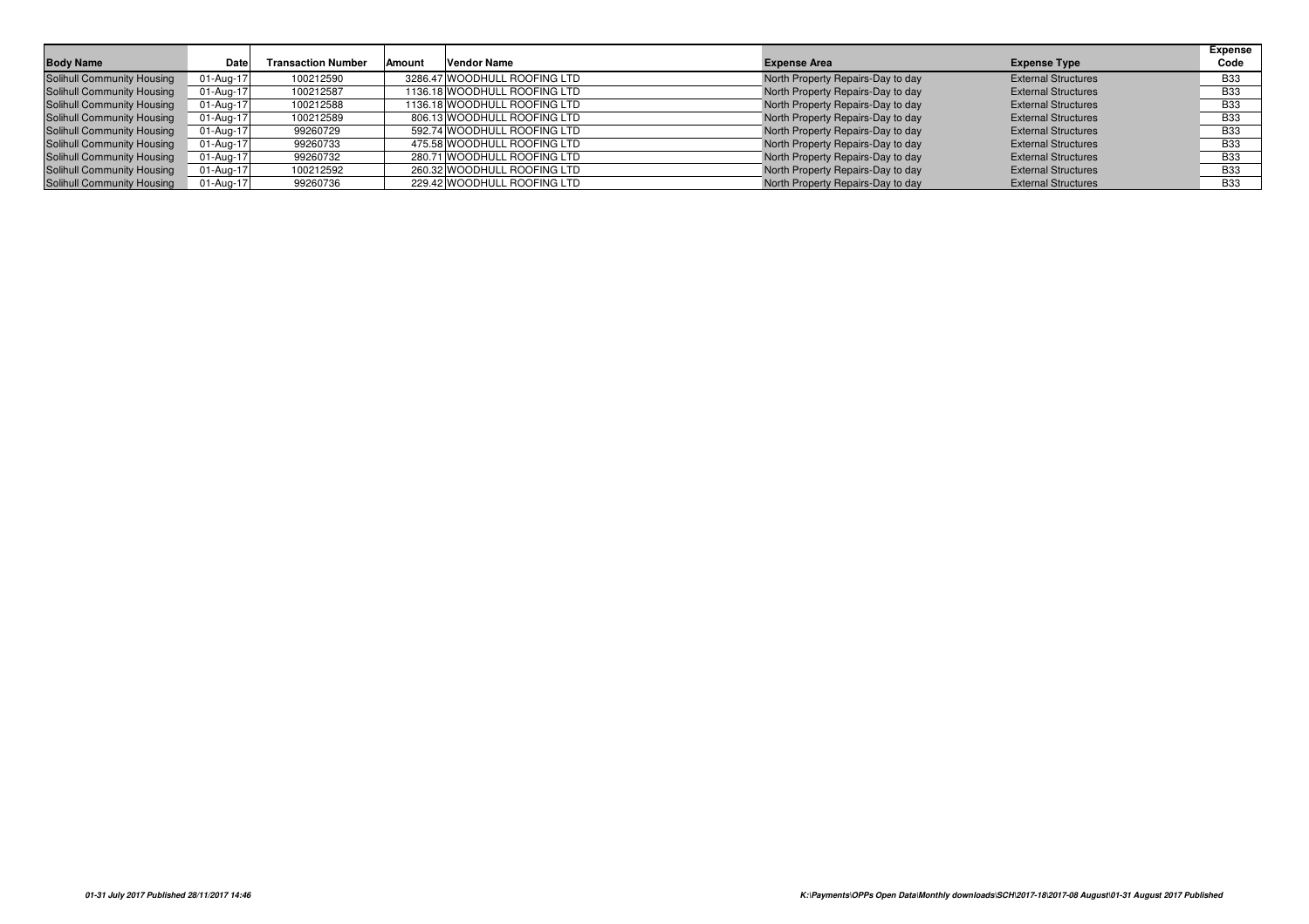| Body Name | Date | Transaction Number | Amount | Vendor Name | Expense Area | Expense Type | Expense Code |
|---|---|---|---|---|---|---|---|
| Solihull Community Housing | 01-Aug-17 | 100212590 | 3286.47 | WOODHULL ROOFING LTD | North Property Repairs-Day to day | External Structures | B33 |
| Solihull Community Housing | 01-Aug-17 | 100212587 | 1136.18 | WOODHULL ROOFING LTD | North Property Repairs-Day to day | External Structures | B33 |
| Solihull Community Housing | 01-Aug-17 | 100212588 | 1136.18 | WOODHULL ROOFING LTD | North Property Repairs-Day to day | External Structures | B33 |
| Solihull Community Housing | 01-Aug-17 | 100212589 | 806.13 | WOODHULL ROOFING LTD | North Property Repairs-Day to day | External Structures | B33 |
| Solihull Community Housing | 01-Aug-17 | 99260729 | 592.74 | WOODHULL ROOFING LTD | North Property Repairs-Day to day | External Structures | B33 |
| Solihull Community Housing | 01-Aug-17 | 99260733 | 475.58 | WOODHULL ROOFING LTD | North Property Repairs-Day to day | External Structures | B33 |
| Solihull Community Housing | 01-Aug-17 | 99260732 | 280.71 | WOODHULL ROOFING LTD | North Property Repairs-Day to day | External Structures | B33 |
| Solihull Community Housing | 01-Aug-17 | 100212592 | 260.32 | WOODHULL ROOFING LTD | North Property Repairs-Day to day | External Structures | B33 |
| Solihull Community Housing | 01-Aug-17 | 99260736 | 229.42 | WOODHULL ROOFING LTD | North Property Repairs-Day to day | External Structures | B33 |